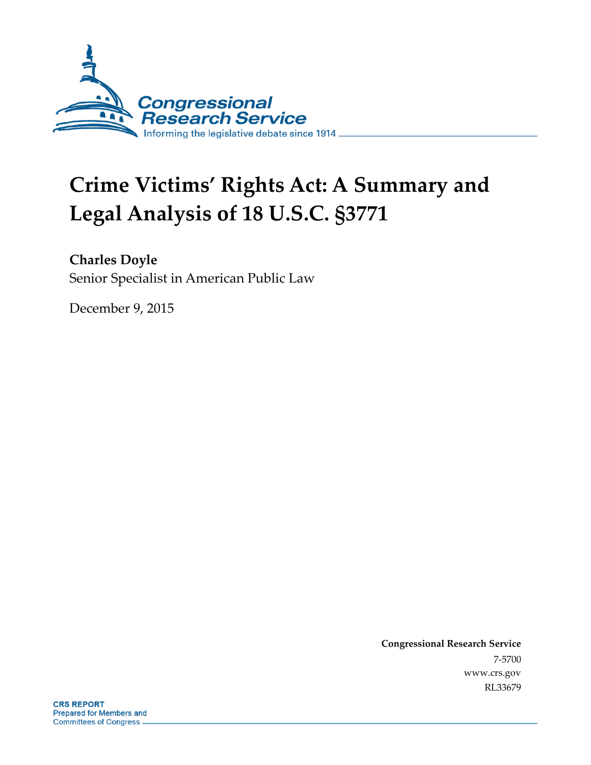Congressional Research Service

Informing the legislative debate since 1914

# Crime Victims' Rights Act: A Summary and Legal Analysis of 18 U.S.C. §3771

**Charles Doyle**

Senior Specialist in American Public Law

December 9, 2015

**Congressional Research Service**

7-5700

www.crs.gov

RL33679

**CRS REPORT**

Prepared for Members and Committees of Congress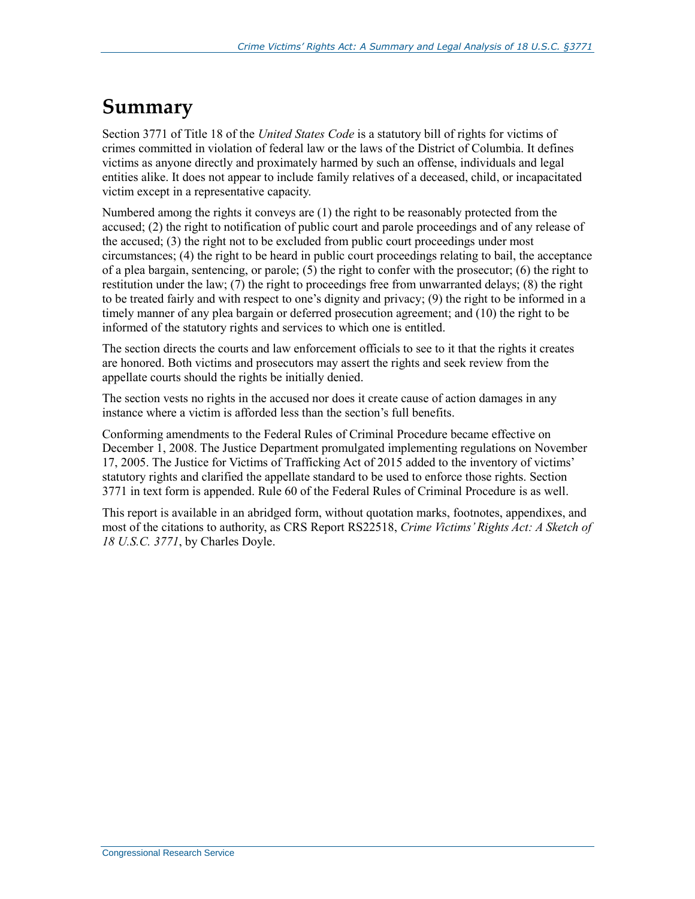# Summary

Section 3771 of Title 18 of the *United States Code* is a statutory bill of rights for victims of crimes committed in violation of federal law or the laws of the District of Columbia. It defines victims as anyone directly and proximately harmed by such an offense, individuals and legal entities alike. It does not appear to include family relatives of a deceased, child, or incapacitated victim except in a representative capacity.

Numbered among the rights it conveys are (1) the right to be reasonably protected from the accused; (2) the right to notification of public court and parole proceedings and of any release of the accused; (3) the right not to be excluded from public court proceedings under most circumstances; (4) the right to be heard in public court proceedings relating to bail, the acceptance of a plea bargain, sentencing, or parole; (5) the right to confer with the prosecutor; (6) the right to restitution under the law; (7) the right to proceedings free from unwarranted delays; (8) the right to be treated fairly and with respect to one's dignity and privacy; (9) the right to be informed in a timely manner of any plea bargain or deferred prosecution agreement; and (10) the right to be informed of the statutory rights and services to which one is entitled.

The section directs the courts and law enforcement officials to see to it that the rights it creates are honored. Both victims and prosecutors may assert the rights and seek review from the appellate courts should the rights be initially denied.

The section vests no rights in the accused nor does it create cause of action damages in any instance where a victim is afforded less than the section's full benefits.

Conforming amendments to the Federal Rules of Criminal Procedure became effective on December 1, 2008. The Justice Department promulgated implementing regulations on November 17, 2005. The Justice for Victims of Trafficking Act of 2015 added to the inventory of victims' statutory rights and clarified the appellate standard to be used to enforce those rights. Section 3771 in text form is appended. Rule 60 of the Federal Rules of Criminal Procedure is as well.

This report is available in an abridged form, without quotation marks, footnotes, appendixes, and most of the citations to authority, as CRS Report RS22518, *Crime Victims' Rights Act: A Sketch of 18 U.S.C. 3771*, by Charles Doyle.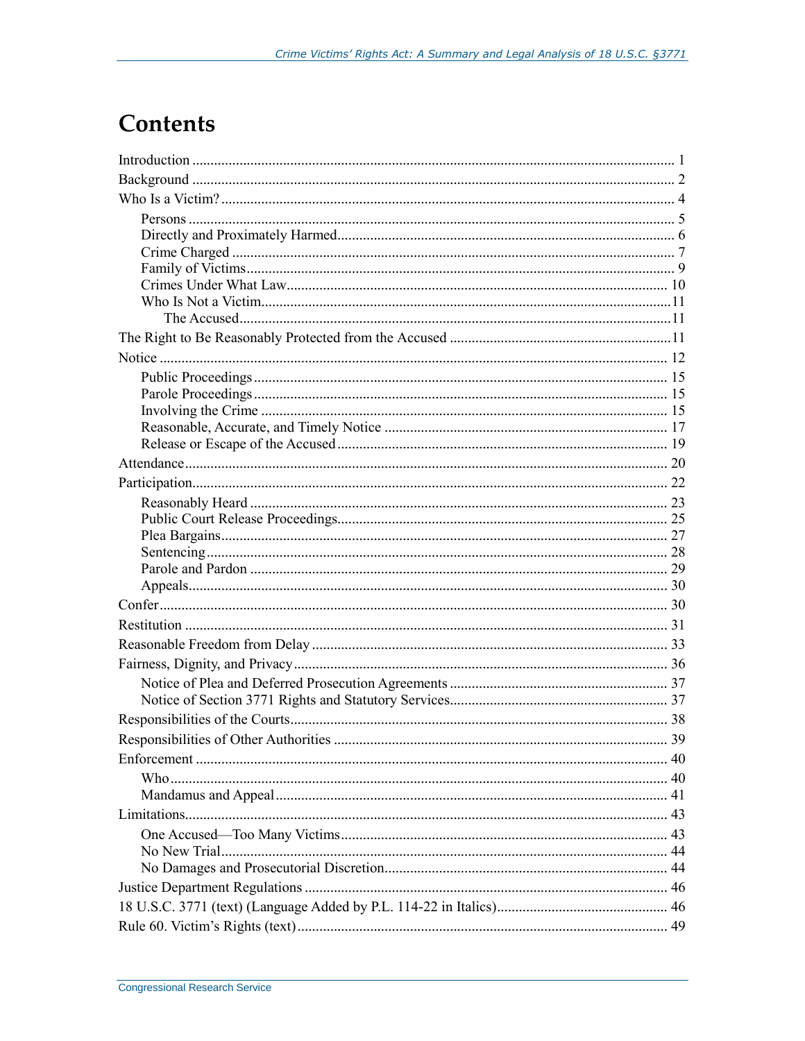# Contents

Introduction ..... 1
Background ..... 2
Who Is a Victim? ..... 4
- Persons ..... 5
- Directly and Proximately Harmed ..... 6
- Crime Charged ..... 7
- Family of Victims ..... 9
- Crimes Under What Law ..... 10
- Who Is Not a Victim ..... 11
  - The Accused ..... 11

The Right to Be Reasonably Protected from the Accused ..... 11
Notice ..... 12
- Public Proceedings ..... 15
- Parole Proceedings ..... 15
- Involving the Crime ..... 15
- Reasonable, Accurate, and Timely Notice ..... 17
- Release or Escape of the Accused ..... 19

Attendance ..... 20
Participation ..... 22
- Reasonably Heard ..... 23
- Public Court Release Proceedings ..... 25
- Plea Bargains ..... 27
- Sentencing ..... 28
- Parole and Pardon ..... 29
- Appeals ..... 30

Confer ..... 30
Restitution ..... 31
Reasonable Freedom from Delay ..... 33
Fairness, Dignity, and Privacy ..... 36
- Notice of Plea and Deferred Prosecution Agreements ..... 37
- Notice of Section 3771 Rights and Statutory Services ..... 37

Responsibilities of the Courts ..... 38
Responsibilities of Other Authorities ..... 39
Enforcement ..... 40
- Who ..... 40
- Mandamus and Appeal ..... 41

Limitations ..... 43
- One Accused—Too Many Victims ..... 43
- No New Trial ..... 44
- No Damages and Prosecutorial Discretion ..... 44

Justice Department Regulations ..... 46
18 U.S.C. 3771 (text) (Language Added by P.L. 114-22 in Italics) ..... 46
Rule 60. Victim's Rights (text) ..... 49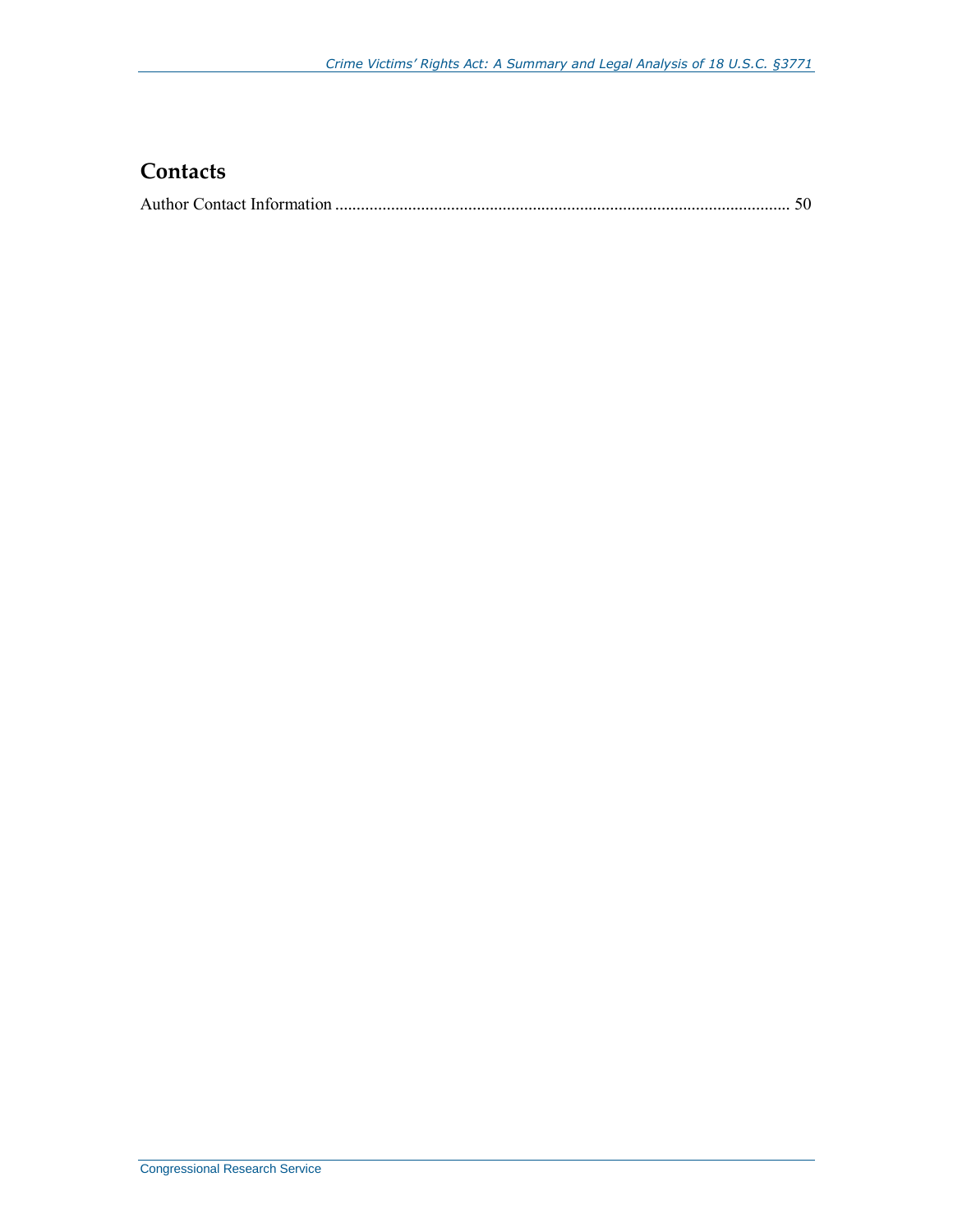## Contacts

Author Contact Information .......................................................................................................... 50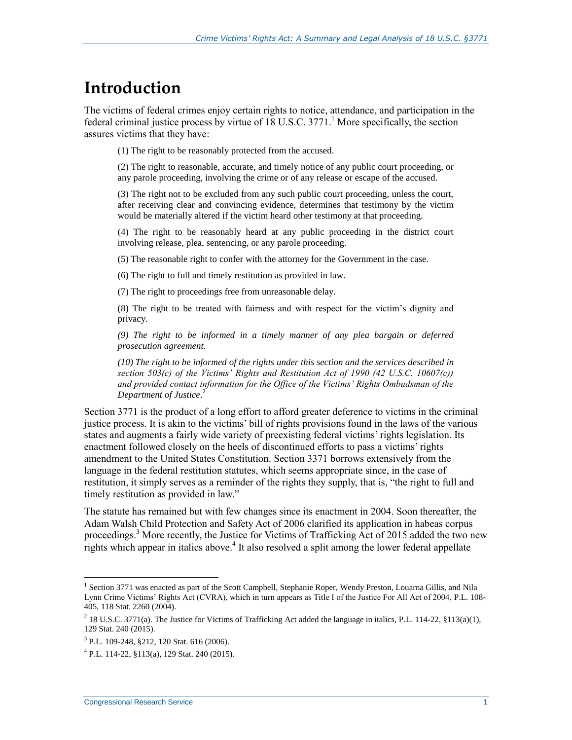# Introduction

The victims of federal crimes enjoy certain rights to notice, attendance, and participation in the federal criminal justice process by virtue of 18 U.S.C. 3771.[1] More specifically, the section assures victims that they have:

> (1) The right to be reasonably protected from the accused.
>
> (2) The right to reasonable, accurate, and timely notice of any public court proceeding, or any parole proceeding, involving the crime or of any release or escape of the accused.
>
> (3) The right not to be excluded from any such public court proceeding, unless the court, after receiving clear and convincing evidence, determines that testimony by the victim would be materially altered if the victim heard other testimony at that proceeding.
>
> (4) The right to be reasonably heard at any public proceeding in the district court involving release, plea, sentencing, or any parole proceeding.
>
> (5) The reasonable right to confer with the attorney for the Government in the case.
>
> (6) The right to full and timely restitution as provided in law.
>
> (7) The right to proceedings free from unreasonable delay.
>
> (8) The right to be treated with fairness and with respect for the victim's dignity and privacy.
>
> *(9) The right to be informed in a timely manner of any plea bargain or deferred prosecution agreement.*
>
> *(10) The right to be informed of the rights under this section and the services described in section 503(c) of the Victims' Rights and Restitution Act of 1990 (42 U.S.C. 10607(c)) and provided contact information for the Office of the Victims' Rights Ombudsman of the Department of Justice*.[2]

Section 3771 is the product of a long effort to afford greater deference to victims in the criminal justice process. It is akin to the victims' bill of rights provisions found in the laws of the various states and augments a fairly wide variety of preexisting federal victims' rights legislation. Its enactment followed closely on the heels of discontinued efforts to pass a victims' rights amendment to the United States Constitution. Section 3371 borrows extensively from the language in the federal restitution statutes, which seems appropriate since, in the case of restitution, it simply serves as a reminder of the rights they supply, that is, "the right to full and timely restitution as provided in law."

The statute has remained but with few changes since its enactment in 2004. Soon thereafter, the Adam Walsh Child Protection and Safety Act of 2006 clarified its application in habeas corpus proceedings.[3] More recently, the Justice for Victims of Trafficking Act of 2015 added the two new rights which appear in italics above.[4] It also resolved a split among the lower federal appellate

---

[1] Section 3771 was enacted as part of the Scott Campbell, Stephanie Roper, Wendy Preston, Louarna Gillis, and Nila Lynn Crime Victims' Rights Act (CVRA), which in turn appears as Title I of the Justice For All Act of 2004, P.L. 108-405, 118 Stat. 2260 (2004).

[2] 18 U.S.C. 3771(a). The Justice for Victims of Trafficking Act added the language in italics, P.L. 114-22, §113(a)(1), 129 Stat. 240 (2015).

[3] P.L. 109-248, §212, 120 Stat. 616 (2006).

[4] P.L. 114-22, §113(a), 129 Stat. 240 (2015).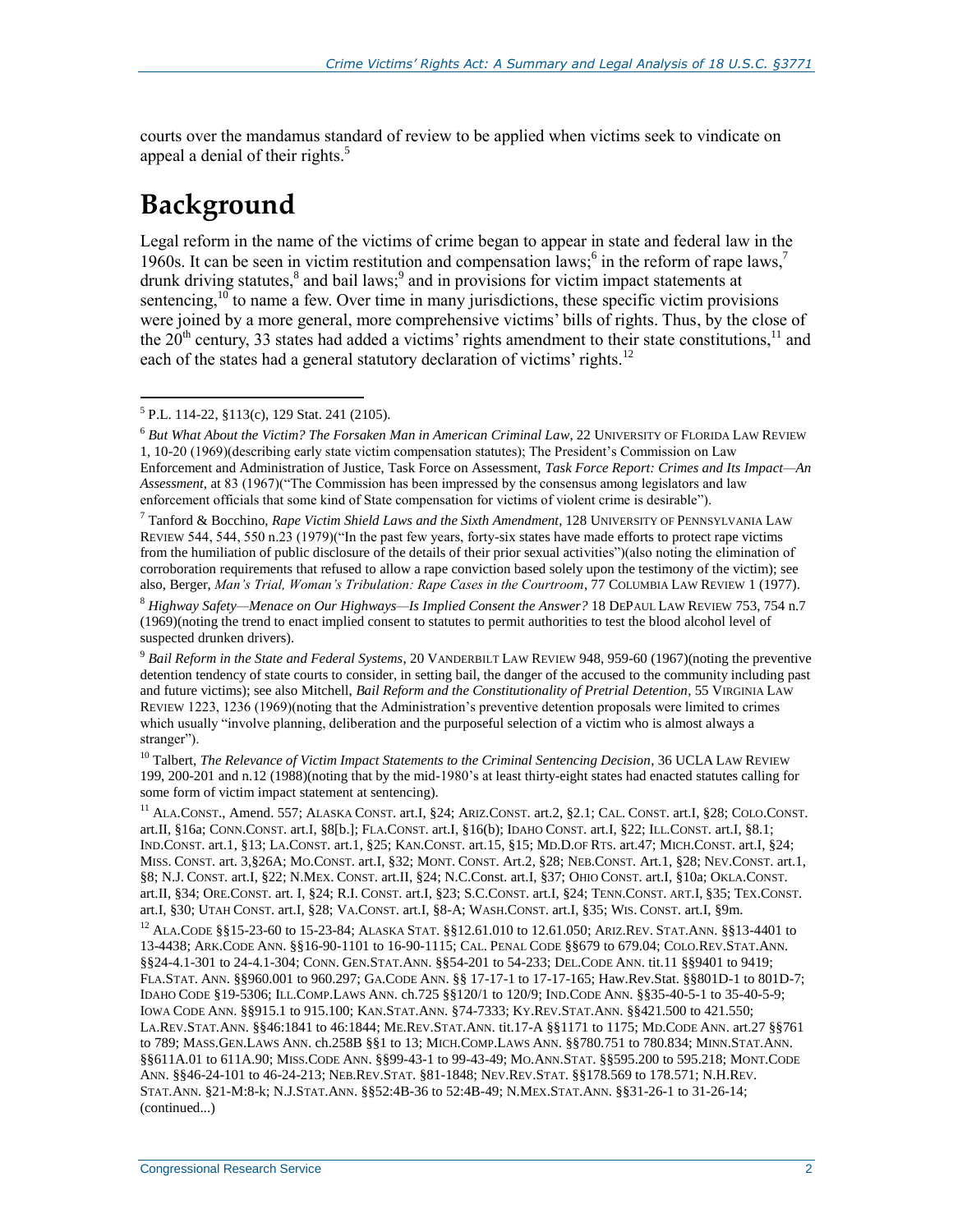courts over the mandamus standard of review to be applied when victims seek to vindicate on appeal a denial of their rights.[5]

# Background

Legal reform in the name of the victims of crime began to appear in state and federal law in the 1960s. It can be seen in victim restitution and compensation laws;[6] in the reform of rape laws,[7] drunk driving statutes,[8] and bail laws;[9] and in provisions for victim impact statements at sentencing,[10] to name a few. Over time in many jurisdictions, these specific victim provisions were joined by a more general, more comprehensive victims' bills of rights. Thus, by the close of the 20th century, 33 states had added a victims' rights amendment to their state constitutions,[11] and each of the states had a general statutory declaration of victims' rights.[12]

---

[5] P.L. 114-22, §113(c), 129 Stat. 241 (2105).

[6] *But What About the Victim? The Forsaken Man in American Criminal Law*, 22 UNIVERSITY OF FLORIDA LAW REVIEW 1, 10-20 (1969)(describing early state victim compensation statutes); The President's Commission on Law Enforcement and Administration of Justice, Task Force on Assessment, *Task Force Report: Crimes and Its Impact—An Assessment*, at 83 (1967)("The Commission has been impressed by the consensus among legislators and law enforcement officials that some kind of State compensation for victims of violent crime is desirable").

[7] Tanford & Bocchino, *Rape Victim Shield Laws and the Sixth Amendment*, 128 UNIVERSITY OF PENNSYLVANIA LAW REVIEW 544, 544, 550 n.23 (1979)("In the past few years, forty-six states have made efforts to protect rape victims from the humiliation of public disclosure of the details of their prior sexual activities")(also noting the elimination of corroboration requirements that refused to allow a rape conviction based solely upon the testimony of the victim); see also, Berger, *Man's Trial, Woman's Tribulation: Rape Cases in the Courtroom*, 77 COLUMBIA LAW REVIEW 1 (1977).

[8] *Highway Safety—Menace on Our Highways—Is Implied Consent the Answer?* 18 DEPAUL LAW REVIEW 753, 754 n.7 (1969)(noting the trend to enact implied consent to statutes to permit authorities to test the blood alcohol level of suspected drunken drivers).

[9] *Bail Reform in the State and Federal Systems*, 20 VANDERBILT LAW REVIEW 948, 959-60 (1967)(noting the preventive detention tendency of state courts to consider, in setting bail, the danger of the accused to the community including past and future victims); see also Mitchell, *Bail Reform and the Constitutionality of Pretrial Detention*, 55 VIRGINIA LAW REVIEW 1223, 1236 (1969)(noting that the Administration's preventive detention proposals were limited to crimes which usually "involve planning, deliberation and the purposeful selection of a victim who is almost always a stranger").

[10] Talbert, *The Relevance of Victim Impact Statements to the Criminal Sentencing Decision*, 36 UCLA LAW REVIEW 199, 200-201 and n.12 (1988)(noting that by the mid-1980's at least thirty-eight states had enacted statutes calling for some form of victim impact statement at sentencing).

[11] ALA.CONST., Amend. 557; ALASKA CONST. art.I, §24; ARIZ.CONST. art.2, §2.1; CAL. CONST. art.I, §28; COLO.CONST. art.II, §16a; CONN.CONST. art.I, §8[b.]; FLA.CONST. art.I, §16(b); IDAHO CONST. art.I, §22; ILL.CONST. art.I, §8.1; IND.CONST. art.1, §13; LA.CONST. art.1, §25; KAN.CONST. art.15, §15; MD.D.OF RTS. art.47; MICH.CONST. art.I, §24; MISS. CONST. art. 3,§26A; MO.CONST. art.I, §32; MONT. CONST. Art.2, §28; NEB.CONST. Art.1, §28; NEV.CONST. art.1, §8; N.J. CONST. art.I, §22; N.MEX. CONST. art.II, §24; N.C.Const. art.I, §37; OHIO CONST. art.I, §10a; OKLA.CONST. art.II, §34; ORE.CONST. art. I, §24; R.I. CONST. art.I, §23; S.C.CONST. art.I, §24; TENN.CONST. ART.I, §35; TEX.CONST. art.I, §30; UTAH CONST. art.I, §28; VA.CONST. art.I, §8-A; WASH.CONST. art.I, §35; WIS. CONST. art.I, §9m.

[12] ALA.CODE §§15-23-60 to 15-23-84; ALASKA STAT. §§12.61.010 to 12.61.050; ARIZ.REV. STAT.ANN. §§13-4401 to 13-4438; ARK.CODE ANN. §§16-90-1101 to 16-90-1115; CAL. PENAL CODE §§679 to 679.04; COLO.REV.STAT.ANN. §§24-4.1-301 to 24-4.1-304; CONN. GEN.STAT.ANN. §§54-201 to 54-233; DEL.CODE ANN. tit.11 §§9401 to 9419; FLA.STAT. ANN. §§960.001 to 960.297; GA.CODE ANN. §§ 17-17-1 to 17-17-165; Haw.Rev.Stat. §§801D-1 to 801D-7; IDAHO CODE §19-5306; ILL.COMP.LAWS ANN. ch.725 §§120/1 to 120/9; IND.CODE ANN. §§35-40-5-1 to 35-40-5-9; IOWA CODE ANN. §§915.1 to 915.100; KAN.STAT.ANN. §74-7333; KY.REV.STAT.ANN. §§421.500 to 421.550; LA.REV.STAT.ANN. §§46:1841 to 46:1844; ME.REV.STAT.ANN. tit.17-A §§1171 to 1175; MD.CODE ANN. art.27 §§761 to 789; MASS.GEN.LAWS ANN. ch.258B §§1 to 13; MICH.COMP.LAWS ANN. §§780.751 to 780.834; MINN.STAT.ANN. §§611A.01 to 611A.90; MISS.CODE ANN. §§99-43-1 to 99-43-49; MO.ANN.STAT. §§595.200 to 595.218; MONT.CODE ANN. §§46-24-101 to 46-24-213; NEB.REV.STAT. §81-1848; NEV.REV.STAT. §§178.569 to 178.571; N.H.REV. STAT.ANN. §21-M:8-k; N.J.STAT.ANN. §§52:4B-36 to 52:4B-49; N.MEX.STAT.ANN. §§31-26-1 to 31-26-14; (continued...)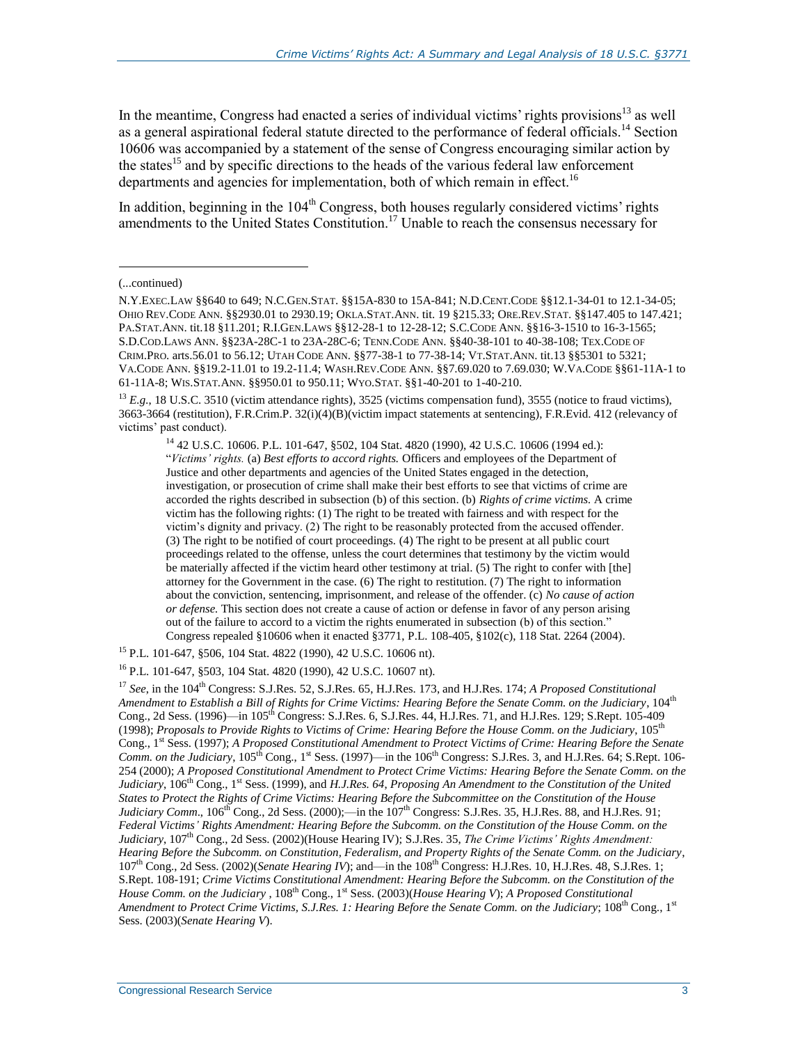In the meantime, Congress had enacted a series of individual victims' rights provisions[13] as well as a general aspirational federal statute directed to the performance of federal officials.[14] Section 10606 was accompanied by a statement of the sense of Congress encouraging similar action by the states[15] and by specific directions to the heads of the various federal law enforcement departments and agencies for implementation, both of which remain in effect.[16]

In addition, beginning in the 104[th] Congress, both houses regularly considered victims' rights amendments to the United States Constitution.[17] Unable to reach the consensus necessary for

---

(...continued)

N.Y.EXEC.LAW §§640 to 649; N.C.GEN.STAT. §§15A-830 to 15A-841; N.D.CENT.CODE §§12.1-34-01 to 12.1-34-05; OHIO REV.CODE ANN. §§2930.01 to 2930.19; OKLA.STAT.ANN. tit. 19 §215.33; ORE.REV.STAT. §§147.405 to 147.421; PA.STAT.ANN. tit.18 §11.201; R.I.GEN.LAWS §§12-28-1 to 12-28-12; S.C.CODE ANN. §§16-3-1510 to 16-3-1565; S.D.COD.LAWS ANN. §§23A-28C-1 to 23A-28C-6; TENN.CODE ANN. §§40-38-101 to 40-38-108; TEX.CODE OF CRIM.PRO. arts.56.01 to 56.12; UTAH CODE ANN. §§77-38-1 to 77-38-14; VT.STAT.ANN. tit.13 §§5301 to 5321; VA.CODE ANN. §§19.2-11.01 to 19.2-11.4; WASH.REV.CODE ANN. §§7.69.020 to 7.69.030; W.VA.CODE §§61-11A-1 to 61-11A-8; WIS.STAT.ANN. §§950.01 to 950.11; WYO.STAT. §§1-40-201 to 1-40-210.

[13] *E.g.*, 18 U.S.C. 3510 (victim attendance rights), 3525 (victims compensation fund), 3555 (notice to fraud victims), 3663-3664 (restitution), F.R.Crim.P. 32(i)(4)(B)(victim impact statements at sentencing), F.R.Evid. 412 (relevancy of victims' past conduct).

> [14] 42 U.S.C. 10606. P.L. 101-647, §502, 104 Stat. 4820 (1990), 42 U.S.C. 10606 (1994 ed.): "*Victims' rights.* (a) *Best efforts to accord rights.* Officers and employees of the Department of Justice and other departments and agencies of the United States engaged in the detection, investigation, or prosecution of crime shall make their best efforts to see that victims of crime are accorded the rights described in subsection (b) of this section. (b) *Rights of crime victims.* A crime victim has the following rights: (1) The right to be treated with fairness and with respect for the victim's dignity and privacy. (2) The right to be reasonably protected from the accused offender. (3) The right to be notified of court proceedings. (4) The right to be present at all public court proceedings related to the offense, unless the court determines that testimony by the victim would be materially affected if the victim heard other testimony at trial. (5) The right to confer with [the] attorney for the Government in the case. (6) The right to restitution. (7) The right to information about the conviction, sentencing, imprisonment, and release of the offender. (c) *No cause of action or defense.* This section does not create a cause of action or defense in favor of any person arising out of the failure to accord to a victim the rights enumerated in subsection (b) of this section." Congress repealed §10606 when it enacted §3771, P.L. 108-405, §102(c), 118 Stat. 2264 (2004).

[15] P.L. 101-647, §506, 104 Stat. 4822 (1990), 42 U.S.C. 10606 nt).

[16] P.L. 101-647, §503, 104 Stat. 4820 (1990), 42 U.S.C. 10607 nt).

[17] *See*, in the 104[th] Congress: S.J.Res. 52, S.J.Res. 65, H.J.Res. 173, and H.J.Res. 174; *A Proposed Constitutional Amendment to Establish a Bill of Rights for Crime Victims: Hearing Before the Senate Comm. on the Judiciary*, 104[th] Cong., 2d Sess. (1996)—in 105[th] Congress: S.J.Res. 6, S.J.Res. 44, H.J.Res. 71, and H.J.Res. 129; S.Rept. 105-409 (1998); *Proposals to Provide Rights to Victims of Crime: Hearing Before the House Comm. on the Judiciary*, 105[th] Cong., 1[st] Sess. (1997); *A Proposed Constitutional Amendment to Protect Victims of Crime: Hearing Before the Senate Comm. on the Judiciary*, 105[th] Cong., 1[st] Sess. (1997)—in the 106[th] Congress: S.J.Res. 3, and H.J.Res. 64; S.Rept. 106-254 (2000); *A Proposed Constitutional Amendment to Protect Crime Victims: Hearing Before the Senate Comm. on the Judiciary*, 106[th] Cong., 1[st] Sess. (1999), and *H.J.Res. 64, Proposing An Amendment to the Constitution of the United States to Protect the Rights of Crime Victims: Hearing Before the Subcommittee on the Constitution of the House Judiciary Comm*., 106[th] Cong., 2d Sess. (2000);—in the 107[th] Congress: S.J.Res. 35, H.J.Res. 88, and H.J.Res. 91; *Federal Victims' Rights Amendment: Hearing Before the Subcomm. on the Constitution of the House Comm. on the Judiciary*, 107[th] Cong., 2d Sess. (2002)(House Hearing IV); S.J.Res. 35, *The Crime Victims' Rights Amendment: Hearing Before the Subcomm. on Constitution, Federalism, and Property Rights of the Senate Comm. on the Judiciary*, 107[th] Cong., 2d Sess. (2002)(*Senate Hearing IV*); and—in the 108[th] Congress: H.J.Res. 10, H.J.Res. 48, S.J.Res. 1; S.Rept. 108-191; *Crime Victims Constitutional Amendment: Hearing Before the Subcomm. on the Constitution of the House Comm. on the Judiciary* , 108[th] Cong., 1[st] Sess. (2003)(*House Hearing V*); *A Proposed Constitutional Amendment to Protect Crime Victims, S.J.Res. 1: Hearing Before the Senate Comm. on the Judiciary*; 108[th] Cong., 1[st] Sess. (2003)(*Senate Hearing V*).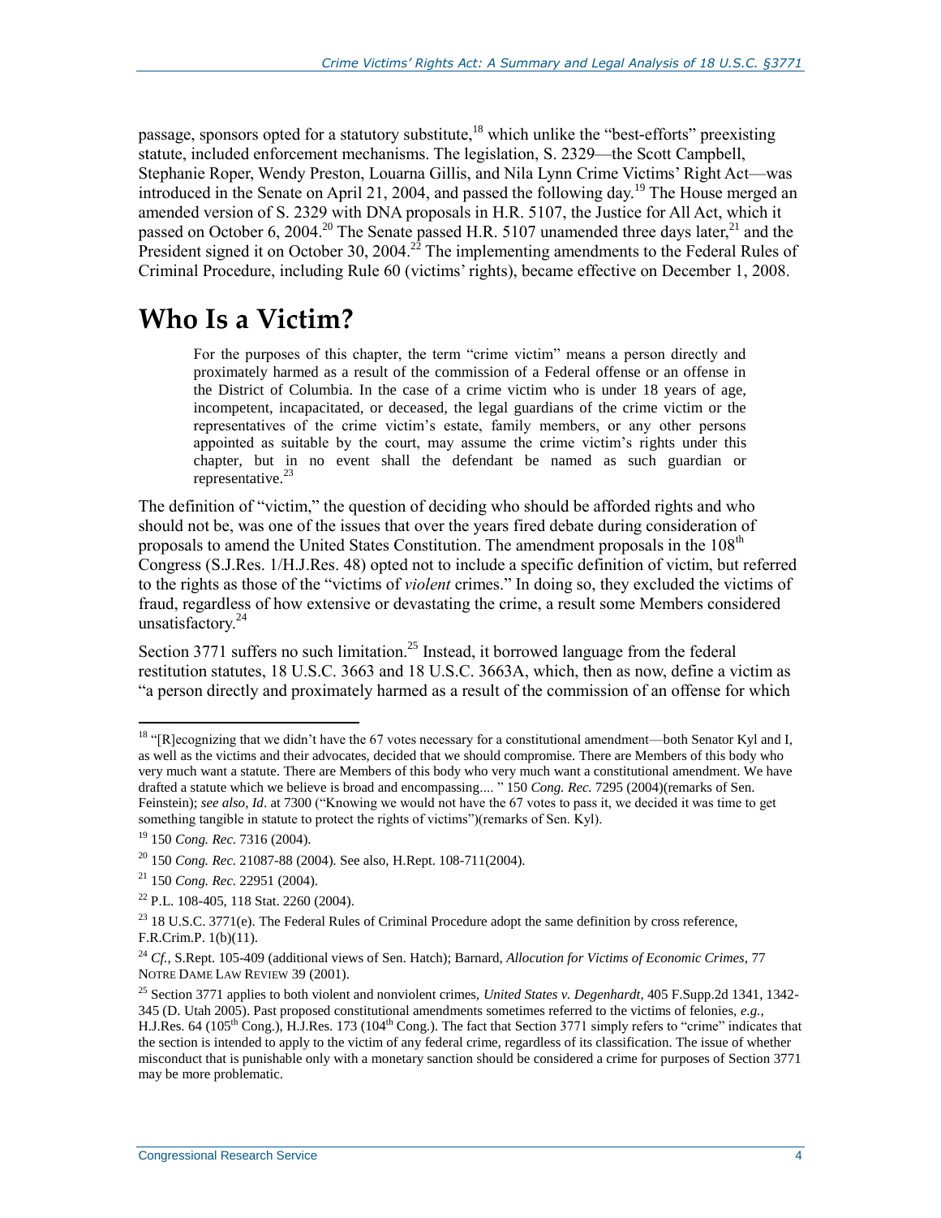passage, sponsors opted for a statutory substitute,[18] which unlike the "best-efforts" preexisting statute, included enforcement mechanisms. The legislation, S. 2329—the Scott Campbell, Stephanie Roper, Wendy Preston, Louarna Gillis, and Nila Lynn Crime Victims' Right Act—was introduced in the Senate on April 21, 2004, and passed the following day.[19] The House merged an amended version of S. 2329 with DNA proposals in H.R. 5107, the Justice for All Act, which it passed on October 6, 2004.[20] The Senate passed H.R. 5107 unamended three days later,[21] and the President signed it on October 30, 2004.[22] The implementing amendments to the Federal Rules of Criminal Procedure, including Rule 60 (victims' rights), became effective on December 1, 2008.

# Who Is a Victim?

> For the purposes of this chapter, the term "crime victim" means a person directly and proximately harmed as a result of the commission of a Federal offense or an offense in the District of Columbia. In the case of a crime victim who is under 18 years of age, incompetent, incapacitated, or deceased, the legal guardians of the crime victim or the representatives of the crime victim's estate, family members, or any other persons appointed as suitable by the court, may assume the crime victim's rights under this chapter, but in no event shall the defendant be named as such guardian or representative.[23]

The definition of "victim," the question of deciding who should be afforded rights and who should not be, was one of the issues that over the years fired debate during consideration of proposals to amend the United States Constitution. The amendment proposals in the 108th Congress (S.J.Res. 1/H.J.Res. 48) opted not to include a specific definition of victim, but referred to the rights as those of the "victims of *violent* crimes." In doing so, they excluded the victims of fraud, regardless of how extensive or devastating the crime, a result some Members considered unsatisfactory.[24]

Section 3771 suffers no such limitation.[25] Instead, it borrowed language from the federal restitution statutes, 18 U.S.C. 3663 and 18 U.S.C. 3663A, which, then as now, define a victim as "a person directly and proximately harmed as a result of the commission of an offense for which

---

[18] "[R]ecognizing that we didn't have the 67 votes necessary for a constitutional amendment—both Senator Kyl and I, as well as the victims and their advocates, decided that we should compromise. There are Members of this body who very much want a statute. There are Members of this body who very much want a constitutional amendment. We have drafted a statute which we believe is broad and encompassing.... " 150 *Cong. Rec.* 7295 (2004)(remarks of Sen. Feinstein); *see also*, *Id*. at 7300 ("Knowing we would not have the 67 votes to pass it, we decided it was time to get something tangible in statute to protect the rights of victims")(remarks of Sen. Kyl).

[19] 150 *Cong. Rec.* 7316 (2004).

[20] 150 *Cong. Rec.* 21087-88 (2004). See also, H.Rept. 108-711(2004).

[21] 150 *Cong. Rec.* 22951 (2004).

[22] P.L. 108-405, 118 Stat. 2260 (2004).

[23] 18 U.S.C. 3771(e). The Federal Rules of Criminal Procedure adopt the same definition by cross reference, F.R.Crim.P. 1(b)(11).

[24] *Cf.*, S.Rept. 105-409 (additional views of Sen. Hatch); Barnard, *Allocution for Victims of Economic Crimes*, 77 NOTRE DAME LAW REVIEW 39 (2001).

[25] Section 3771 applies to both violent and nonviolent crimes, *United States v. Degenhardt*, 405 F.Supp.2d 1341, 1342-345 (D. Utah 2005). Past proposed constitutional amendments sometimes referred to the victims of felonies, *e.g.*, H.J.Res. 64 (105th Cong.), H.J.Res. 173 (104th Cong.). The fact that Section 3771 simply refers to "crime" indicates that the section is intended to apply to the victim of any federal crime, regardless of its classification. The issue of whether misconduct that is punishable only with a monetary sanction should be considered a crime for purposes of Section 3771 may be more problematic.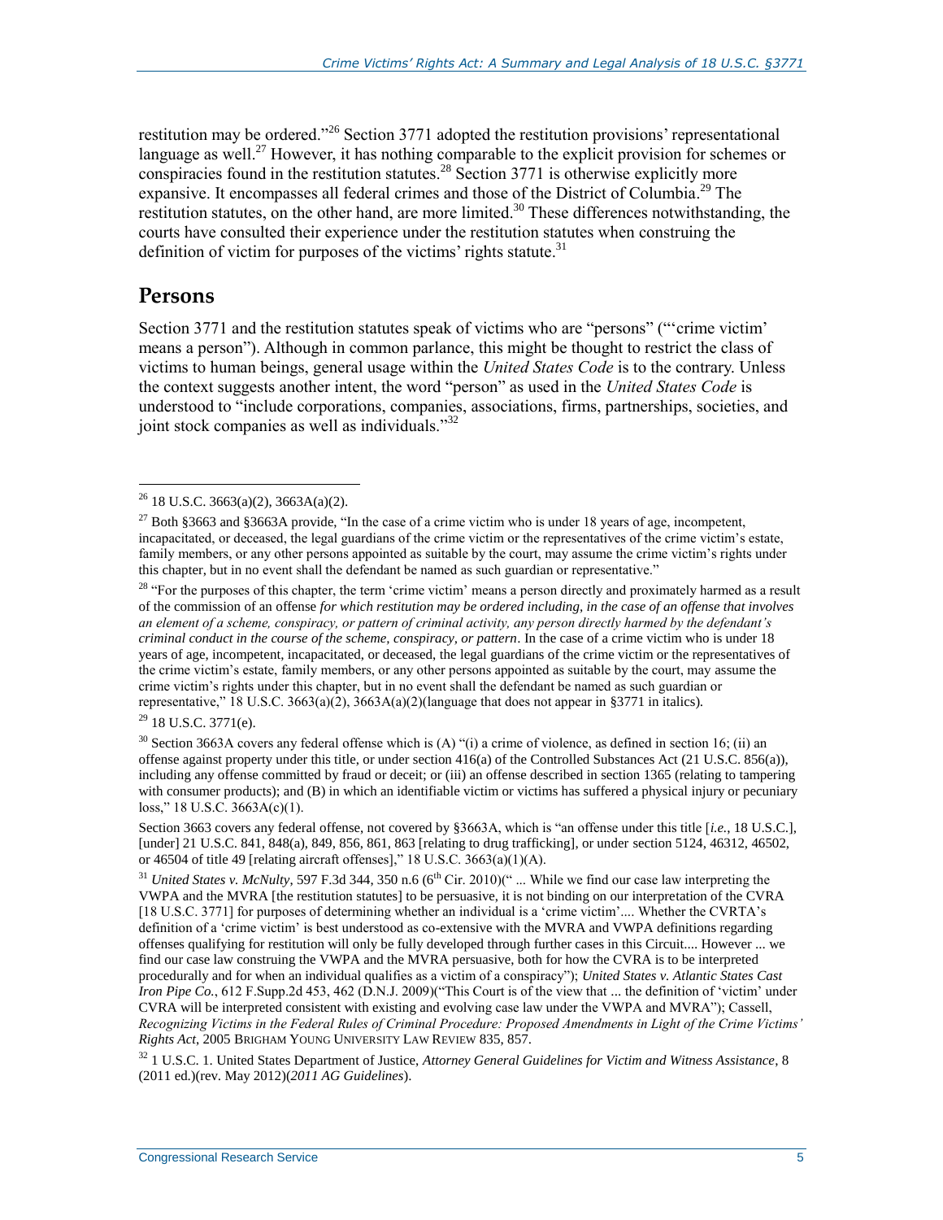restitution may be ordered."[26] Section 3771 adopted the restitution provisions' representational language as well.[27] However, it has nothing comparable to the explicit provision for schemes or conspiracies found in the restitution statutes.[28] Section 3771 is otherwise explicitly more expansive. It encompasses all federal crimes and those of the District of Columbia.[29] The restitution statutes, on the other hand, are more limited.[30] These differences notwithstanding, the courts have consulted their experience under the restitution statutes when construing the definition of victim for purposes of the victims' rights statute.[31]

## Persons

Section 3771 and the restitution statutes speak of victims who are "persons" ("'crime victim' means a person"). Although in common parlance, this might be thought to restrict the class of victims to human beings, general usage within the *United States Code* is to the contrary. Unless the context suggests another intent, the word "person" as used in the *United States Code* is understood to "include corporations, companies, associations, firms, partnerships, societies, and joint stock companies as well as individuals."[32]

---

[26] 18 U.S.C. 3663(a)(2), 3663A(a)(2).

[27] Both §3663 and §3663A provide, "In the case of a crime victim who is under 18 years of age, incompetent, incapacitated, or deceased, the legal guardians of the crime victim or the representatives of the crime victim's estate, family members, or any other persons appointed as suitable by the court, may assume the crime victim's rights under this chapter, but in no event shall the defendant be named as such guardian or representative."

[28] "For the purposes of this chapter, the term 'crime victim' means a person directly and proximately harmed as a result of the commission of an offense *for which restitution may be ordered including, in the case of an offense that involves an element of a scheme, conspiracy, or pattern of criminal activity, any person directly harmed by the defendant's criminal conduct in the course of the scheme, conspiracy, or pattern*. In the case of a crime victim who is under 18 years of age, incompetent, incapacitated, or deceased, the legal guardians of the crime victim or the representatives of the crime victim's estate, family members, or any other persons appointed as suitable by the court, may assume the crime victim's rights under this chapter, but in no event shall the defendant be named as such guardian or representative," 18 U.S.C. 3663(a)(2), 3663A(a)(2)(language that does not appear in §3771 in italics).

[29] 18 U.S.C. 3771(e).

[30] Section 3663A covers any federal offense which is (A) "(i) a crime of violence, as defined in section 16; (ii) an offense against property under this title, or under section 416(a) of the Controlled Substances Act (21 U.S.C. 856(a)), including any offense committed by fraud or deceit; or (iii) an offense described in section 1365 (relating to tampering with consumer products); and (B) in which an identifiable victim or victims has suffered a physical injury or pecuniary loss," 18 U.S.C. 3663A(c)(1).

Section 3663 covers any federal offense, not covered by §3663A, which is "an offense under this title [*i.e.*, 18 U.S.C.], [under] 21 U.S.C. 841, 848(a), 849, 856, 861, 863 [relating to drug trafficking], or under section 5124, 46312, 46502, or 46504 of title 49 [relating aircraft offenses]," 18 U.S.C. 3663(a)(1)(A).

[31] *United States v. McNulty*, 597 F.3d 344, 350 n.6 (6th Cir. 2010)(" ... While we find our case law interpreting the VWPA and the MVRA [the restitution statutes] to be persuasive, it is not binding on our interpretation of the CVRA [18 U.S.C. 3771] for purposes of determining whether an individual is a 'crime victim'.... Whether the CVRTA's definition of a 'crime victim' is best understood as co-extensive with the MVRA and VWPA definitions regarding offenses qualifying for restitution will only be fully developed through further cases in this Circuit.... However ... we find our case law construing the VWPA and the MVRA persuasive, both for how the CVRA is to be interpreted procedurally and for when an individual qualifies as a victim of a conspiracy"); *United States v. Atlantic States Cast Iron Pipe Co.*, 612 F.Supp.2d 453, 462 (D.N.J. 2009)("This Court is of the view that ... the definition of 'victim' under CVRA will be interpreted consistent with existing and evolving case law under the VWPA and MVRA"); Cassell, *Recognizing Victims in the Federal Rules of Criminal Procedure: Proposed Amendments in Light of the Crime Victims' Rights Act*, 2005 BRIGHAM YOUNG UNIVERSITY LAW REVIEW 835, 857.

[32] 1 U.S.C. 1. United States Department of Justice, *Attorney General Guidelines for Victim and Witness Assistance*, 8 (2011 ed.)(rev. May 2012)(*2011 AG Guidelines*).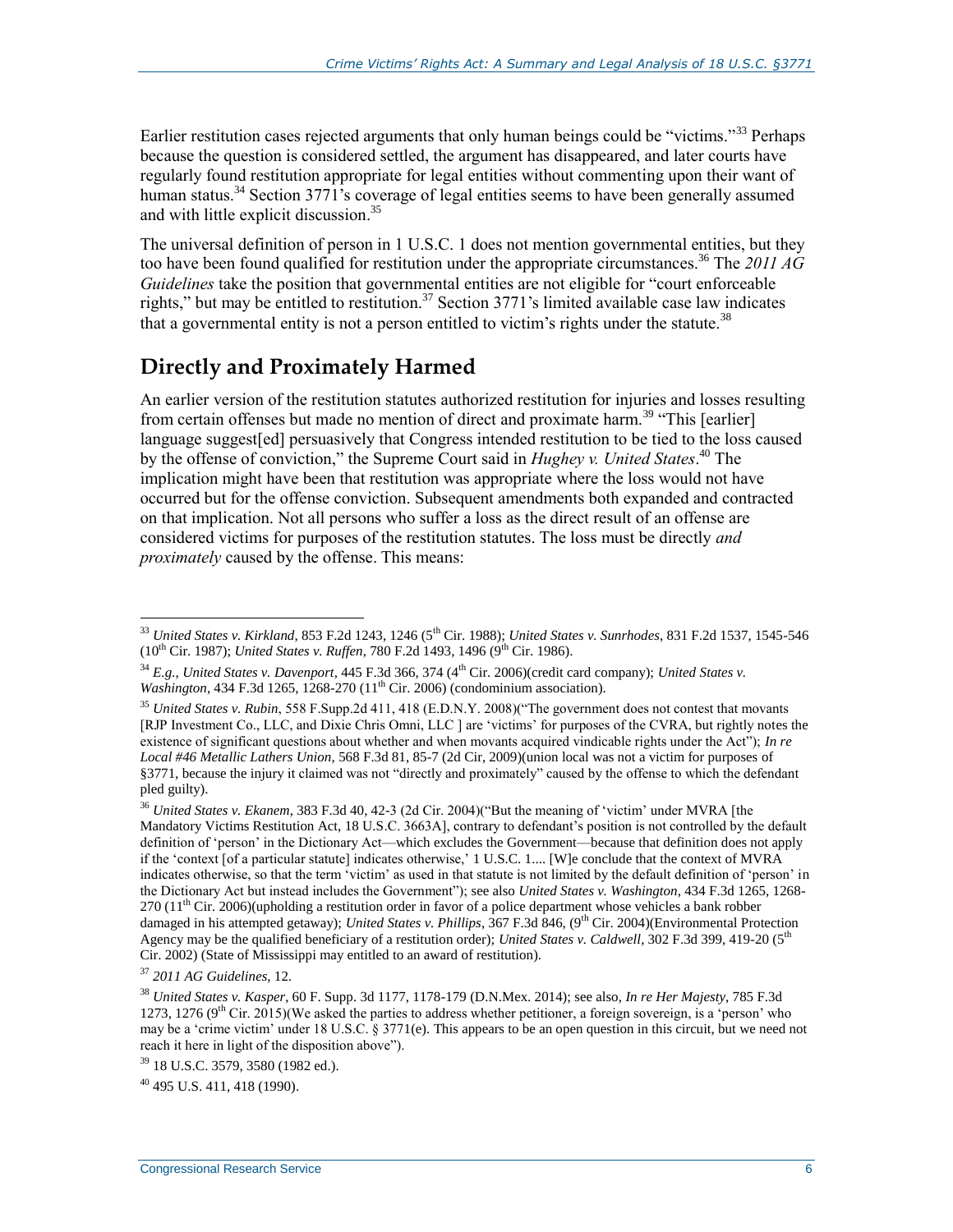Earlier restitution cases rejected arguments that only human beings could be "victims."[33] Perhaps because the question is considered settled, the argument has disappeared, and later courts have regularly found restitution appropriate for legal entities without commenting upon their want of human status.[34] Section 3771's coverage of legal entities seems to have been generally assumed and with little explicit discussion.[35]

The universal definition of person in 1 U.S.C. 1 does not mention governmental entities, but they too have been found qualified for restitution under the appropriate circumstances.[36] The *2011 AG Guidelines* take the position that governmental entities are not eligible for "court enforceable rights," but may be entitled to restitution.[37] Section 3771's limited available case law indicates that a governmental entity is not a person entitled to victim's rights under the statute.[38]

## Directly and Proximately Harmed

An earlier version of the restitution statutes authorized restitution for injuries and losses resulting from certain offenses but made no mention of direct and proximate harm.[39] "This [earlier] language suggest[ed] persuasively that Congress intended restitution to be tied to the loss caused by the offense of conviction," the Supreme Court said in *Hughey v. United States*.[40] The implication might have been that restitution was appropriate where the loss would not have occurred but for the offense conviction. Subsequent amendments both expanded and contracted on that implication. Not all persons who suffer a loss as the direct result of an offense are considered victims for purposes of the restitution statutes. The loss must be directly *and proximately* caused by the offense. This means:

---

[33] *United States v. Kirkland*, 853 F.2d 1243, 1246 (5th Cir. 1988); *United States v. Sunrhodes*, 831 F.2d 1537, 1545-546 (10th Cir. 1987); *United States v. Ruffen*, 780 F.2d 1493, 1496 (9th Cir. 1986).

[34] *E.g.*, *United States v. Davenport*, 445 F.3d 366, 374 (4th Cir. 2006)(credit card company); *United States v. Washington*, 434 F.3d 1265, 1268-270 (11th Cir. 2006) (condominium association).

[35] *United States v. Rubin*, 558 F.Supp.2d 411, 418 (E.D.N.Y. 2008)("The government does not contest that movants [RJP Investment Co., LLC, and Dixie Chris Omni, LLC ] are 'victims' for purposes of the CVRA, but rightly notes the existence of significant questions about whether and when movants acquired vindicable rights under the Act"); *In re Local #46 Metallic Lathers Union*, 568 F.3d 81, 85-7 (2d Cir, 2009)(union local was not a victim for purposes of §3771, because the injury it claimed was not "directly and proximately" caused by the offense to which the defendant pled guilty).

[36] *United States v. Ekanem*, 383 F.3d 40, 42-3 (2d Cir. 2004)("But the meaning of 'victim' under MVRA [the Mandatory Victims Restitution Act, 18 U.S.C. 3663A], contrary to defendant's position is not controlled by the default definition of 'person' in the Dictionary Act—which excludes the Government—because that definition does not apply if the 'context [of a particular statute] indicates otherwise,' 1 U.S.C. 1.... [W]e conclude that the context of MVRA indicates otherwise, so that the term 'victim' as used in that statute is not limited by the default definition of 'person' in the Dictionary Act but instead includes the Government"); see also *United States v. Washington*, 434 F.3d 1265, 1268-270 (11th Cir. 2006)(upholding a restitution order in favor of a police department whose vehicles a bank robber damaged in his attempted getaway); *United States v. Phillips*, 367 F.3d 846, (9th Cir. 2004)(Environmental Protection Agency may be the qualified beneficiary of a restitution order); *United States v. Caldwell*, 302 F.3d 399, 419-20 (5th Cir. 2002) (State of Mississippi may entitled to an award of restitution).

[37] *2011 AG Guidelines*, 12.

[38] *United States v. Kasper*, 60 F. Supp. 3d 1177, 1178-179 (D.N.Mex. 2014); see also, *In re Her Majesty*, 785 F.3d 1273, 1276 (9th Cir. 2015)(We asked the parties to address whether petitioner, a foreign sovereign, is a 'person' who may be a 'crime victim' under 18 U.S.C. § 3771(e). This appears to be an open question in this circuit, but we need not reach it here in light of the disposition above").

[39] 18 U.S.C. 3579, 3580 (1982 ed.).

[40] 495 U.S. 411, 418 (1990).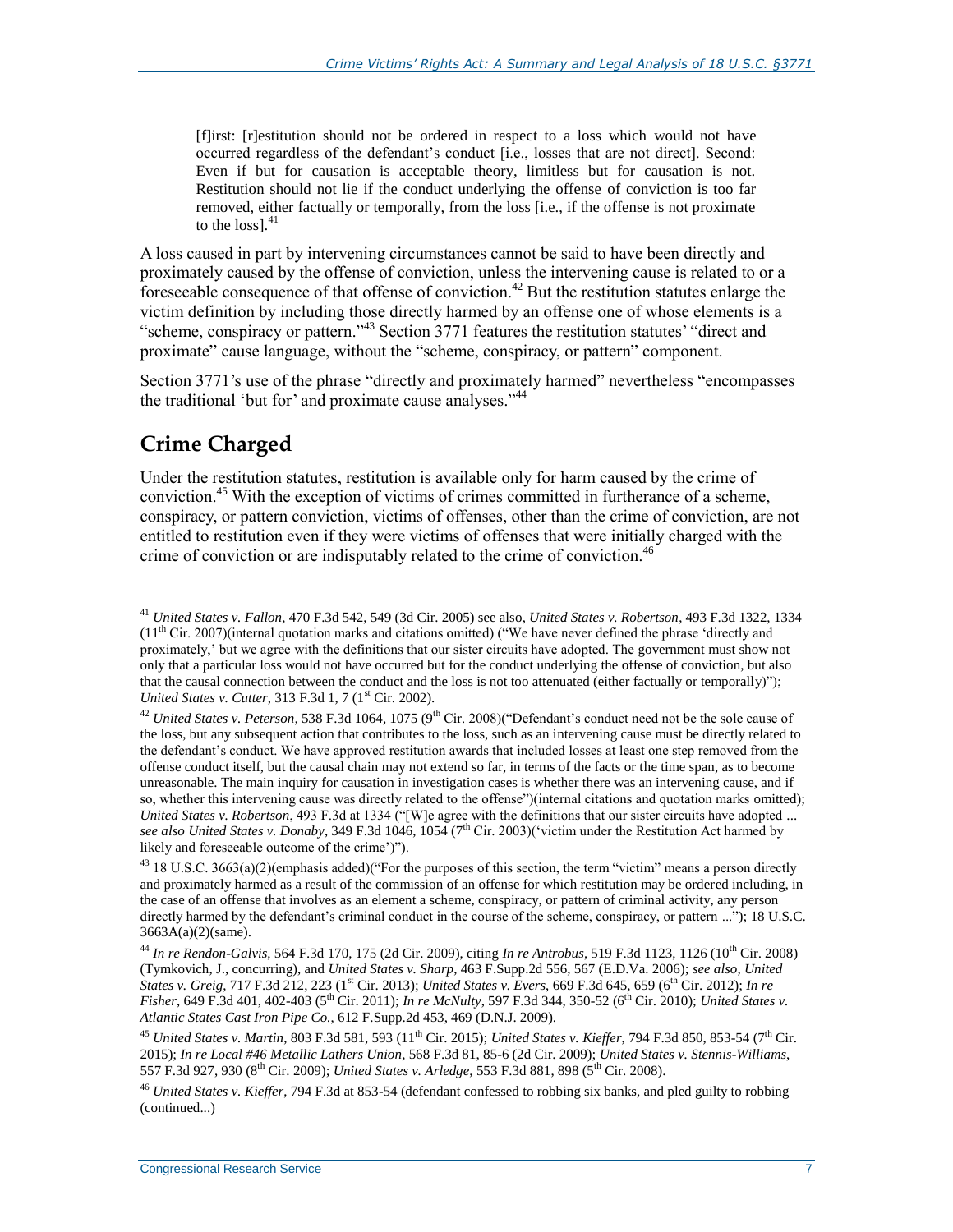> [f]irst: [r]estitution should not be ordered in respect to a loss which would not have occurred regardless of the defendant's conduct [i.e., losses that are not direct]. Second: Even if but for causation is acceptable theory, limitless but for causation is not. Restitution should not lie if the conduct underlying the offense of conviction is too far removed, either factually or temporally, from the loss [i.e., if the offense is not proximate to the loss].[41]

A loss caused in part by intervening circumstances cannot be said to have been directly and proximately caused by the offense of conviction, unless the intervening cause is related to or a foreseeable consequence of that offense of conviction.[42] But the restitution statutes enlarge the victim definition by including those directly harmed by an offense one of whose elements is a "scheme, conspiracy or pattern."[43] Section 3771 features the restitution statutes' "direct and proximate" cause language, without the "scheme, conspiracy, or pattern" component.

Section 3771's use of the phrase "directly and proximately harmed" nevertheless "encompasses the traditional 'but for' and proximate cause analyses."[44]

## Crime Charged

Under the restitution statutes, restitution is available only for harm caused by the crime of conviction.[45] With the exception of victims of crimes committed in furtherance of a scheme, conspiracy, or pattern conviction, victims of offenses, other than the crime of conviction, are not entitled to restitution even if they were victims of offenses that were initially charged with the crime of conviction or are indisputably related to the crime of conviction.[46]

---

[41] *United States v. Fallon*, 470 F.3d 542, 549 (3d Cir. 2005) see also, *United States v. Robertson*, 493 F.3d 1322, 1334 (11th Cir. 2007)(internal quotation marks and citations omitted) ("We have never defined the phrase 'directly and proximately,' but we agree with the definitions that our sister circuits have adopted. The government must show not only that a particular loss would not have occurred but for the conduct underlying the offense of conviction, but also that the causal connection between the conduct and the loss is not too attenuated (either factually or temporally)"); *United States v. Cutter*, 313 F.3d 1, 7 (1st Cir. 2002).

[42] *United States v. Peterson*, 538 F.3d 1064, 1075 (9th Cir. 2008)("Defendant's conduct need not be the sole cause of the loss, but any subsequent action that contributes to the loss, such as an intervening cause must be directly related to the defendant's conduct. We have approved restitution awards that included losses at least one step removed from the offense conduct itself, but the causal chain may not extend so far, in terms of the facts or the time span, as to become unreasonable. The main inquiry for causation in investigation cases is whether there was an intervening cause, and if so, whether this intervening cause was directly related to the offense")(internal citations and quotation marks omitted); *United States v. Robertson*, 493 F.3d at 1334 ("[W]e agree with the definitions that our sister circuits have adopted ... *see also United States v. Donaby*, 349 F.3d 1046, 1054 (7th Cir. 2003)('victim under the Restitution Act harmed by likely and foreseeable outcome of the crime')").

[43] 18 U.S.C. 3663(a)(2)(emphasis added)("For the purposes of this section, the term "victim" means a person directly and proximately harmed as a result of the commission of an offense for which restitution may be ordered including, in the case of an offense that involves as an element a scheme, conspiracy, or pattern of criminal activity, any person directly harmed by the defendant's criminal conduct in the course of the scheme, conspiracy, or pattern ..."); 18 U.S.C. 3663A(a)(2)(same).

[44] *In re Rendon-Galvis*, 564 F.3d 170, 175 (2d Cir. 2009), citing *In re Antrobus*, 519 F.3d 1123, 1126 (10th Cir. 2008) (Tymkovich, J., concurring), and *United States v. Sharp*, 463 F.Supp.2d 556, 567 (E.D.Va. 2006); *see also, United States v. Greig*, 717 F.3d 212, 223 (1st Cir. 2013); *United States v. Evers*, 669 F.3d 645, 659 (6th Cir. 2012); *In re Fisher*, 649 F.3d 401, 402-403 (5th Cir. 2011); *In re McNulty*, 597 F.3d 344, 350-52 (6th Cir. 2010); *United States v. Atlantic States Cast Iron Pipe Co.*, 612 F.Supp.2d 453, 469 (D.N.J. 2009).

[45] *United States v. Martin*, 803 F.3d 581, 593 (11th Cir. 2015); *United States v. Kieffer*, 794 F.3d 850, 853-54 (7th Cir. 2015); *In re Local #46 Metallic Lathers Union*, 568 F.3d 81, 85-6 (2d Cir. 2009); *United States v. Stennis-Williams*, 557 F.3d 927, 930 (8th Cir. 2009); *United States v. Arledge*, 553 F.3d 881, 898 (5th Cir. 2008).

[46] *United States v. Kieffer*, 794 F.3d at 853-54 (defendant confessed to robbing six banks, and pled guilty to robbing (continued...)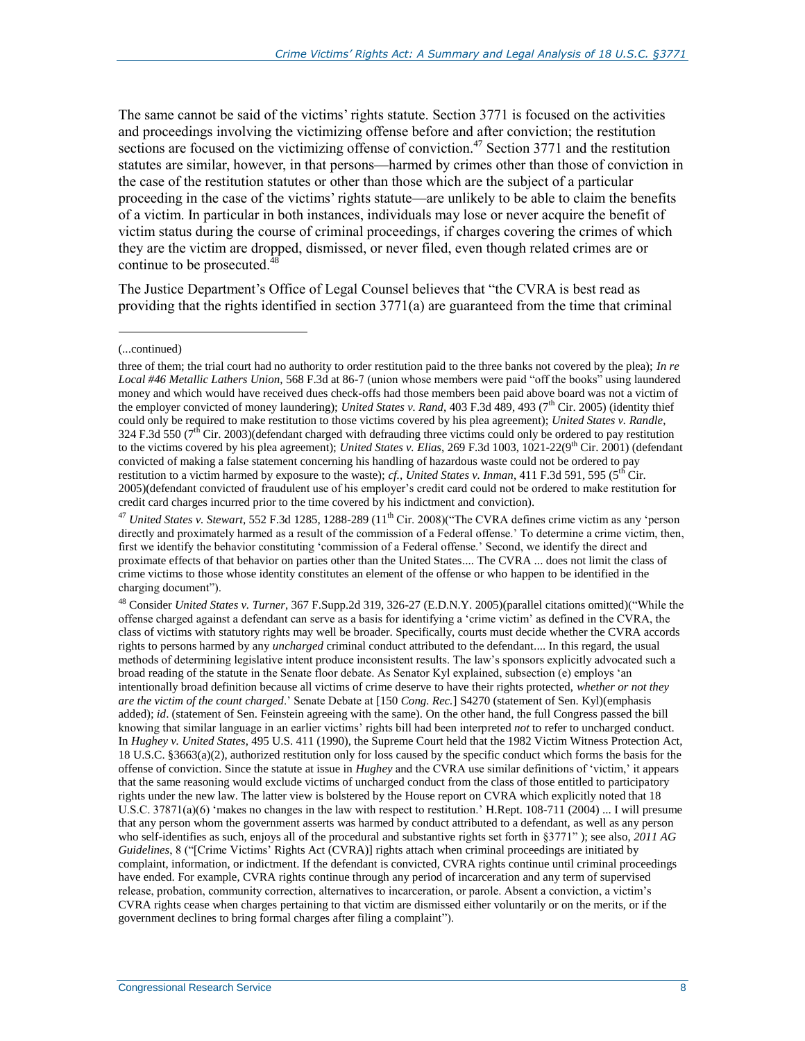The same cannot be said of the victims' rights statute. Section 3771 is focused on the activities and proceedings involving the victimizing offense before and after conviction; the restitution sections are focused on the victimizing offense of conviction.[47] Section 3771 and the restitution statutes are similar, however, in that persons—harmed by crimes other than those of conviction in the case of the restitution statutes or other than those which are the subject of a particular proceeding in the case of the victims' rights statute—are unlikely to be able to claim the benefits of a victim. In particular in both instances, individuals may lose or never acquire the benefit of victim status during the course of criminal proceedings, if charges covering the crimes of which they are the victim are dropped, dismissed, or never filed, even though related crimes are or continue to be prosecuted.[48]

The Justice Department's Office of Legal Counsel believes that "the CVRA is best read as providing that the rights identified in section 3771(a) are guaranteed from the time that criminal

---

(...continued)

three of them; the trial court had no authority to order restitution paid to the three banks not covered by the plea); *In re Local #46 Metallic Lathers Union*, 568 F.3d at 86-7 (union whose members were paid "off the books" using laundered money and which would have received dues check-offs had those members been paid above board was not a victim of the employer convicted of money laundering); *United States v. Rand*, 403 F.3d 489, 493 (7th Cir. 2005) (identity thief could only be required to make restitution to those victims covered by his plea agreement); *United States v. Randle*, 324 F.3d 550 (7th Cir. 2003)(defendant charged with defrauding three victims could only be ordered to pay restitution to the victims covered by his plea agreement); *United States v. Elias*, 269 F.3d 1003, 1021-22(9th Cir. 2001) (defendant convicted of making a false statement concerning his handling of hazardous waste could not be ordered to pay restitution to a victim harmed by exposure to the waste); *cf., United States v. Inman*, 411 F.3d 591, 595 (5th Cir. 2005)(defendant convicted of fraudulent use of his employer's credit card could not be ordered to make restitution for credit card charges incurred prior to the time covered by his indictment and conviction).

[47] *United States v. Stewart*, 552 F.3d 1285, 1288-289 (11th Cir. 2008)("The CVRA defines crime victim as any 'person directly and proximately harmed as a result of the commission of a Federal offense.' To determine a crime victim, then, first we identify the behavior constituting 'commission of a Federal offense.' Second, we identify the direct and proximate effects of that behavior on parties other than the United States.... The CVRA ... does not limit the class of crime victims to those whose identity constitutes an element of the offense or who happen to be identified in the charging document").

[48] Consider *United States v. Turner*, 367 F.Supp.2d 319, 326-27 (E.D.N.Y. 2005)(parallel citations omitted)("While the offense charged against a defendant can serve as a basis for identifying a 'crime victim' as defined in the CVRA, the class of victims with statutory rights may well be broader. Specifically, courts must decide whether the CVRA accords rights to persons harmed by any *uncharged* criminal conduct attributed to the defendant.... In this regard, the usual methods of determining legislative intent produce inconsistent results. The law's sponsors explicitly advocated such a broad reading of the statute in the Senate floor debate. As Senator Kyl explained, subsection (e) employs 'an intentionally broad definition because all victims of crime deserve to have their rights protected, *whether or not they are the victim of the count charged*.' Senate Debate at [150 *Cong. Rec.*] S4270 (statement of Sen. Kyl)(emphasis added); *id*. (statement of Sen. Feinstein agreeing with the same). On the other hand, the full Congress passed the bill knowing that similar language in an earlier victims' rights bill had been interpreted *not* to refer to uncharged conduct. In *Hughey v. United States*, 495 U.S. 411 (1990), the Supreme Court held that the 1982 Victim Witness Protection Act, 18 U.S.C. §3663(a)(2), authorized restitution only for loss caused by the specific conduct which forms the basis for the offense of conviction. Since the statute at issue in *Hughey* and the CVRA use similar definitions of 'victim,' it appears that the same reasoning would exclude victims of uncharged conduct from the class of those entitled to participatory rights under the new law. The latter view is bolstered by the House report on CVRA which explicitly noted that 18 U.S.C. 37871(a)(6) 'makes no changes in the law with respect to restitution.' H.Rept. 108-711 (2004) ... I will presume that any person whom the government asserts was harmed by conduct attributed to a defendant, as well as any person who self-identifies as such, enjoys all of the procedural and substantive rights set forth in §3771" ); see also, *2011 AG Guidelines*, 8 ("[Crime Victims' Rights Act (CVRA)] rights attach when criminal proceedings are initiated by complaint, information, or indictment. If the defendant is convicted, CVRA rights continue until criminal proceedings have ended. For example, CVRA rights continue through any period of incarceration and any term of supervised release, probation, community correction, alternatives to incarceration, or parole. Absent a conviction, a victim's CVRA rights cease when charges pertaining to that victim are dismissed either voluntarily or on the merits, or if the government declines to bring formal charges after filing a complaint").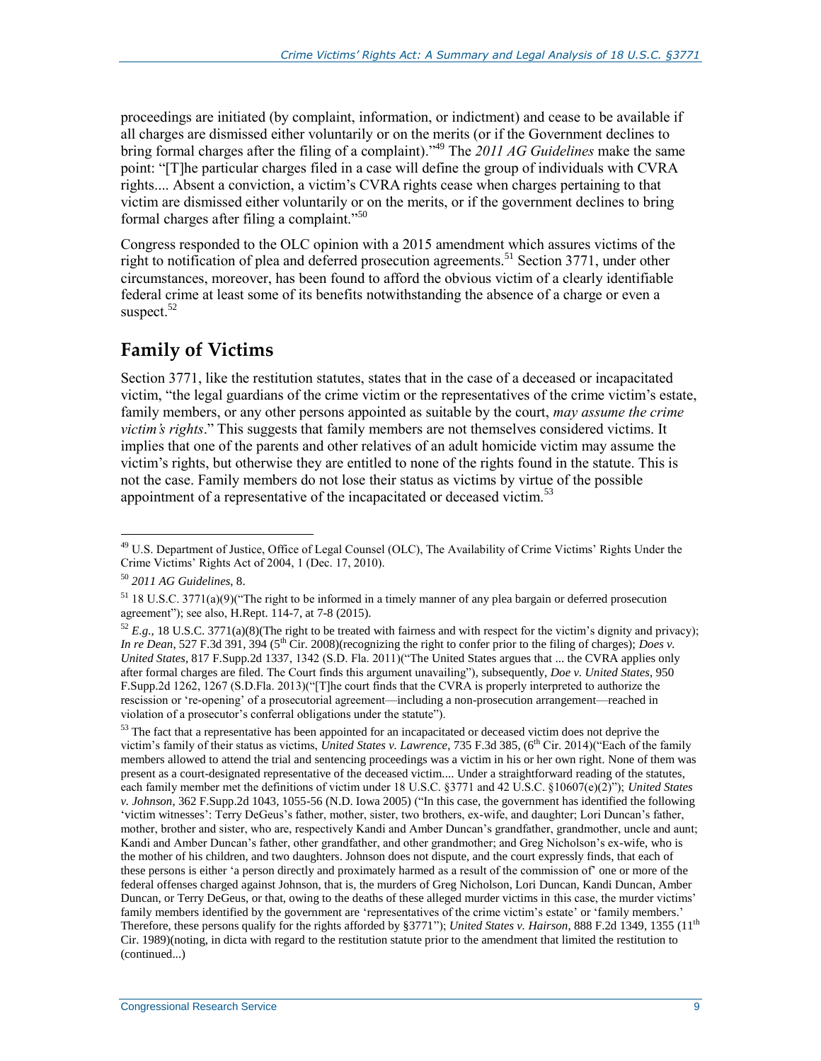proceedings are initiated (by complaint, information, or indictment) and cease to be available if all charges are dismissed either voluntarily or on the merits (or if the Government declines to bring formal charges after the filing of a complaint)."[49] The *2011 AG Guidelines* make the same point: "[T]he particular charges filed in a case will define the group of individuals with CVRA rights.... Absent a conviction, a victim's CVRA rights cease when charges pertaining to that victim are dismissed either voluntarily or on the merits, or if the government declines to bring formal charges after filing a complaint."[50]

Congress responded to the OLC opinion with a 2015 amendment which assures victims of the right to notification of plea and deferred prosecution agreements.[51] Section 3771, under other circumstances, moreover, has been found to afford the obvious victim of a clearly identifiable federal crime at least some of its benefits notwithstanding the absence of a charge or even a suspect.[52]

## Family of Victims

Section 3771, like the restitution statutes, states that in the case of a deceased or incapacitated victim, "the legal guardians of the crime victim or the representatives of the crime victim's estate, family members, or any other persons appointed as suitable by the court, *may assume the crime victim's rights*." This suggests that family members are not themselves considered victims. It implies that one of the parents and other relatives of an adult homicide victim may assume the victim's rights, but otherwise they are entitled to none of the rights found in the statute. This is not the case. Family members do not lose their status as victims by virtue of the possible appointment of a representative of the incapacitated or deceased victim.[53]

---

[49] U.S. Department of Justice, Office of Legal Counsel (OLC), The Availability of Crime Victims' Rights Under the Crime Victims' Rights Act of 2004, 1 (Dec. 17, 2010).

[50] *2011 AG Guidelines*, 8.

[51] 18 U.S.C. 3771(a)(9)("The right to be informed in a timely manner of any plea bargain or deferred prosecution agreement"); see also, H.Rept. 114-7, at 7-8 (2015).

[52] *E.g.*, 18 U.S.C. 3771(a)(8)(The right to be treated with fairness and with respect for the victim's dignity and privacy); *In re Dean*, 527 F.3d 391, 394 (5th Cir. 2008)(recognizing the right to confer prior to the filing of charges); *Does v. United States*, 817 F.Supp.2d 1337, 1342 (S.D. Fla. 2011)("The United States argues that ... the CVRA applies only after formal charges are filed. The Court finds this argument unavailing"), subsequently, *Doe v. United States*, 950 F.Supp.2d 1262, 1267 (S.D.Fla. 2013)("[T]he court finds that the CVRA is properly interpreted to authorize the rescission or 're-opening' of a prosecutorial agreement—including a non-prosecution arrangement—reached in violation of a prosecutor's conferral obligations under the statute").

[53] The fact that a representative has been appointed for an incapacitated or deceased victim does not deprive the victim's family of their status as victims, *United States v. Lawrence*, 735 F.3d 385, (6th Cir. 2014)("Each of the family members allowed to attend the trial and sentencing proceedings was a victim in his or her own right. None of them was present as a court-designated representative of the deceased victim.... Under a straightforward reading of the statutes, each family member met the definitions of victim under 18 U.S.C. §3771 and 42 U.S.C. §10607(e)(2)"); *United States v. Johnson*, 362 F.Supp.2d 1043, 1055-56 (N.D. Iowa 2005) ("In this case, the government has identified the following 'victim witnesses': Terry DeGeus's father, mother, sister, two brothers, ex-wife, and daughter; Lori Duncan's father, mother, brother and sister, who are, respectively Kandi and Amber Duncan's grandfather, grandmother, uncle and aunt; Kandi and Amber Duncan's father, other grandfather, and other grandmother; and Greg Nicholson's ex-wife, who is the mother of his children, and two daughters. Johnson does not dispute, and the court expressly finds, that each of these persons is either 'a person directly and proximately harmed as a result of the commission of' one or more of the federal offenses charged against Johnson, that is, the murders of Greg Nicholson, Lori Duncan, Kandi Duncan, Amber Duncan, or Terry DeGeus, or that, owing to the deaths of these alleged murder victims in this case, the murder victims' family members identified by the government are 'representatives of the crime victim's estate' or 'family members.' Therefore, these persons qualify for the rights afforded by §3771"); *United States v. Hairson*, 888 F.2d 1349, 1355 (11th Cir. 1989)(noting, in dicta with regard to the restitution statute prior to the amendment that limited the restitution to (continued...)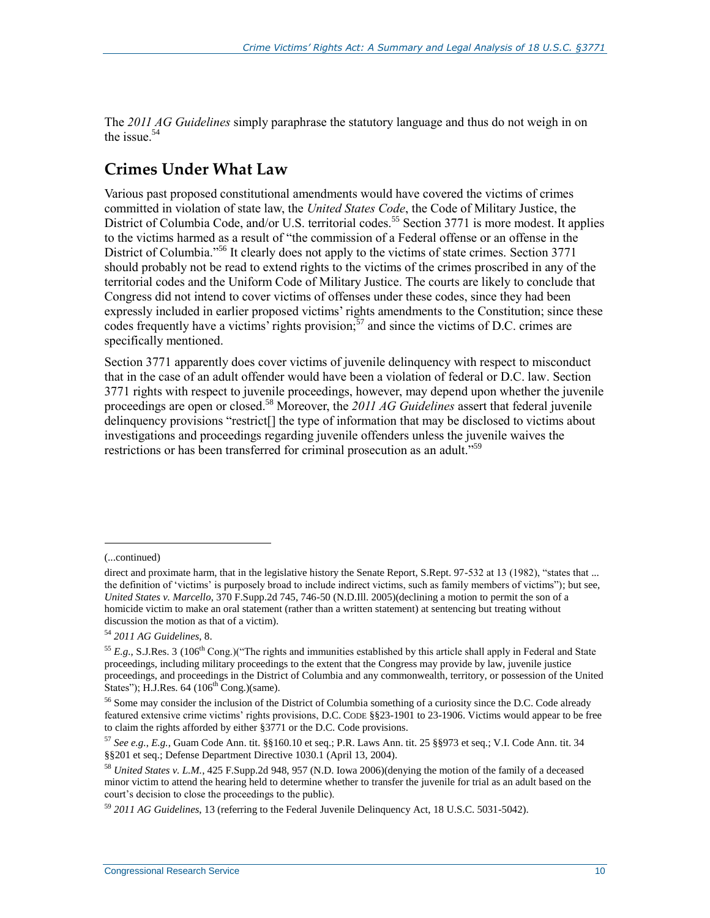The *2011 AG Guidelines* simply paraphrase the statutory language and thus do not weigh in on the issue.[54]

## Crimes Under What Law

Various past proposed constitutional amendments would have covered the victims of crimes committed in violation of state law, the *United States Code*, the Code of Military Justice, the District of Columbia Code, and/or U.S. territorial codes.[55] Section 3771 is more modest. It applies to the victims harmed as a result of "the commission of a Federal offense or an offense in the District of Columbia."[56] It clearly does not apply to the victims of state crimes. Section 3771 should probably not be read to extend rights to the victims of the crimes proscribed in any of the territorial codes and the Uniform Code of Military Justice. The courts are likely to conclude that Congress did not intend to cover victims of offenses under these codes, since they had been expressly included in earlier proposed victims' rights amendments to the Constitution; since these codes frequently have a victims' rights provision;[57] and since the victims of D.C. crimes are specifically mentioned.

Section 3771 apparently does cover victims of juvenile delinquency with respect to misconduct that in the case of an adult offender would have been a violation of federal or D.C. law. Section 3771 rights with respect to juvenile proceedings, however, may depend upon whether the juvenile proceedings are open or closed.[58] Moreover, the *2011 AG Guidelines* assert that federal juvenile delinquency provisions "restrict[] the type of information that may be disclosed to victims about investigations and proceedings regarding juvenile offenders unless the juvenile waives the restrictions or has been transferred for criminal prosecution as an adult."[59]

---

(...continued)

direct and proximate harm, that in the legislative history the Senate Report, S.Rept. 97-532 at 13 (1982), "states that ... the definition of 'victims' is purposely broad to include indirect victims, such as family members of victims"); but see, *United States v. Marcello*, 370 F.Supp.2d 745, 746-50 (N.D.Ill. 2005)(declining a motion to permit the son of a homicide victim to make an oral statement (rather than a written statement) at sentencing but treating without discussion the motion as that of a victim).

[54] *2011 AG Guidelines*, 8.

[55] *E.g.*, S.J.Res. 3 (106th Cong.)("The rights and immunities established by this article shall apply in Federal and State proceedings, including military proceedings to the extent that the Congress may provide by law, juvenile justice proceedings, and proceedings in the District of Columbia and any commonwealth, territory, or possession of the United States"); H.J.Res. 64 (106th Cong.)(same).

[56] Some may consider the inclusion of the District of Columbia something of a curiosity since the D.C. Code already featured extensive crime victims' rights provisions, D.C. CODE §§23-1901 to 23-1906. Victims would appear to be free to claim the rights afforded by either §3771 or the D.C. Code provisions.

[57] *See e.g.*, *E.g.*, Guam Code Ann. tit. §§160.10 et seq.; P.R. Laws Ann. tit. 25 §§973 et seq.; V.I. Code Ann. tit. 34 §§201 et seq.; Defense Department Directive 1030.1 (April 13, 2004).

[58] *United States v. L.M.*, 425 F.Supp.2d 948, 957 (N.D. Iowa 2006)(denying the motion of the family of a deceased minor victim to attend the hearing held to determine whether to transfer the juvenile for trial as an adult based on the court's decision to close the proceedings to the public).

[59] *2011 AG Guidelines*, 13 (referring to the Federal Juvenile Delinquency Act, 18 U.S.C. 5031-5042).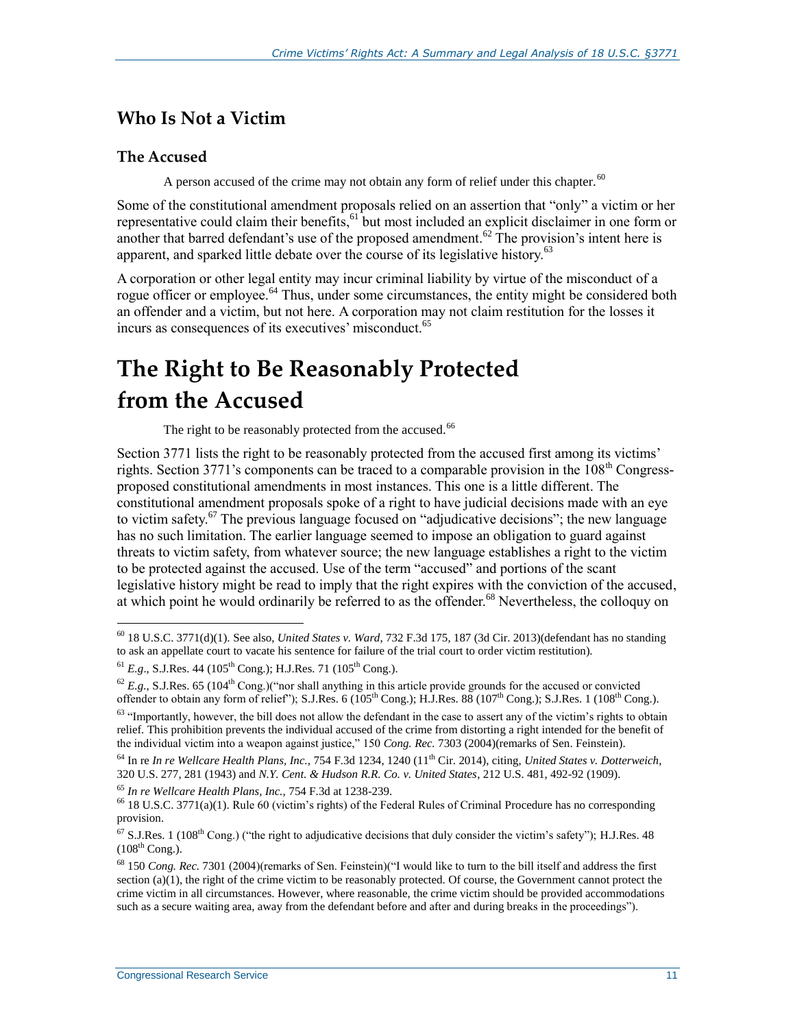## Who Is Not a Victim

### The Accused

> A person accused of the crime may not obtain any form of relief under this chapter.[60]

Some of the constitutional amendment proposals relied on an assertion that "only" a victim or her representative could claim their benefits,[61] but most included an explicit disclaimer in one form or another that barred defendant's use of the proposed amendment.[62] The provision's intent here is apparent, and sparked little debate over the course of its legislative history.[63]

A corporation or other legal entity may incur criminal liability by virtue of the misconduct of a rogue officer or employee.[64] Thus, under some circumstances, the entity might be considered both an offender and a victim, but not here. A corporation may not claim restitution for the losses it incurs as consequences of its executives' misconduct.[65]

# The Right to Be Reasonably Protected from the Accused

> The right to be reasonably protected from the accused.[66]

Section 3771 lists the right to be reasonably protected from the accused first among its victims' rights. Section 3771's components can be traced to a comparable provision in the 108th Congress-proposed constitutional amendments in most instances. This one is a little different. The constitutional amendment proposals spoke of a right to have judicial decisions made with an eye to victim safety.[67] The previous language focused on "adjudicative decisions"; the new language has no such limitation. The earlier language seemed to impose an obligation to guard against threats to victim safety, from whatever source; the new language establishes a right to the victim to be protected against the accused. Use of the term "accused" and portions of the scant legislative history might be read to imply that the right expires with the conviction of the accused, at which point he would ordinarily be referred to as the offender.[68] Nevertheless, the colloquy on

---

[60] 18 U.S.C. 3771(d)(1). See also, *United States v. Ward*, 732 F.3d 175, 187 (3d Cir. 2013)(defendant has no standing to ask an appellate court to vacate his sentence for failure of the trial court to order victim restitution).

[61] *E.g*., S.J.Res. 44 (105th Cong.); H.J.Res. 71 (105th Cong.).

[62] *E.g.*, S.J.Res. 65 (104th Cong.)("nor shall anything in this article provide grounds for the accused or convicted offender to obtain any form of relief"); S.J.Res. 6 (105th Cong.); H.J.Res. 88 (107th Cong.); S.J.Res. 1 (108th Cong.).

[63] "Importantly, however, the bill does not allow the defendant in the case to assert any of the victim's rights to obtain relief. This prohibition prevents the individual accused of the crime from distorting a right intended for the benefit of the individual victim into a weapon against justice," 150 *Cong. Rec.* 7303 (2004)(remarks of Sen. Feinstein).

[64] In re *In re Wellcare Health Plans, Inc.*, 754 F.3d 1234, 1240 (11th Cir. 2014), citing, *United States v. Dotterweich*, 320 U.S. 277, 281 (1943) and *N.Y. Cent. & Hudson R.R. Co. v. United States*, 212 U.S. 481, 492-92 (1909).

[65] *In re Wellcare Health Plans, Inc.*, 754 F.3d at 1238-239.

[66] 18 U.S.C. 3771(a)(1). Rule 60 (victim's rights) of the Federal Rules of Criminal Procedure has no corresponding provision.

[67] S.J.Res. 1 (108th Cong.) ("the right to adjudicative decisions that duly consider the victim's safety"); H.J.Res. 48 (108th Cong.).

[68] 150 *Cong. Rec.* 7301 (2004)(remarks of Sen. Feinstein)("I would like to turn to the bill itself and address the first section (a)(1), the right of the crime victim to be reasonably protected. Of course, the Government cannot protect the crime victim in all circumstances. However, where reasonable, the crime victim should be provided accommodations such as a secure waiting area, away from the defendant before and after and during breaks in the proceedings").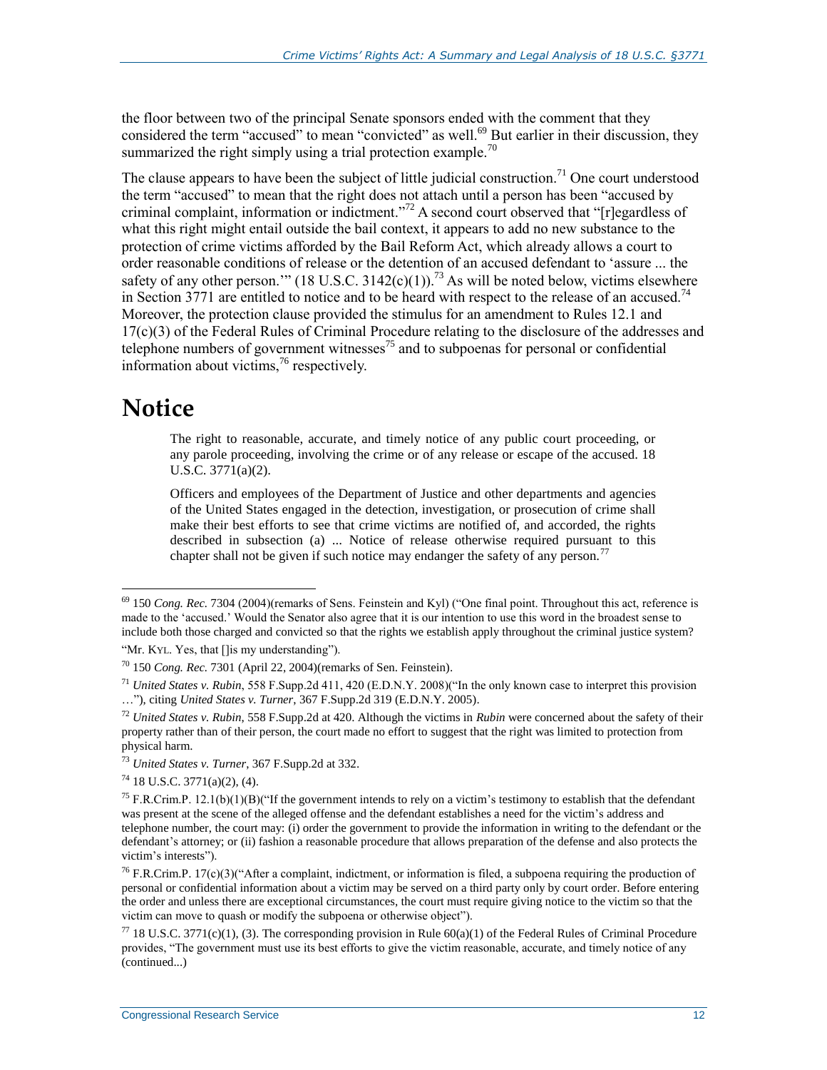the floor between two of the principal Senate sponsors ended with the comment that they considered the term "accused" to mean "convicted" as well.[69] But earlier in their discussion, they summarized the right simply using a trial protection example.[70]

The clause appears to have been the subject of little judicial construction.[71] One court understood the term "accused" to mean that the right does not attach until a person has been "accused by criminal complaint, information or indictment."[72] A second court observed that "[r]egardless of what this right might entail outside the bail context, it appears to add no new substance to the protection of crime victims afforded by the Bail Reform Act, which already allows a court to order reasonable conditions of release or the detention of an accused defendant to 'assure ... the safety of any other person.'" (18 U.S.C. 3142(c)(1)).[73] As will be noted below, victims elsewhere in Section 3771 are entitled to notice and to be heard with respect to the release of an accused.[74] Moreover, the protection clause provided the stimulus for an amendment to Rules 12.1 and 17(c)(3) of the Federal Rules of Criminal Procedure relating to the disclosure of the addresses and telephone numbers of government witnesses[75] and to subpoenas for personal or confidential information about victims,[76] respectively.

# Notice

> The right to reasonable, accurate, and timely notice of any public court proceeding, or any parole proceeding, involving the crime or of any release or escape of the accused. 18 U.S.C. 3771(a)(2).
>
> Officers and employees of the Department of Justice and other departments and agencies of the United States engaged in the detection, investigation, or prosecution of crime shall make their best efforts to see that crime victims are notified of, and accorded, the rights described in subsection (a) ... Notice of release otherwise required pursuant to this chapter shall not be given if such notice may endanger the safety of any person.[77]

---

[69] 150 *Cong. Rec.* 7304 (2004)(remarks of Sens. Feinstein and Kyl) ("One final point. Throughout this act, reference is made to the 'accused.' Would the Senator also agree that it is our intention to use this word in the broadest sense to include both those charged and convicted so that the rights we establish apply throughout the criminal justice system?

"Mr. KYL. Yes, that []is my understanding").

[70] 150 *Cong. Rec.* 7301 (April 22, 2004)(remarks of Sen. Feinstein).

[71] *United States v. Rubin*, 558 F.Supp.2d 411, 420 (E.D.N.Y. 2008)("In the only known case to interpret this provision …"), citing *United States v. Turner*, 367 F.Supp.2d 319 (E.D.N.Y. 2005).

[72] *United States v. Rubin*, 558 F.Supp.2d at 420. Although the victims in *Rubin* were concerned about the safety of their property rather than of their person, the court made no effort to suggest that the right was limited to protection from physical harm.

[73] *United States v. Turner*, 367 F.Supp.2d at 332.

[74] 18 U.S.C. 3771(a)(2), (4).

[75] F.R.Crim.P. 12.1(b)(1)(B)("If the government intends to rely on a victim's testimony to establish that the defendant was present at the scene of the alleged offense and the defendant establishes a need for the victim's address and telephone number, the court may: (i) order the government to provide the information in writing to the defendant or the defendant's attorney; or (ii) fashion a reasonable procedure that allows preparation of the defense and also protects the victim's interests").

[76] F.R.Crim.P. 17(c)(3)("After a complaint, indictment, or information is filed, a subpoena requiring the production of personal or confidential information about a victim may be served on a third party only by court order. Before entering the order and unless there are exceptional circumstances, the court must require giving notice to the victim so that the victim can move to quash or modify the subpoena or otherwise object").

[77] 18 U.S.C. 3771(c)(1), (3). The corresponding provision in Rule 60(a)(1) of the Federal Rules of Criminal Procedure provides, "The government must use its best efforts to give the victim reasonable, accurate, and timely notice of any (continued...)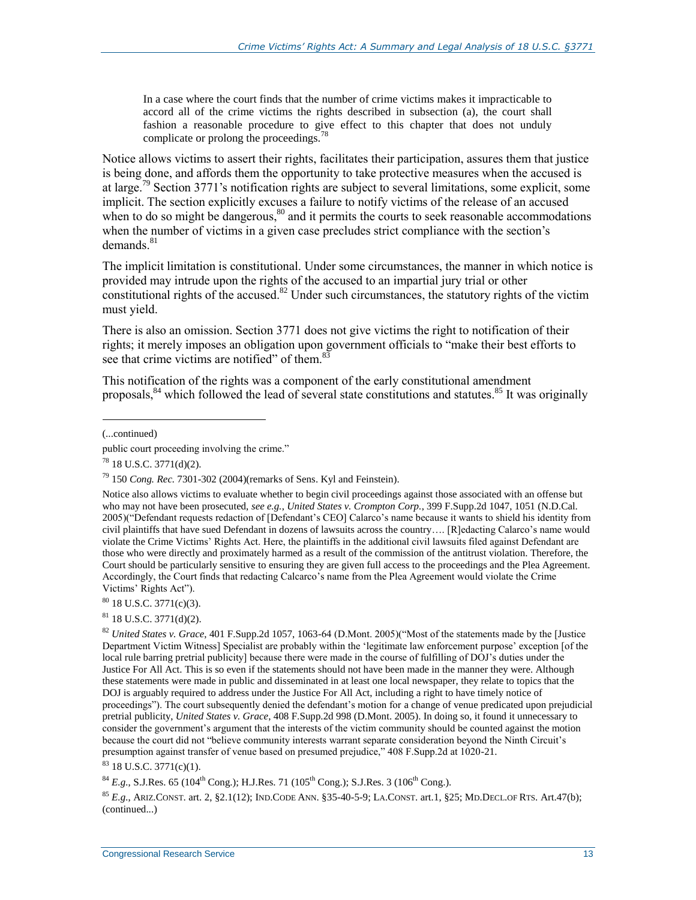> In a case where the court finds that the number of crime victims makes it impracticable to accord all of the crime victims the rights described in subsection (a), the court shall fashion a reasonable procedure to give effect to this chapter that does not unduly complicate or prolong the proceedings.[78]

Notice allows victims to assert their rights, facilitates their participation, assures them that justice is being done, and affords them the opportunity to take protective measures when the accused is at large.[79] Section 3771's notification rights are subject to several limitations, some explicit, some implicit. The section explicitly excuses a failure to notify victims of the release of an accused when to do so might be dangerous,[80] and it permits the courts to seek reasonable accommodations when the number of victims in a given case precludes strict compliance with the section's demands.[81]

The implicit limitation is constitutional. Under some circumstances, the manner in which notice is provided may intrude upon the rights of the accused to an impartial jury trial or other constitutional rights of the accused.[82] Under such circumstances, the statutory rights of the victim must yield.

There is also an omission. Section 3771 does not give victims the right to notification of their rights; it merely imposes an obligation upon government officials to "make their best efforts to see that crime victims are notified" of them.[83]

This notification of the rights was a component of the early constitutional amendment proposals,[84] which followed the lead of several state constitutions and statutes.[85] It was originally

---

(...continued)

public court proceeding involving the crime."

[78] 18 U.S.C. 3771(d)(2).

[79] 150 *Cong. Rec.* 7301-302 (2004)(remarks of Sens. Kyl and Feinstein).

Notice also allows victims to evaluate whether to begin civil proceedings against those associated with an offense but who may not have been prosecuted, *see e.g.*, *United States v. Crompton Corp.*, 399 F.Supp.2d 1047, 1051 (N.D.Cal. 2005)("Defendant requests redaction of [Defendant's CEO] Calarco's name because it wants to shield his identity from civil plaintiffs that have sued Defendant in dozens of lawsuits across the country…. [R]edacting Calarco's name would violate the Crime Victims' Rights Act. Here, the plaintiffs in the additional civil lawsuits filed against Defendant are those who were directly and proximately harmed as a result of the commission of the antitrust violation. Therefore, the Court should be particularly sensitive to ensuring they are given full access to the proceedings and the Plea Agreement. Accordingly, the Court finds that redacting Calcarco's name from the Plea Agreement would violate the Crime Victims' Rights Act").

[80] 18 U.S.C. 3771(c)(3).

[81] 18 U.S.C. 3771(d)(2).

[82] *United States v. Grace*, 401 F.Supp.2d 1057, 1063-64 (D.Mont. 2005)("Most of the statements made by the [Justice Department Victim Witness] Specialist are probably within the 'legitimate law enforcement purpose' exception [of the local rule barring pretrial publicity] because there were made in the course of fulfilling of DOJ's duties under the Justice For All Act. This is so even if the statements should not have been made in the manner they were. Although these statements were made in public and disseminated in at least one local newspaper, they relate to topics that the DOJ is arguably required to address under the Justice For All Act, including a right to have timely notice of proceedings"). The court subsequently denied the defendant's motion for a change of venue predicated upon prejudicial pretrial publicity, *United States v. Grace*, 408 F.Supp.2d 998 (D.Mont. 2005). In doing so, it found it unnecessary to consider the government's argument that the interests of the victim community should be counted against the motion because the court did not "believe community interests warrant separate consideration beyond the Ninth Circuit's presumption against transfer of venue based on presumed prejudice," 408 F.Supp.2d at 1020-21.

[83] 18 U.S.C. 3771(c)(1).

[84] *E.g.*, S.J.Res. 65 (104th Cong.); H.J.Res. 71 (105th Cong.); S.J.Res. 3 (106th Cong.).

[85] *E.g.*, ARIZ.CONST. art. 2, §2.1(12); IND.CODE ANN. §35-40-5-9; LA.CONST. art.1, §25; MD.DECL.OF RTS. Art.47(b); (continued...)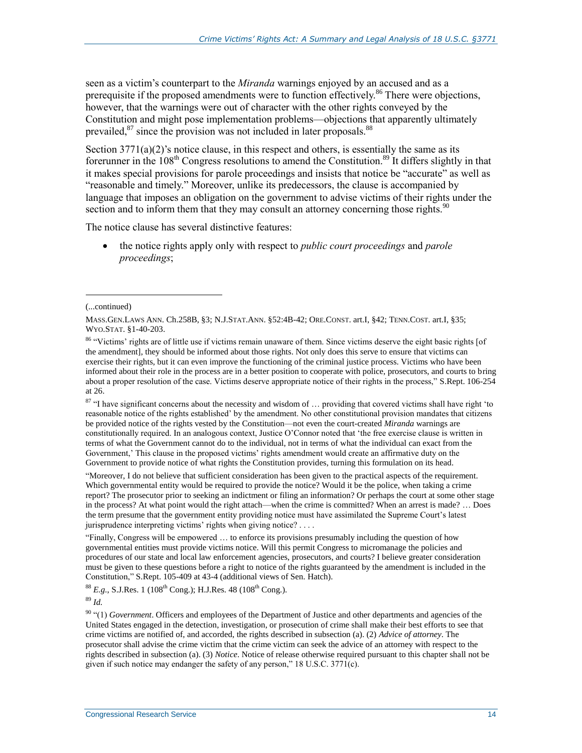seen as a victim's counterpart to the *Miranda* warnings enjoyed by an accused and as a prerequisite if the proposed amendments were to function effectively.[86] There were objections, however, that the warnings were out of character with the other rights conveyed by the Constitution and might pose implementation problems—objections that apparently ultimately prevailed,[87] since the provision was not included in later proposals.[88]

Section 3771(a)(2)'s notice clause, in this respect and others, is essentially the same as its forerunner in the 108th Congress resolutions to amend the Constitution.[89] It differs slightly in that it makes special provisions for parole proceedings and insists that notice be "accurate" as well as "reasonable and timely." Moreover, unlike its predecessors, the clause is accompanied by language that imposes an obligation on the government to advise victims of their rights under the section and to inform them that they may consult an attorney concerning those rights.[90]

The notice clause has several distinctive features:

- the notice rights apply only with respect to *public court proceedings* and *parole proceedings*;

---

(...continued)

MASS.GEN.LAWS ANN. Ch.258B, §3; N.J.STAT.ANN. §52:4B-42; ORE.CONST. art.I, §42; TENN.COST. art.I, §35; WYO.STAT. §1-40-203.

[86] "Victims' rights are of little use if victims remain unaware of them. Since victims deserve the eight basic rights [of the amendment], they should be informed about those rights. Not only does this serve to ensure that victims can exercise their rights, but it can even improve the functioning of the criminal justice process. Victims who have been informed about their role in the process are in a better position to cooperate with police, prosecutors, and courts to bring about a proper resolution of the case. Victims deserve appropriate notice of their rights in the process," S.Rept. 106-254 at 26.

[87] "I have significant concerns about the necessity and wisdom of … providing that covered victims shall have right 'to reasonable notice of the rights established' by the amendment. No other constitutional provision mandates that citizens be provided notice of the rights vested by the Constitution—not even the court-created *Miranda* warnings are constitutionally required. In an analogous context, Justice O'Connor noted that 'the free exercise clause is written in terms of what the Government cannot do to the individual, not in terms of what the individual can exact from the Government,' This clause in the proposed victims' rights amendment would create an affirmative duty on the Government to provide notice of what rights the Constitution provides, turning this formulation on its head.

"Moreover, I do not believe that sufficient consideration has been given to the practical aspects of the requirement. Which governmental entity would be required to provide the notice? Would it be the police, when taking a crime report? The prosecutor prior to seeking an indictment or filing an information? Or perhaps the court at some other stage in the process? At what point would the right attach—when the crime is committed? When an arrest is made? … Does the term presume that the government entity providing notice must have assimilated the Supreme Court's latest jurisprudence interpreting victims' rights when giving notice? . . . .

"Finally, Congress will be empowered … to enforce its provisions presumably including the question of how governmental entities must provide victims notice. Will this permit Congress to micromanage the policies and procedures of our state and local law enforcement agencies, prosecutors, and courts? I believe greater consideration must be given to these questions before a right to notice of the rights guaranteed by the amendment is included in the Constitution," S.Rept. 105-409 at 43-4 (additional views of Sen. Hatch).

[88] *E.g.*, S.J.Res. 1 (108th Cong.); H.J.Res. 48 (108th Cong.).

[89] *Id.*

[90] "(1) *Government*. Officers and employees of the Department of Justice and other departments and agencies of the United States engaged in the detection, investigation, or prosecution of crime shall make their best efforts to see that crime victims are notified of, and accorded, the rights described in subsection (a). (2) *Advice of attorney*. The prosecutor shall advise the crime victim that the crime victim can seek the advice of an attorney with respect to the rights described in subsection (a). (3) *Notice*. Notice of release otherwise required pursuant to this chapter shall not be given if such notice may endanger the safety of any person," 18 U.S.C. 3771(c).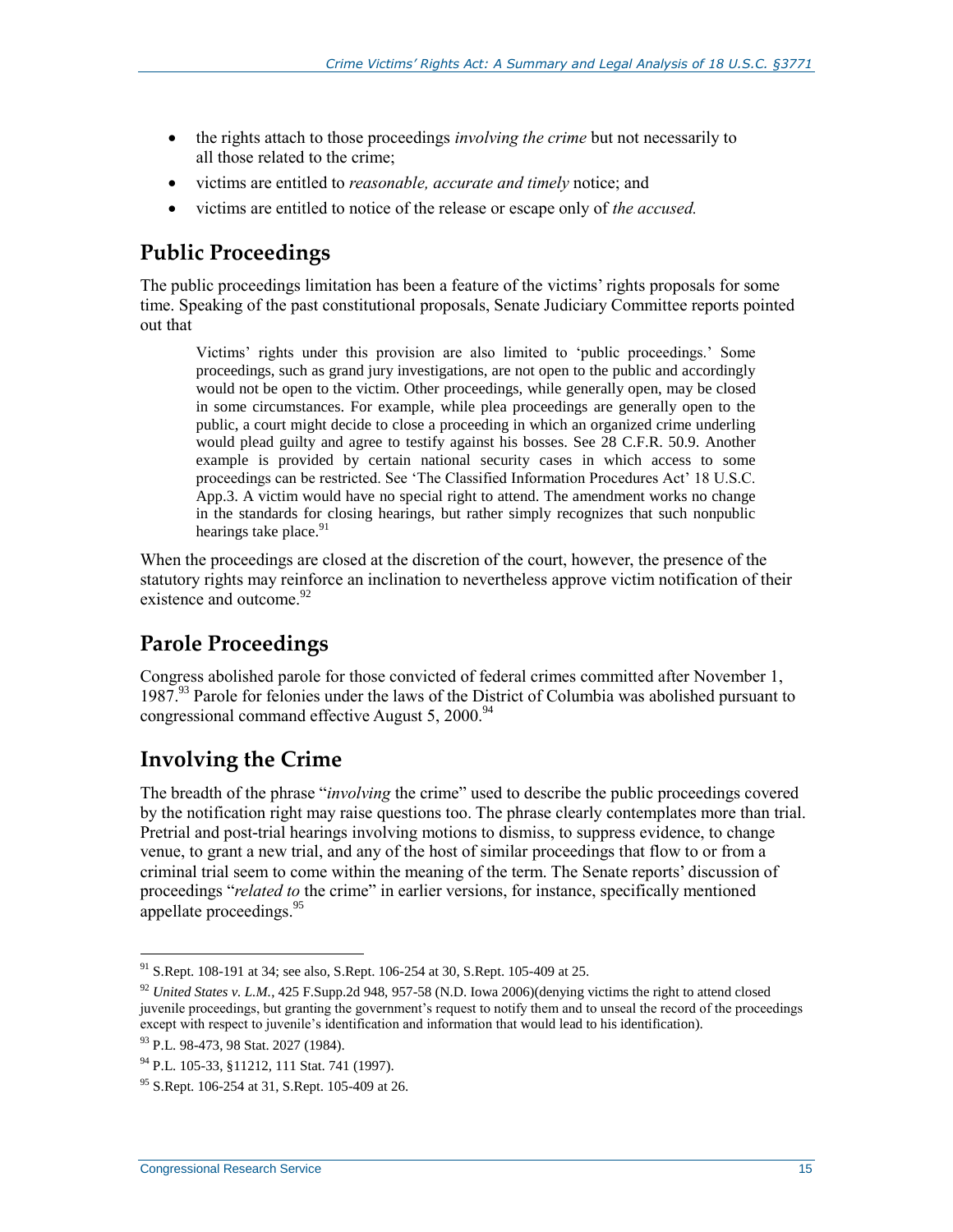- the rights attach to those proceedings *involving the crime* but not necessarily to all those related to the crime;
- victims are entitled to *reasonable, accurate and timely* notice; and
- victims are entitled to notice of the release or escape only of *the accused.*

## Public Proceedings

The public proceedings limitation has been a feature of the victims' rights proposals for some time. Speaking of the past constitutional proposals, Senate Judiciary Committee reports pointed out that

> Victims' rights under this provision are also limited to 'public proceedings.' Some proceedings, such as grand jury investigations, are not open to the public and accordingly would not be open to the victim. Other proceedings, while generally open, may be closed in some circumstances. For example, while plea proceedings are generally open to the public, a court might decide to close a proceeding in which an organized crime underling would plead guilty and agree to testify against his bosses. See 28 C.F.R. 50.9. Another example is provided by certain national security cases in which access to some proceedings can be restricted. See 'The Classified Information Procedures Act' 18 U.S.C. App.3. A victim would have no special right to attend. The amendment works no change in the standards for closing hearings, but rather simply recognizes that such nonpublic hearings take place.[91]

When the proceedings are closed at the discretion of the court, however, the presence of the statutory rights may reinforce an inclination to nevertheless approve victim notification of their existence and outcome.[92]

## Parole Proceedings

Congress abolished parole for those convicted of federal crimes committed after November 1, 1987.[93] Parole for felonies under the laws of the District of Columbia was abolished pursuant to congressional command effective August 5, 2000.[94]

## Involving the Crime

The breadth of the phrase "*involving* the crime" used to describe the public proceedings covered by the notification right may raise questions too. The phrase clearly contemplates more than trial. Pretrial and post-trial hearings involving motions to dismiss, to suppress evidence, to change venue, to grant a new trial, and any of the host of similar proceedings that flow to or from a criminal trial seem to come within the meaning of the term. The Senate reports' discussion of proceedings "*related to* the crime" in earlier versions, for instance, specifically mentioned appellate proceedings.[95]

---

[91] S.Rept. 108-191 at 34; see also, S.Rept. 106-254 at 30, S.Rept. 105-409 at 25.

[92] *United States v. L.M.*, 425 F.Supp.2d 948, 957-58 (N.D. Iowa 2006)(denying victims the right to attend closed juvenile proceedings, but granting the government's request to notify them and to unseal the record of the proceedings except with respect to juvenile's identification and information that would lead to his identification).

[93] P.L. 98-473, 98 Stat. 2027 (1984).

[94] P.L. 105-33, §11212, 111 Stat. 741 (1997).

[95] S.Rept. 106-254 at 31, S.Rept. 105-409 at 26.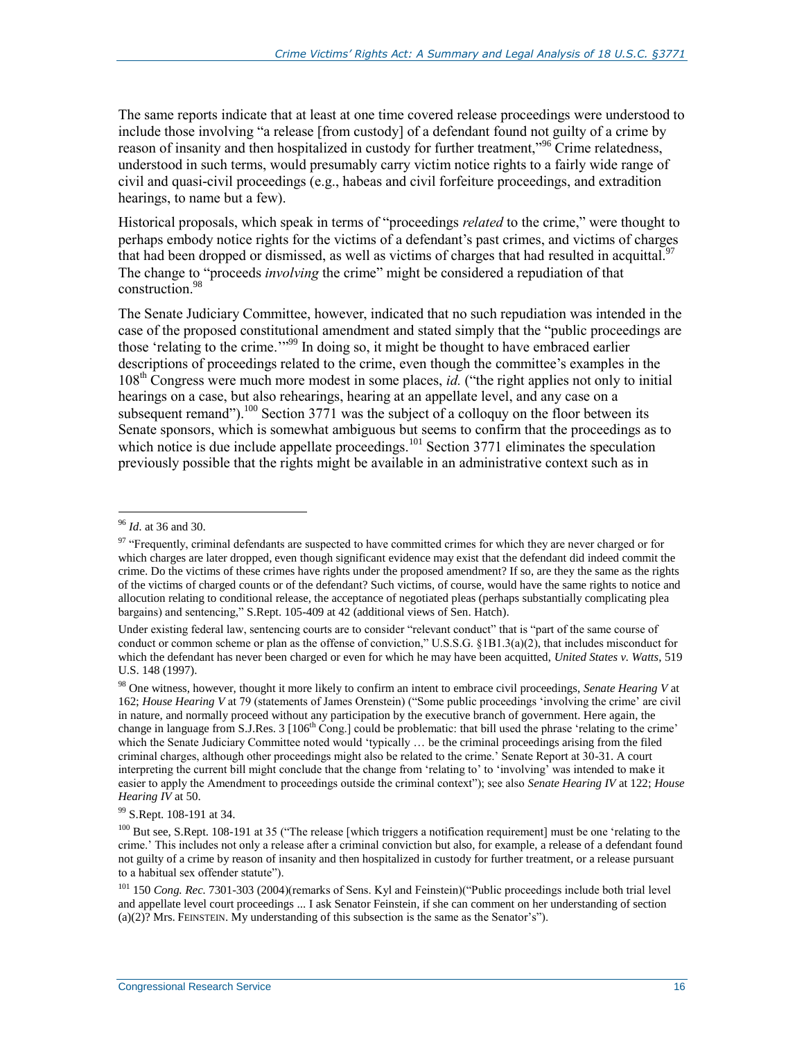The same reports indicate that at least at one time covered release proceedings were understood to include those involving "a release [from custody] of a defendant found not guilty of a crime by reason of insanity and then hospitalized in custody for further treatment,"[96] Crime relatedness, understood in such terms, would presumably carry victim notice rights to a fairly wide range of civil and quasi-civil proceedings (e.g., habeas and civil forfeiture proceedings, and extradition hearings, to name but a few).

Historical proposals, which speak in terms of "proceedings *related* to the crime," were thought to perhaps embody notice rights for the victims of a defendant's past crimes, and victims of charges that had been dropped or dismissed, as well as victims of charges that had resulted in acquittal.[97] The change to "proceeds *involving* the crime" might be considered a repudiation of that construction.[98]

The Senate Judiciary Committee, however, indicated that no such repudiation was intended in the case of the proposed constitutional amendment and stated simply that the "public proceedings are those 'relating to the crime.'"[99] In doing so, it might be thought to have embraced earlier descriptions of proceedings related to the crime, even though the committee's examples in the 108th Congress were much more modest in some places, *id.* ("the right applies not only to initial hearings on a case, but also rehearings, hearing at an appellate level, and any case on a subsequent remand").[100] Section 3771 was the subject of a colloquy on the floor between its Senate sponsors, which is somewhat ambiguous but seems to confirm that the proceedings as to which notice is due include appellate proceedings.[101] Section 3771 eliminates the speculation previously possible that the rights might be available in an administrative context such as in

---

[96] *Id.* at 36 and 30.

[97] "Frequently, criminal defendants are suspected to have committed crimes for which they are never charged or for which charges are later dropped, even though significant evidence may exist that the defendant did indeed commit the crime. Do the victims of these crimes have rights under the proposed amendment? If so, are they the same as the rights of the victims of charged counts or of the defendant? Such victims, of course, would have the same rights to notice and allocution relating to conditional release, the acceptance of negotiated pleas (perhaps substantially complicating plea bargains) and sentencing," S.Rept. 105-409 at 42 (additional views of Sen. Hatch).

Under existing federal law, sentencing courts are to consider "relevant conduct" that is "part of the same course of conduct or common scheme or plan as the offense of conviction," U.S.S.G. §1B1.3(a)(2), that includes misconduct for which the defendant has never been charged or even for which he may have been acquitted, *United States v. Watts*, 519 U.S. 148 (1997).

[98] One witness, however, thought it more likely to confirm an intent to embrace civil proceedings, *Senate Hearing V* at 162; *House Hearing V* at 79 (statements of James Orenstein) ("Some public proceedings 'involving the crime' are civil in nature, and normally proceed without any participation by the executive branch of government. Here again, the change in language from S.J.Res. 3 [106th Cong.] could be problematic: that bill used the phrase 'relating to the crime' which the Senate Judiciary Committee noted would 'typically … be the criminal proceedings arising from the filed criminal charges, although other proceedings might also be related to the crime.' Senate Report at 30-31. A court interpreting the current bill might conclude that the change from 'relating to' to 'involving' was intended to make it easier to apply the Amendment to proceedings outside the criminal context"); see also *Senate Hearing IV* at 122; *House Hearing IV* at 50.

[99] S.Rept. 108-191 at 34.

[100] But see, S.Rept. 108-191 at 35 ("The release [which triggers a notification requirement] must be one 'relating to the crime.' This includes not only a release after a criminal conviction but also, for example, a release of a defendant found not guilty of a crime by reason of insanity and then hospitalized in custody for further treatment, or a release pursuant to a habitual sex offender statute").

[101] 150 *Cong. Rec.* 7301-303 (2004)(remarks of Sens. Kyl and Feinstein)("Public proceedings include both trial level and appellate level court proceedings ... I ask Senator Feinstein, if she can comment on her understanding of section (a)(2)? Mrs. FEINSTEIN. My understanding of this subsection is the same as the Senator's").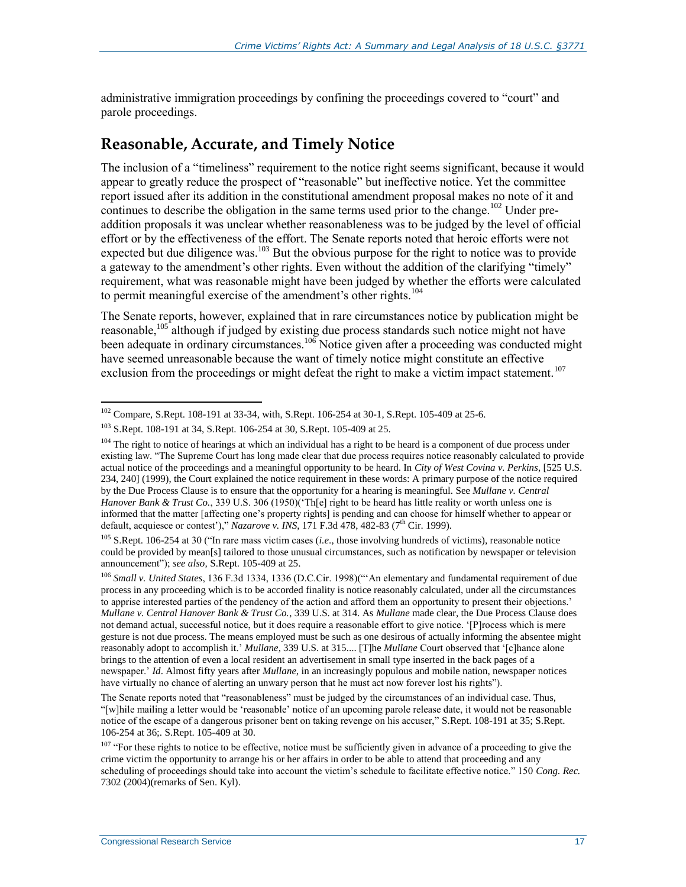administrative immigration proceedings by confining the proceedings covered to "court" and parole proceedings.

## Reasonable, Accurate, and Timely Notice

The inclusion of a "timeliness" requirement to the notice right seems significant, because it would appear to greatly reduce the prospect of "reasonable" but ineffective notice. Yet the committee report issued after its addition in the constitutional amendment proposal makes no note of it and continues to describe the obligation in the same terms used prior to the change.[102] Under pre-addition proposals it was unclear whether reasonableness was to be judged by the level of official effort or by the effectiveness of the effort. The Senate reports noted that heroic efforts were not expected but due diligence was.[103] But the obvious purpose for the right to notice was to provide a gateway to the amendment's other rights. Even without the addition of the clarifying "timely" requirement, what was reasonable might have been judged by whether the efforts were calculated to permit meaningful exercise of the amendment's other rights.[104]

The Senate reports, however, explained that in rare circumstances notice by publication might be reasonable,[105] although if judged by existing due process standards such notice might not have been adequate in ordinary circumstances.[106] Notice given after a proceeding was conducted might have seemed unreasonable because the want of timely notice might constitute an effective exclusion from the proceedings or might defeat the right to make a victim impact statement.[107]

---

[102] Compare, S.Rept. 108-191 at 33-34, with, S.Rept. 106-254 at 30-1, S.Rept. 105-409 at 25-6.

[103] S.Rept. 108-191 at 34, S.Rept. 106-254 at 30, S.Rept. 105-409 at 25.

[104] The right to notice of hearings at which an individual has a right to be heard is a component of due process under existing law. "The Supreme Court has long made clear that due process requires notice reasonably calculated to provide actual notice of the proceedings and a meaningful opportunity to be heard. In *City of West Covina v. Perkins*, [525 U.S. 234, 240] (1999), the Court explained the notice requirement in these words: A primary purpose of the notice required by the Due Process Clause is to ensure that the opportunity for a hearing is meaningful. See *Mullane v. Central Hanover Bank & Trust Co.*, 339 U.S. 306 (1950)('Th[e] right to be heard has little reality or worth unless one is informed that the matter [affecting one's property rights] is pending and can choose for himself whether to appear or default, acquiesce or contest')," *Nazarove v. INS*, 171 F.3d 478, 482-83 (7th Cir. 1999).

[105] S.Rept. 106-254 at 30 ("In rare mass victim cases (*i.e.*, those involving hundreds of victims), reasonable notice could be provided by mean[s] tailored to those unusual circumstances, such as notification by newspaper or television announcement"); *see also*, S.Rept. 105-409 at 25.

[106] *Small v. United States*, 136 F.3d 1334, 1336 (D.C.Cir. 1998)("'An elementary and fundamental requirement of due process in any proceeding which is to be accorded finality is notice reasonably calculated, under all the circumstances to apprise interested parties of the pendency of the action and afford them an opportunity to present their objections.' *Mullane v. Central Hanover Bank & Trust Co.*, 339 U.S. at 314. As *Mullane* made clear, the Due Process Clause does not demand actual, successful notice, but it does require a reasonable effort to give notice. '[P]rocess which is mere gesture is not due process. The means employed must be such as one desirous of actually informing the absentee might reasonably adopt to accomplish it.' *Mullane*, 339 U.S. at 315.... [T]he *Mullane* Court observed that '[c]hance alone brings to the attention of even a local resident an advertisement in small type inserted in the back pages of a newspaper.' *Id*. Almost fifty years after *Mullane*, in an increasingly populous and mobile nation, newspaper notices have virtually no chance of alerting an unwary person that he must act now forever lost his rights").

The Senate reports noted that "reasonableness" must be judged by the circumstances of an individual case. Thus, "[w]hile mailing a letter would be 'reasonable' notice of an upcoming parole release date, it would not be reasonable notice of the escape of a dangerous prisoner bent on taking revenge on his accuser," S.Rept. 108-191 at 35; S.Rept. 106-254 at 36;. S.Rept. 105-409 at 30.

[107] "For these rights to notice to be effective, notice must be sufficiently given in advance of a proceeding to give the crime victim the opportunity to arrange his or her affairs in order to be able to attend that proceeding and any scheduling of proceedings should take into account the victim's schedule to facilitate effective notice." 150 *Cong. Rec.* 7302 (2004)(remarks of Sen. Kyl).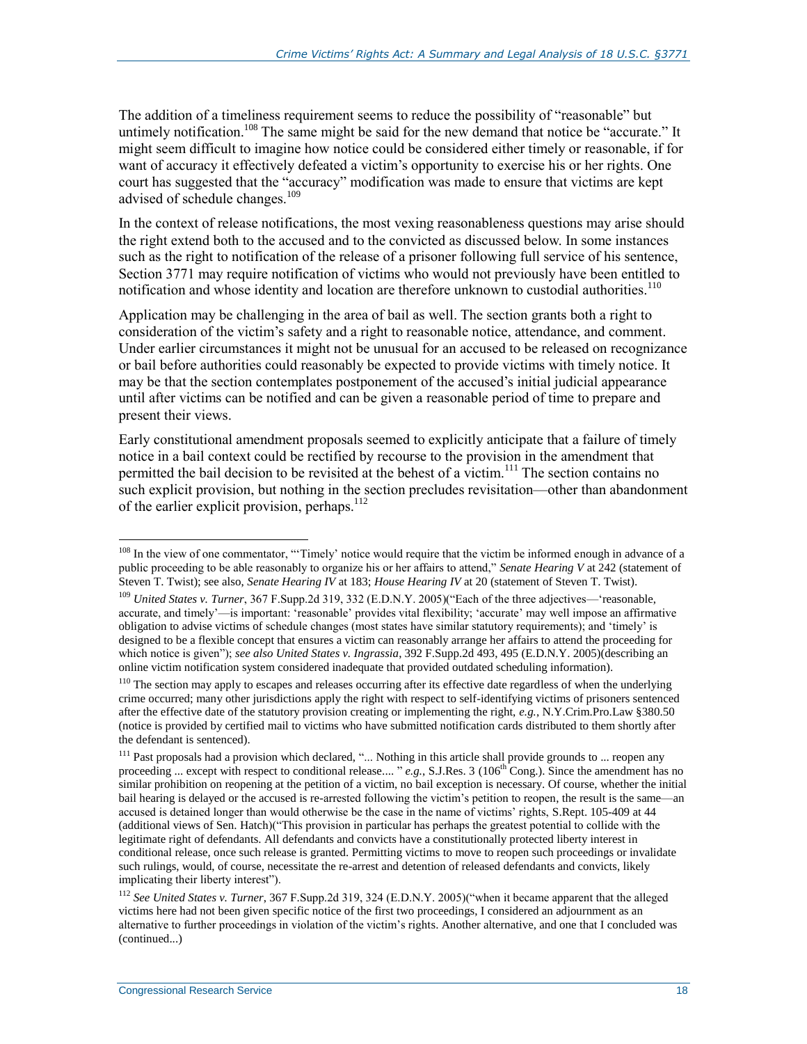The addition of a timeliness requirement seems to reduce the possibility of "reasonable" but untimely notification.[108] The same might be said for the new demand that notice be "accurate." It might seem difficult to imagine how notice could be considered either timely or reasonable, if for want of accuracy it effectively defeated a victim's opportunity to exercise his or her rights. One court has suggested that the "accuracy" modification was made to ensure that victims are kept advised of schedule changes.[109]

In the context of release notifications, the most vexing reasonableness questions may arise should the right extend both to the accused and to the convicted as discussed below. In some instances such as the right to notification of the release of a prisoner following full service of his sentence, Section 3771 may require notification of victims who would not previously have been entitled to notification and whose identity and location are therefore unknown to custodial authorities.[110]

Application may be challenging in the area of bail as well. The section grants both a right to consideration of the victim's safety and a right to reasonable notice, attendance, and comment. Under earlier circumstances it might not be unusual for an accused to be released on recognizance or bail before authorities could reasonably be expected to provide victims with timely notice. It may be that the section contemplates postponement of the accused's initial judicial appearance until after victims can be notified and can be given a reasonable period of time to prepare and present their views.

Early constitutional amendment proposals seemed to explicitly anticipate that a failure of timely notice in a bail context could be rectified by recourse to the provision in the amendment that permitted the bail decision to be revisited at the behest of a victim.[111] The section contains no such explicit provision, but nothing in the section precludes revisitation—other than abandonment of the earlier explicit provision, perhaps.[112]

---

[108] In the view of one commentator, "'Timely' notice would require that the victim be informed enough in advance of a public proceeding to be able reasonably to organize his or her affairs to attend," *Senate Hearing V* at 242 (statement of Steven T. Twist); see also, *Senate Hearing IV* at 183; *House Hearing IV* at 20 (statement of Steven T. Twist).

[109] *United States v. Turner*, 367 F.Supp.2d 319, 332 (E.D.N.Y. 2005)("Each of the three adjectives—'reasonable, accurate, and timely'—is important: 'reasonable' provides vital flexibility; 'accurate' may well impose an affirmative obligation to advise victims of schedule changes (most states have similar statutory requirements); and 'timely' is designed to be a flexible concept that ensures a victim can reasonably arrange her affairs to attend the proceeding for which notice is given"); *see also United States v. Ingrassia*, 392 F.Supp.2d 493, 495 (E.D.N.Y. 2005)(describing an online victim notification system considered inadequate that provided outdated scheduling information).

[110] The section may apply to escapes and releases occurring after its effective date regardless of when the underlying crime occurred; many other jurisdictions apply the right with respect to self-identifying victims of prisoners sentenced after the effective date of the statutory provision creating or implementing the right, *e.g.*, N.Y.Crim.Pro.Law §380.50 (notice is provided by certified mail to victims who have submitted notification cards distributed to them shortly after the defendant is sentenced).

[111] Past proposals had a provision which declared, "... Nothing in this article shall provide grounds to ... reopen any proceeding ... except with respect to conditional release.... " *e.g.*, S.J.Res. 3 (106th Cong.). Since the amendment has no similar prohibition on reopening at the petition of a victim, no bail exception is necessary. Of course, whether the initial bail hearing is delayed or the accused is re-arrested following the victim's petition to reopen, the result is the same—an accused is detained longer than would otherwise be the case in the name of victims' rights, S.Rept. 105-409 at 44 (additional views of Sen. Hatch)("This provision in particular has perhaps the greatest potential to collide with the legitimate right of defendants. All defendants and convicts have a constitutionally protected liberty interest in conditional release, once such release is granted. Permitting victims to move to reopen such proceedings or invalidate such rulings, would, of course, necessitate the re-arrest and detention of released defendants and convicts, likely implicating their liberty interest").

[112] *See United States v. Turner*, 367 F.Supp.2d 319, 324 (E.D.N.Y. 2005)("when it became apparent that the alleged victims here had not been given specific notice of the first two proceedings, I considered an adjournment as an alternative to further proceedings in violation of the victim's rights. Another alternative, and one that I concluded was (continued...)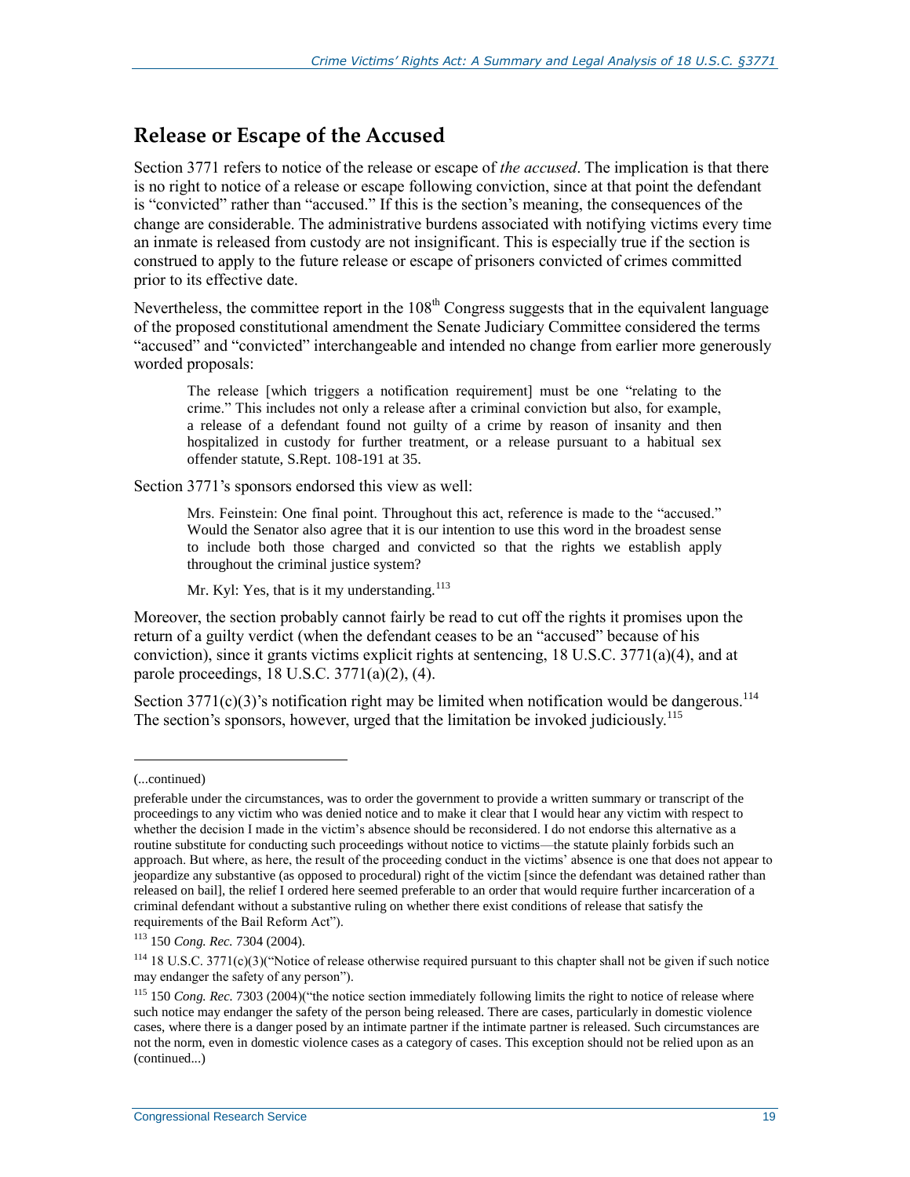## Release or Escape of the Accused

Section 3771 refers to notice of the release or escape of *the accused*. The implication is that there is no right to notice of a release or escape following conviction, since at that point the defendant is "convicted" rather than "accused." If this is the section's meaning, the consequences of the change are considerable. The administrative burdens associated with notifying victims every time an inmate is released from custody are not insignificant. This is especially true if the section is construed to apply to the future release or escape of prisoners convicted of crimes committed prior to its effective date.

Nevertheless, the committee report in the 108th Congress suggests that in the equivalent language of the proposed constitutional amendment the Senate Judiciary Committee considered the terms "accused" and "convicted" interchangeable and intended no change from earlier more generously worded proposals:

> The release [which triggers a notification requirement] must be one "relating to the crime." This includes not only a release after a criminal conviction but also, for example, a release of a defendant found not guilty of a crime by reason of insanity and then hospitalized in custody for further treatment, or a release pursuant to a habitual sex offender statute, S.Rept. 108-191 at 35.

Section 3771's sponsors endorsed this view as well:

> Mrs. Feinstein: One final point. Throughout this act, reference is made to the "accused." Would the Senator also agree that it is our intention to use this word in the broadest sense to include both those charged and convicted so that the rights we establish apply throughout the criminal justice system?
>
> Mr. Kyl: Yes, that is it my understanding.[113]

Moreover, the section probably cannot fairly be read to cut off the rights it promises upon the return of a guilty verdict (when the defendant ceases to be an "accused" because of his conviction), since it grants victims explicit rights at sentencing, 18 U.S.C. 3771(a)(4), and at parole proceedings, 18 U.S.C. 3771(a)(2), (4).

Section 3771(c)(3)'s notification right may be limited when notification would be dangerous.[114] The section's sponsors, however, urged that the limitation be invoked judiciously.[115]

---

(...continued)

preferable under the circumstances, was to order the government to provide a written summary or transcript of the proceedings to any victim who was denied notice and to make it clear that I would hear any victim with respect to whether the decision I made in the victim's absence should be reconsidered. I do not endorse this alternative as a routine substitute for conducting such proceedings without notice to victims—the statute plainly forbids such an approach. But where, as here, the result of the proceeding conduct in the victims' absence is one that does not appear to jeopardize any substantive (as opposed to procedural) right of the victim [since the defendant was detained rather than released on bail], the relief I ordered here seemed preferable to an order that would require further incarceration of a criminal defendant without a substantive ruling on whether there exist conditions of release that satisfy the requirements of the Bail Reform Act").

[113] 150 *Cong. Rec.* 7304 (2004).

[114] 18 U.S.C. 3771(c)(3)("Notice of release otherwise required pursuant to this chapter shall not be given if such notice may endanger the safety of any person").

[115] 150 *Cong. Rec.* 7303 (2004)("the notice section immediately following limits the right to notice of release where such notice may endanger the safety of the person being released. There are cases, particularly in domestic violence cases, where there is a danger posed by an intimate partner if the intimate partner is released. Such circumstances are not the norm, even in domestic violence cases as a category of cases. This exception should not be relied upon as an (continued...)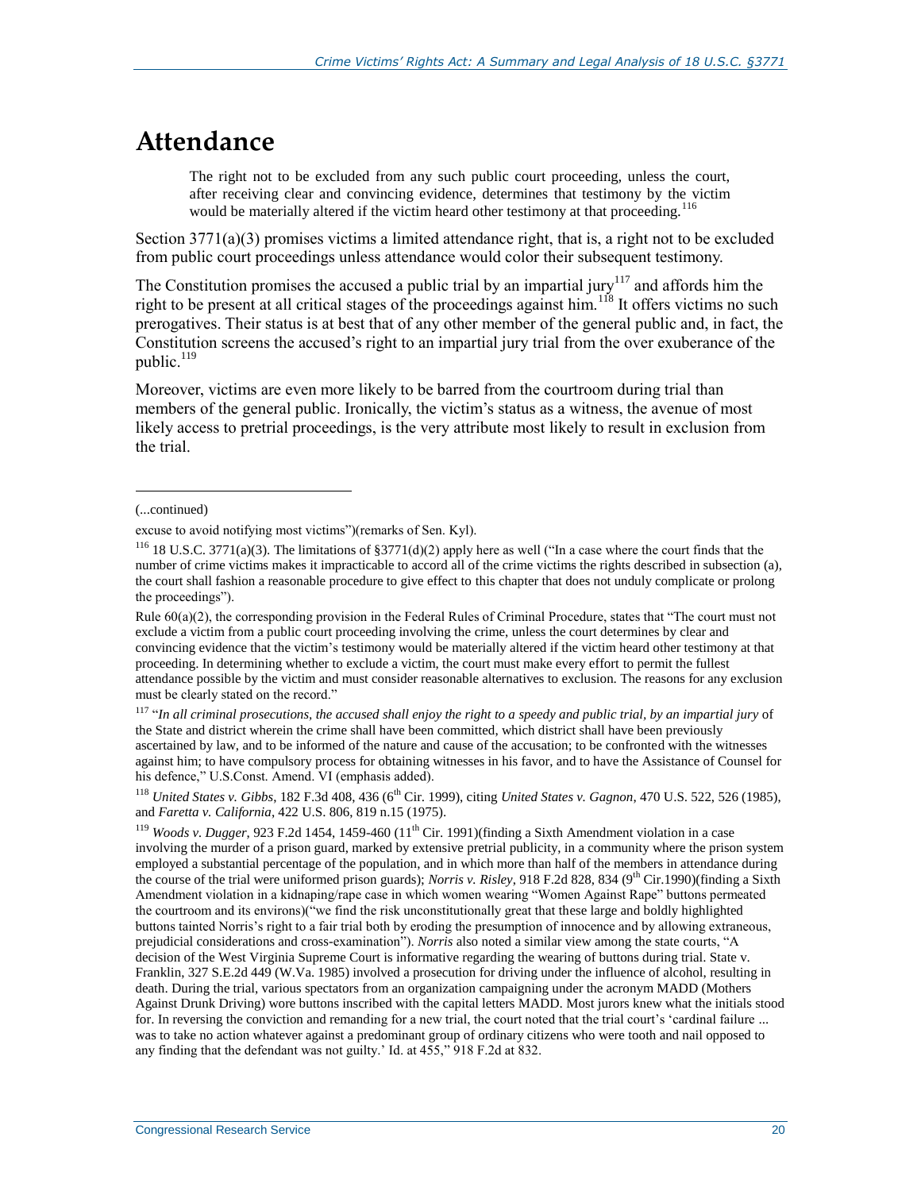# Attendance

> The right not to be excluded from any such public court proceeding, unless the court, after receiving clear and convincing evidence, determines that testimony by the victim would be materially altered if the victim heard other testimony at that proceeding.[116]

Section 3771(a)(3) promises victims a limited attendance right, that is, a right not to be excluded from public court proceedings unless attendance would color their subsequent testimony.

The Constitution promises the accused a public trial by an impartial jury[117] and affords him the right to be present at all critical stages of the proceedings against him.[118] It offers victims no such prerogatives. Their status is at best that of any other member of the general public and, in fact, the Constitution screens the accused's right to an impartial jury trial from the over exuberance of the public.[119]

Moreover, victims are even more likely to be barred from the courtroom during trial than members of the general public. Ironically, the victim's status as a witness, the avenue of most likely access to pretrial proceedings, is the very attribute most likely to result in exclusion from the trial.

---

(...continued)

excuse to avoid notifying most victims")(remarks of Sen. Kyl).

[116] 18 U.S.C. 3771(a)(3). The limitations of §3771(d)(2) apply here as well ("In a case where the court finds that the number of crime victims makes it impracticable to accord all of the crime victims the rights described in subsection (a), the court shall fashion a reasonable procedure to give effect to this chapter that does not unduly complicate or prolong the proceedings").

Rule 60(a)(2), the corresponding provision in the Federal Rules of Criminal Procedure, states that "The court must not exclude a victim from a public court proceeding involving the crime, unless the court determines by clear and convincing evidence that the victim's testimony would be materially altered if the victim heard other testimony at that proceeding. In determining whether to exclude a victim, the court must make every effort to permit the fullest attendance possible by the victim and must consider reasonable alternatives to exclusion. The reasons for any exclusion must be clearly stated on the record."

[117] "*In all criminal prosecutions, the accused shall enjoy the right to a speedy and public trial, by an impartial jury* of the State and district wherein the crime shall have been committed, which district shall have been previously ascertained by law, and to be informed of the nature and cause of the accusation; to be confronted with the witnesses against him; to have compulsory process for obtaining witnesses in his favor, and to have the Assistance of Counsel for his defence," U.S.Const. Amend. VI (emphasis added).

[118] *United States v. Gibbs*, 182 F.3d 408, 436 (6th Cir. 1999), citing *United States v. Gagnon*, 470 U.S. 522, 526 (1985), and *Faretta v. California*, 422 U.S. 806, 819 n.15 (1975).

[119] *Woods v. Dugger*, 923 F.2d 1454, 1459-460 (11th Cir. 1991)(finding a Sixth Amendment violation in a case involving the murder of a prison guard, marked by extensive pretrial publicity, in a community where the prison system employed a substantial percentage of the population, and in which more than half of the members in attendance during the course of the trial were uniformed prison guards); *Norris v. Risley*, 918 F.2d 828, 834 (9th Cir.1990)(finding a Sixth Amendment violation in a kidnaping/rape case in which women wearing "Women Against Rape" buttons permeated the courtroom and its environs)("we find the risk unconstitutionally great that these large and boldly highlighted buttons tainted Norris's right to a fair trial both by eroding the presumption of innocence and by allowing extraneous, prejudicial considerations and cross-examination"). *Norris* also noted a similar view among the state courts, "A decision of the West Virginia Supreme Court is informative regarding the wearing of buttons during trial. State v. Franklin, 327 S.E.2d 449 (W.Va. 1985) involved a prosecution for driving under the influence of alcohol, resulting in death. During the trial, various spectators from an organization campaigning under the acronym MADD (Mothers Against Drunk Driving) wore buttons inscribed with the capital letters MADD. Most jurors knew what the initials stood for. In reversing the conviction and remanding for a new trial, the court noted that the trial court's 'cardinal failure ... was to take no action whatever against a predominant group of ordinary citizens who were tooth and nail opposed to any finding that the defendant was not guilty.' Id. at 455," 918 F.2d at 832.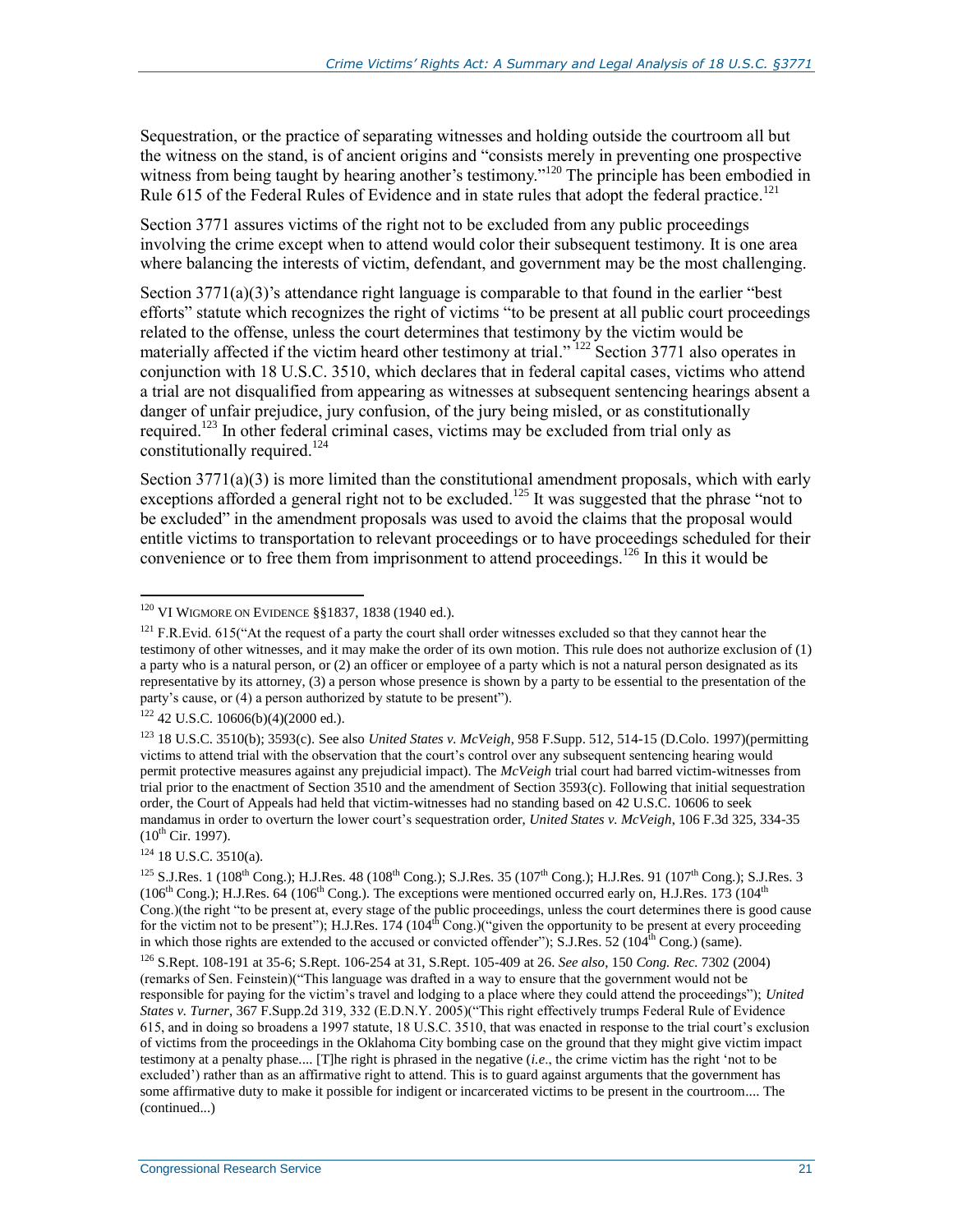Sequestration, or the practice of separating witnesses and holding outside the courtroom all but the witness on the stand, is of ancient origins and "consists merely in preventing one prospective witness from being taught by hearing another's testimony."[120] The principle has been embodied in Rule 615 of the Federal Rules of Evidence and in state rules that adopt the federal practice.[121]

Section 3771 assures victims of the right not to be excluded from any public proceedings involving the crime except when to attend would color their subsequent testimony. It is one area where balancing the interests of victim, defendant, and government may be the most challenging.

Section 3771(a)(3)'s attendance right language is comparable to that found in the earlier "best efforts" statute which recognizes the right of victims "to be present at all public court proceedings related to the offense, unless the court determines that testimony by the victim would be materially affected if the victim heard other testimony at trial."[122] Section 3771 also operates in conjunction with 18 U.S.C. 3510, which declares that in federal capital cases, victims who attend a trial are not disqualified from appearing as witnesses at subsequent sentencing hearings absent a danger of unfair prejudice, jury confusion, of the jury being misled, or as constitutionally required.[123] In other federal criminal cases, victims may be excluded from trial only as constitutionally required.[124]

Section 3771(a)(3) is more limited than the constitutional amendment proposals, which with early exceptions afforded a general right not to be excluded.[125] It was suggested that the phrase "not to be excluded" in the amendment proposals was used to avoid the claims that the proposal would entitle victims to transportation to relevant proceedings or to have proceedings scheduled for their convenience or to free them from imprisonment to attend proceedings.[126] In this it would be

---

[120] VI WIGMORE ON EVIDENCE §§1837, 1838 (1940 ed.).

[121] F.R.Evid. 615("At the request of a party the court shall order witnesses excluded so that they cannot hear the testimony of other witnesses, and it may make the order of its own motion. This rule does not authorize exclusion of (1) a party who is a natural person, or (2) an officer or employee of a party which is not a natural person designated as its representative by its attorney, (3) a person whose presence is shown by a party to be essential to the presentation of the party's cause, or (4) a person authorized by statute to be present").

[122] 42 U.S.C. 10606(b)(4)(2000 ed.).

[123] 18 U.S.C. 3510(b); 3593(c). See also *United States v. McVeigh*, 958 F.Supp. 512, 514-15 (D.Colo. 1997)(permitting victims to attend trial with the observation that the court's control over any subsequent sentencing hearing would permit protective measures against any prejudicial impact). The *McVeigh* trial court had barred victim-witnesses from trial prior to the enactment of Section 3510 and the amendment of Section 3593(c). Following that initial sequestration order, the Court of Appeals had held that victim-witnesses had no standing based on 42 U.S.C. 10606 to seek mandamus in order to overturn the lower court's sequestration order, *United States v. McVeigh*, 106 F.3d 325, 334-35 (10th Cir. 1997).

[124] 18 U.S.C. 3510(a).

[125] S.J.Res. 1 (108th Cong.); H.J.Res. 48 (108th Cong.); S.J.Res. 35 (107th Cong.); H.J.Res. 91 (107th Cong.); S.J.Res. 3 (106th Cong.); H.J.Res. 64 (106th Cong.). The exceptions were mentioned occurred early on, H.J.Res. 173 (104th Cong.)(the right "to be present at, every stage of the public proceedings, unless the court determines there is good cause for the victim not to be present"); H.J.Res. 174 (104th Cong.)("given the opportunity to be present at every proceeding in which those rights are extended to the accused or convicted offender"); S.J.Res. 52 (104th Cong.) (same).

[126] S.Rept. 108-191 at 35-6; S.Rept. 106-254 at 31, S.Rept. 105-409 at 26. *See also*, 150 *Cong. Rec.* 7302 (2004) (remarks of Sen. Feinstein)("This language was drafted in a way to ensure that the government would not be responsible for paying for the victim's travel and lodging to a place where they could attend the proceedings"); *United States v. Turner*, 367 F.Supp.2d 319, 332 (E.D.N.Y. 2005)("This right effectively trumps Federal Rule of Evidence 615, and in doing so broadens a 1997 statute, 18 U.S.C. 3510, that was enacted in response to the trial court's exclusion of victims from the proceedings in the Oklahoma City bombing case on the ground that they might give victim impact testimony at a penalty phase.... [T]he right is phrased in the negative (*i.e*., the crime victim has the right 'not to be excluded') rather than as an affirmative right to attend. This is to guard against arguments that the government has some affirmative duty to make it possible for indigent or incarcerated victims to be present in the courtroom.... The (continued...)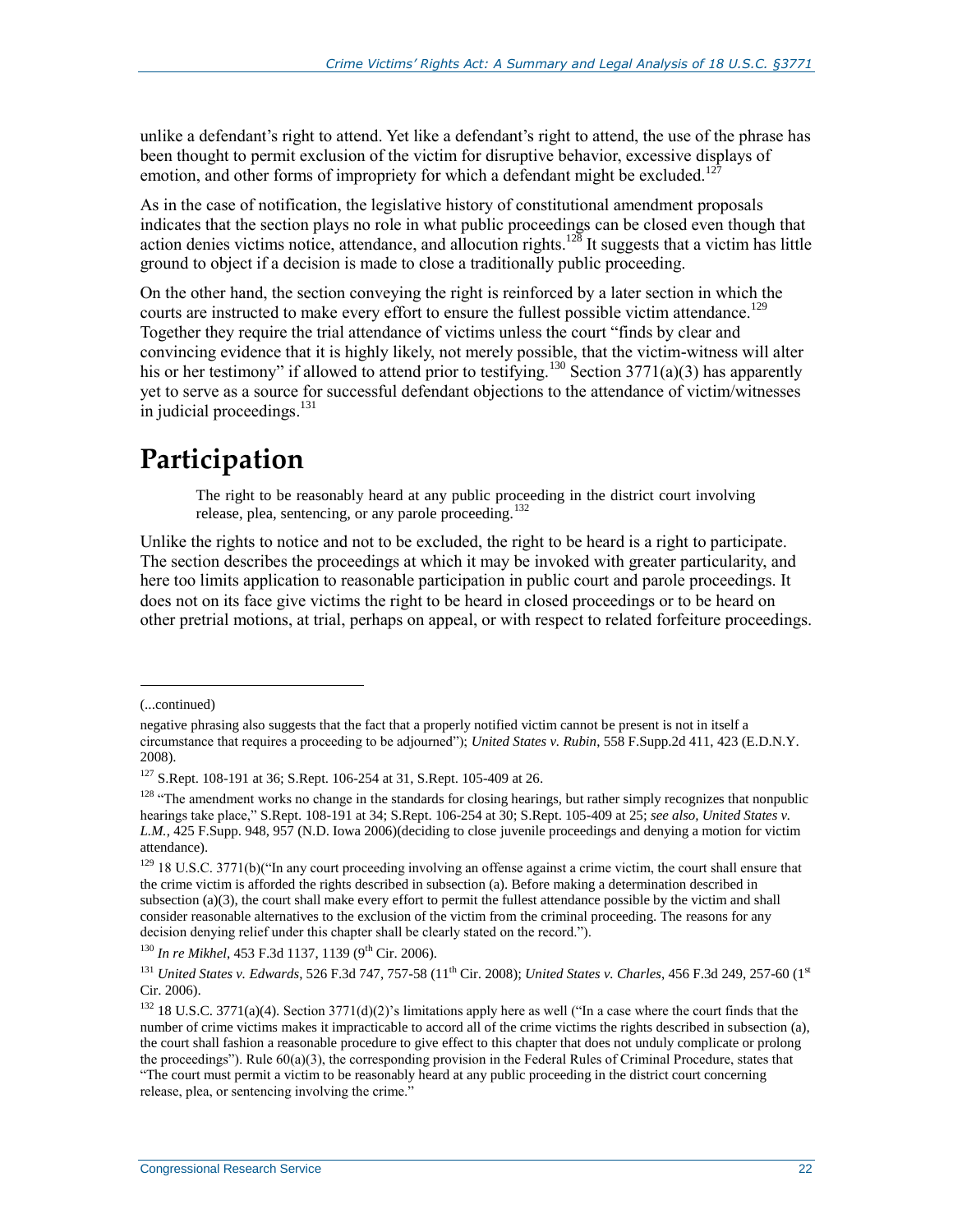unlike a defendant's right to attend. Yet like a defendant's right to attend, the use of the phrase has been thought to permit exclusion of the victim for disruptive behavior, excessive displays of emotion, and other forms of impropriety for which a defendant might be excluded.[127]

As in the case of notification, the legislative history of constitutional amendment proposals indicates that the section plays no role in what public proceedings can be closed even though that action denies victims notice, attendance, and allocution rights.[128] It suggests that a victim has little ground to object if a decision is made to close a traditionally public proceeding.

On the other hand, the section conveying the right is reinforced by a later section in which the courts are instructed to make every effort to ensure the fullest possible victim attendance.[129] Together they require the trial attendance of victims unless the court "finds by clear and convincing evidence that it is highly likely, not merely possible, that the victim-witness will alter his or her testimony" if allowed to attend prior to testifying.[130] Section 3771(a)(3) has apparently yet to serve as a source for successful defendant objections to the attendance of victim/witnesses in judicial proceedings.[131]

# Participation

> The right to be reasonably heard at any public proceeding in the district court involving release, plea, sentencing, or any parole proceeding.[132]

Unlike the rights to notice and not to be excluded, the right to be heard is a right to participate. The section describes the proceedings at which it may be invoked with greater particularity, and here too limits application to reasonable participation in public court and parole proceedings. It does not on its face give victims the right to be heard in closed proceedings or to be heard on other pretrial motions, at trial, perhaps on appeal, or with respect to related forfeiture proceedings.

---

(...continued)

negative phrasing also suggests that the fact that a properly notified victim cannot be present is not in itself a circumstance that requires a proceeding to be adjourned"); *United States v. Rubin*, 558 F.Supp.2d 411, 423 (E.D.N.Y. 2008).

[127] S.Rept. 108-191 at 36; S.Rept. 106-254 at 31, S.Rept. 105-409 at 26.

[128] "The amendment works no change in the standards for closing hearings, but rather simply recognizes that nonpublic hearings take place," S.Rept. 108-191 at 34; S.Rept. 106-254 at 30; S.Rept. 105-409 at 25; *see also, United States v. L.M.*, 425 F.Supp. 948, 957 (N.D. Iowa 2006)(deciding to close juvenile proceedings and denying a motion for victim attendance).

[129] 18 U.S.C. 3771(b)("In any court proceeding involving an offense against a crime victim, the court shall ensure that the crime victim is afforded the rights described in subsection (a). Before making a determination described in subsection (a)(3), the court shall make every effort to permit the fullest attendance possible by the victim and shall consider reasonable alternatives to the exclusion of the victim from the criminal proceeding. The reasons for any decision denying relief under this chapter shall be clearly stated on the record.").

[130] *In re Mikhel*, 453 F.3d 1137, 1139 (9th Cir. 2006).

[131] *United States v. Edwards*, 526 F.3d 747, 757-58 (11th Cir. 2008); *United States v. Charles*, 456 F.3d 249, 257-60 (1st Cir. 2006).

[132] 18 U.S.C. 3771(a)(4). Section 3771(d)(2)'s limitations apply here as well ("In a case where the court finds that the number of crime victims makes it impracticable to accord all of the crime victims the rights described in subsection (a), the court shall fashion a reasonable procedure to give effect to this chapter that does not unduly complicate or prolong the proceedings"). Rule 60(a)(3), the corresponding provision in the Federal Rules of Criminal Procedure, states that "The court must permit a victim to be reasonably heard at any public proceeding in the district court concerning release, plea, or sentencing involving the crime."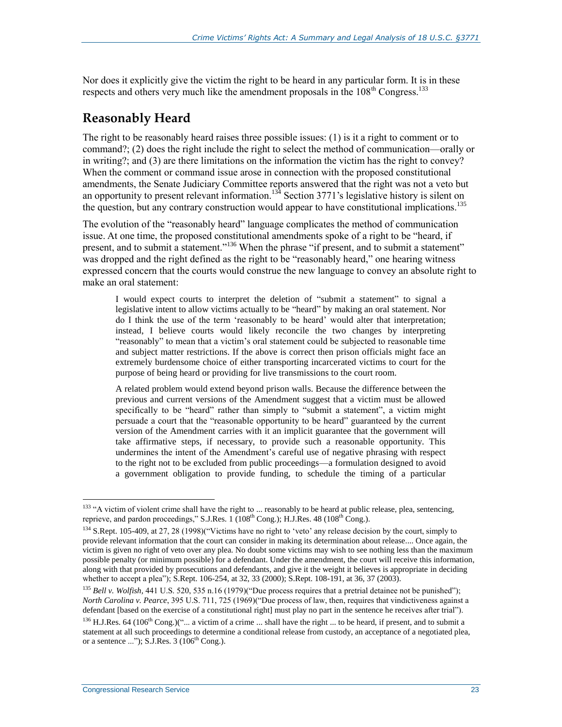Nor does it explicitly give the victim the right to be heard in any particular form. It is in these respects and others very much like the amendment proposals in the 108th Congress.[133]

## Reasonably Heard

The right to be reasonably heard raises three possible issues: (1) is it a right to comment or to command?; (2) does the right include the right to select the method of communication—orally or in writing?; and (3) are there limitations on the information the victim has the right to convey? When the comment or command issue arose in connection with the proposed constitutional amendments, the Senate Judiciary Committee reports answered that the right was not a veto but an opportunity to present relevant information.[134] Section 3771's legislative history is silent on the question, but any contrary construction would appear to have constitutional implications.[135]

The evolution of the "reasonably heard" language complicates the method of communication issue. At one time, the proposed constitutional amendments spoke of a right to be "heard, if present, and to submit a statement."[136] When the phrase "if present, and to submit a statement" was dropped and the right defined as the right to be "reasonably heard," one hearing witness expressed concern that the courts would construe the new language to convey an absolute right to make an oral statement:

> I would expect courts to interpret the deletion of "submit a statement" to signal a legislative intent to allow victims actually to be "heard" by making an oral statement. Nor do I think the use of the term 'reasonably to be heard' would alter that interpretation; instead, I believe courts would likely reconcile the two changes by interpreting "reasonably" to mean that a victim's oral statement could be subjected to reasonable time and subject matter restrictions. If the above is correct then prison officials might face an extremely burdensome choice of either transporting incarcerated victims to court for the purpose of being heard or providing for live transmissions to the court room.
>
> A related problem would extend beyond prison walls. Because the difference between the previous and current versions of the Amendment suggest that a victim must be allowed specifically to be "heard" rather than simply to "submit a statement", a victim might persuade a court that the "reasonable opportunity to be heard" guaranteed by the current version of the Amendment carries with it an implicit guarantee that the government will take affirmative steps, if necessary, to provide such a reasonable opportunity. This undermines the intent of the Amendment's careful use of negative phrasing with respect to the right not to be excluded from public proceedings—a formulation designed to avoid a government obligation to provide funding, to schedule the timing of a particular

---

[133] "A victim of violent crime shall have the right to ... reasonably to be heard at public release, plea, sentencing, reprieve, and pardon proceedings," S.J.Res. 1 (108th Cong.); H.J.Res. 48 (108th Cong.).

[134] S.Rept. 105-409, at 27, 28 (1998)("Victims have no right to 'veto' any release decision by the court, simply to provide relevant information that the court can consider in making its determination about release.... Once again, the victim is given no right of veto over any plea. No doubt some victims may wish to see nothing less than the maximum possible penalty (or minimum possible) for a defendant. Under the amendment, the court will receive this information, along with that provided by prosecutions and defendants, and give it the weight it believes is appropriate in deciding whether to accept a plea"); S.Rept. 106-254, at 32, 33 (2000); S.Rept. 108-191, at 36, 37 (2003).

[135] *Bell v. Wolfish,* 441 U.S. 520, 535 n.16 (1979)("Due process requires that a pretrial detainee not be punished"); *North Carolina v. Pearce*, 395 U.S. 711, 725 (1969)("Due process of law, then, requires that vindictiveness against a defendant [based on the exercise of a constitutional right] must play no part in the sentence he receives after trial").

[136] H.J.Res. 64 (106th Cong.)("... a victim of a crime ... shall have the right ... to be heard, if present, and to submit a statement at all such proceedings to determine a conditional release from custody, an acceptance of a negotiated plea, or a sentence ..."); S.J.Res. 3 (106th Cong.).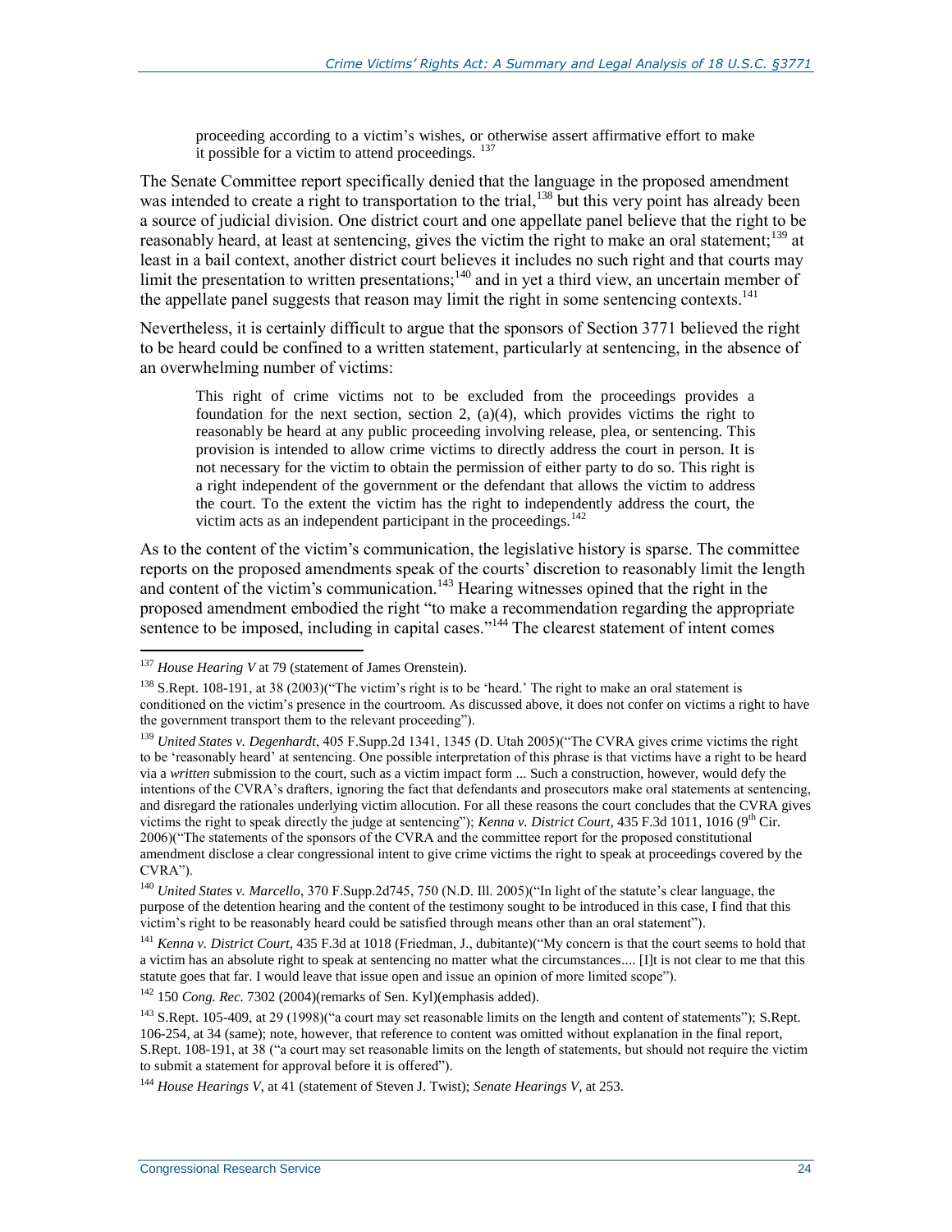> proceeding according to a victim's wishes, or otherwise assert affirmative effort to make it possible for a victim to attend proceedings. [137]

The Senate Committee report specifically denied that the language in the proposed amendment was intended to create a right to transportation to the trial,[138] but this very point has already been a source of judicial division. One district court and one appellate panel believe that the right to be reasonably heard, at least at sentencing, gives the victim the right to make an oral statement;[139] at least in a bail context, another district court believes it includes no such right and that courts may limit the presentation to written presentations;[140] and in yet a third view, an uncertain member of the appellate panel suggests that reason may limit the right in some sentencing contexts.[141]

Nevertheless, it is certainly difficult to argue that the sponsors of Section 3771 believed the right to be heard could be confined to a written statement, particularly at sentencing, in the absence of an overwhelming number of victims:

> This right of crime victims not to be excluded from the proceedings provides a foundation for the next section, section 2, (a)(4), which provides victims the right to reasonably be heard at any public proceeding involving release, plea, or sentencing. This provision is intended to allow crime victims to directly address the court in person. It is not necessary for the victim to obtain the permission of either party to do so. This right is a right independent of the government or the defendant that allows the victim to address the court. To the extent the victim has the right to independently address the court, the victim acts as an independent participant in the proceedings.[142]

As to the content of the victim's communication, the legislative history is sparse. The committee reports on the proposed amendments speak of the courts' discretion to reasonably limit the length and content of the victim's communication.[143] Hearing witnesses opined that the right in the proposed amendment embodied the right "to make a recommendation regarding the appropriate sentence to be imposed, including in capital cases."[144] The clearest statement of intent comes

---

[137] *House Hearing V* at 79 (statement of James Orenstein).

[138] S.Rept. 108-191, at 38 (2003)("The victim's right is to be 'heard.' The right to make an oral statement is conditioned on the victim's presence in the courtroom. As discussed above, it does not confer on victims a right to have the government transport them to the relevant proceeding").

[139] *United States v. Degenhardt*, 405 F.Supp.2d 1341, 1345 (D. Utah 2005)("The CVRA gives crime victims the right to be 'reasonably heard' at sentencing. One possible interpretation of this phrase is that victims have a right to be heard via a *written* submission to the court, such as a victim impact form ... Such a construction, however, would defy the intentions of the CVRA's drafters, ignoring the fact that defendants and prosecutors make oral statements at sentencing, and disregard the rationales underlying victim allocution. For all these reasons the court concludes that the CVRA gives victims the right to speak directly the judge at sentencing"); *Kenna v. District Court*, 435 F.3d 1011, 1016 (9th Cir. 2006)("The statements of the sponsors of the CVRA and the committee report for the proposed constitutional amendment disclose a clear congressional intent to give crime victims the right to speak at proceedings covered by the CVRA").

[140] *United States v. Marcello*, 370 F.Supp.2d745, 750 (N.D. Ill. 2005)("In light of the statute's clear language, the purpose of the detention hearing and the content of the testimony sought to be introduced in this case, I find that this victim's right to be reasonably heard could be satisfied through means other than an oral statement").

[141] *Kenna v. District Court,* 435 F.3d at 1018 (Friedman, J., dubitante)("My concern is that the court seems to hold that a victim has an absolute right to speak at sentencing no matter what the circumstances.... [I]t is not clear to me that this statute goes that far. I would leave that issue open and issue an opinion of more limited scope").

[142] 150 *Cong. Rec.* 7302 (2004)(remarks of Sen. Kyl)(emphasis added).

[143] S.Rept. 105-409, at 29 (1998)("a court may set reasonable limits on the length and content of statements"); S.Rept. 106-254, at 34 (same); note, however, that reference to content was omitted without explanation in the final report, S.Rept. 108-191, at 38 ("a court may set reasonable limits on the length of statements, but should not require the victim to submit a statement for approval before it is offered").

[144] *House Hearings V*, at 41 (statement of Steven J. Twist); *Senate Hearings V*, at 253.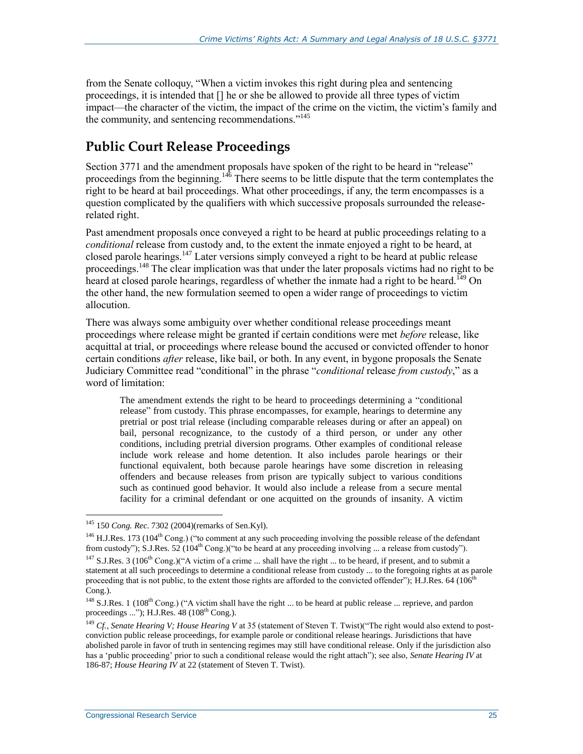from the Senate colloquy, "When a victim invokes this right during plea and sentencing proceedings, it is intended that [] he or she be allowed to provide all three types of victim impact—the character of the victim, the impact of the crime on the victim, the victim's family and the community, and sentencing recommendations."[145]

## Public Court Release Proceedings

Section 3771 and the amendment proposals have spoken of the right to be heard in "release" proceedings from the beginning.[146] There seems to be little dispute that the term contemplates the right to be heard at bail proceedings. What other proceedings, if any, the term encompasses is a question complicated by the qualifiers with which successive proposals surrounded the release-related right.

Past amendment proposals once conveyed a right to be heard at public proceedings relating to a *conditional* release from custody and, to the extent the inmate enjoyed a right to be heard, at closed parole hearings.[147] Later versions simply conveyed a right to be heard at public release proceedings.[148] The clear implication was that under the later proposals victims had no right to be heard at closed parole hearings, regardless of whether the inmate had a right to be heard.[149] On the other hand, the new formulation seemed to open a wider range of proceedings to victim allocution.

There was always some ambiguity over whether conditional release proceedings meant proceedings where release might be granted if certain conditions were met *before* release, like acquittal at trial, or proceedings where release bound the accused or convicted offender to honor certain conditions *after* release, like bail, or both. In any event, in bygone proposals the Senate Judiciary Committee read "conditional" in the phrase "*conditional* release *from custody*," as a word of limitation:

> The amendment extends the right to be heard to proceedings determining a "conditional release" from custody. This phrase encompasses, for example, hearings to determine any pretrial or post trial release (including comparable releases during or after an appeal) on bail, personal recognizance, to the custody of a third person, or under any other conditions, including pretrial diversion programs. Other examples of conditional release include work release and home detention. It also includes parole hearings or their functional equivalent, both because parole hearings have some discretion in releasing offenders and because releases from prison are typically subject to various conditions such as continued good behavior. It would also include a release from a secure mental facility for a criminal defendant or one acquitted on the grounds of insanity. A victim

---

[145] 150 *Cong. Rec.* 7302 (2004)(remarks of Sen.Kyl).

[146] H.J.Res. 173 (104th Cong.) ("to comment at any such proceeding involving the possible release of the defendant from custody"); S.J.Res. 52 (104th Cong.)("to be heard at any proceeding involving ... a release from custody").

[147] S.J.Res. 3 (106th Cong.)("A victim of a crime ... shall have the right ... to be heard, if present, and to submit a statement at all such proceedings to determine a conditional release from custody ... to the foregoing rights at as parole proceeding that is not public, to the extent those rights are afforded to the convicted offender"); H.J.Res. 64 (106th Cong.).

[148] S.J.Res. 1 (108th Cong.) ("A victim shall have the right ... to be heard at public release ... reprieve, and pardon proceedings ..."); H.J.Res. 48 (108th Cong.).

[149] *Cf., Senate Hearing V; House Hearing V* at 35 (statement of Steven T. Twist)("The right would also extend to post-conviction public release proceedings, for example parole or conditional release hearings. Jurisdictions that have abolished parole in favor of truth in sentencing regimes may still have conditional release. Only if the jurisdiction also has a 'public proceeding' prior to such a conditional release would the right attach"); see also, *Senate Hearing IV* at 186-87; *House Hearing IV* at 22 (statement of Steven T. Twist).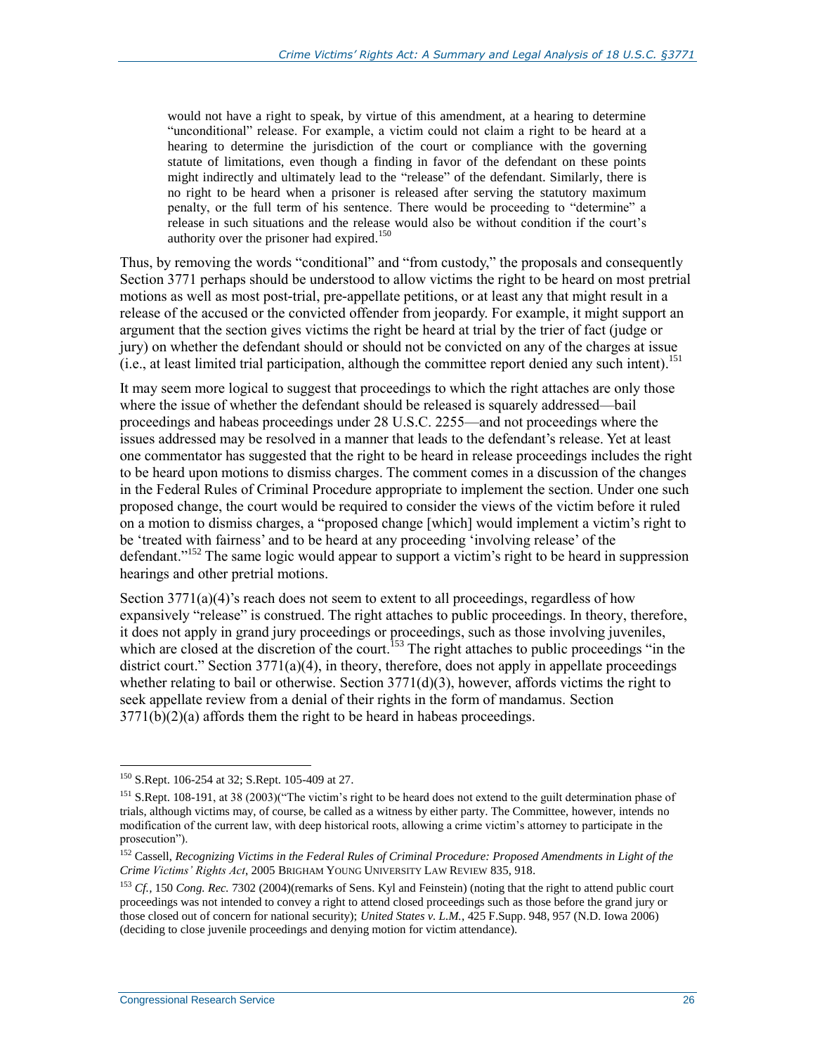> would not have a right to speak, by virtue of this amendment, at a hearing to determine "unconditional" release. For example, a victim could not claim a right to be heard at a hearing to determine the jurisdiction of the court or compliance with the governing statute of limitations, even though a finding in favor of the defendant on these points might indirectly and ultimately lead to the "release" of the defendant. Similarly, there is no right to be heard when a prisoner is released after serving the statutory maximum penalty, or the full term of his sentence. There would be proceeding to "determine" a release in such situations and the release would also be without condition if the court's authority over the prisoner had expired.[150]

Thus, by removing the words "conditional" and "from custody," the proposals and consequently Section 3771 perhaps should be understood to allow victims the right to be heard on most pretrial motions as well as most post-trial, pre-appellate petitions, or at least any that might result in a release of the accused or the convicted offender from jeopardy. For example, it might support an argument that the section gives victims the right be heard at trial by the trier of fact (judge or jury) on whether the defendant should or should not be convicted on any of the charges at issue (i.e., at least limited trial participation, although the committee report denied any such intent).[151]

It may seem more logical to suggest that proceedings to which the right attaches are only those where the issue of whether the defendant should be released is squarely addressed—bail proceedings and habeas proceedings under 28 U.S.C. 2255—and not proceedings where the issues addressed may be resolved in a manner that leads to the defendant's release. Yet at least one commentator has suggested that the right to be heard in release proceedings includes the right to be heard upon motions to dismiss charges. The comment comes in a discussion of the changes in the Federal Rules of Criminal Procedure appropriate to implement the section. Under one such proposed change, the court would be required to consider the views of the victim before it ruled on a motion to dismiss charges, a "proposed change [which] would implement a victim's right to be 'treated with fairness' and to be heard at any proceeding 'involving release' of the defendant."[152] The same logic would appear to support a victim's right to be heard in suppression hearings and other pretrial motions.

Section 3771(a)(4)'s reach does not seem to extent to all proceedings, regardless of how expansively "release" is construed. The right attaches to public proceedings. In theory, therefore, it does not apply in grand jury proceedings or proceedings, such as those involving juveniles, which are closed at the discretion of the court.[153] The right attaches to public proceedings "in the district court." Section 3771(a)(4), in theory, therefore, does not apply in appellate proceedings whether relating to bail or otherwise. Section 3771(d)(3), however, affords victims the right to seek appellate review from a denial of their rights in the form of mandamus. Section 3771(b)(2)(a) affords them the right to be heard in habeas proceedings.

---

[150] S.Rept. 106-254 at 32; S.Rept. 105-409 at 27.

[151] S.Rept. 108-191, at 38 (2003)("The victim's right to be heard does not extend to the guilt determination phase of trials, although victims may, of course, be called as a witness by either party. The Committee, however, intends no modification of the current law, with deep historical roots, allowing a crime victim's attorney to participate in the prosecution").

[152] Cassell, *Recognizing Victims in the Federal Rules of Criminal Procedure: Proposed Amendments in Light of the Crime Victims' Rights Act*, 2005 Brigham Young University Law Review 835, 918.

[153] *Cf.*, 150 *Cong. Rec.* 7302 (2004)(remarks of Sens. Kyl and Feinstein) (noting that the right to attend public court proceedings was not intended to convey a right to attend closed proceedings such as those before the grand jury or those closed out of concern for national security); *United States v. L.M.*, 425 F.Supp. 948, 957 (N.D. Iowa 2006) (deciding to close juvenile proceedings and denying motion for victim attendance).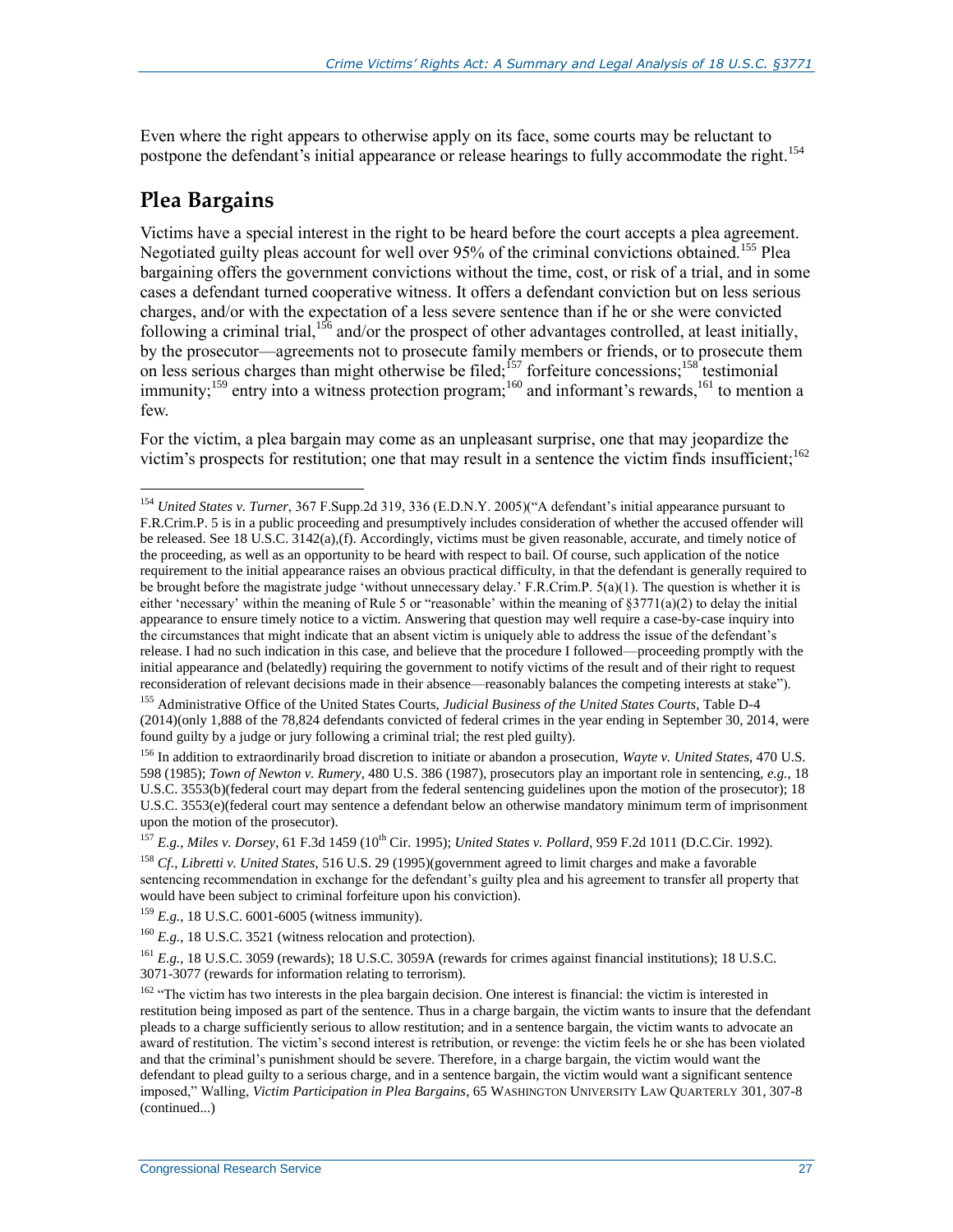Even where the right appears to otherwise apply on its face, some courts may be reluctant to postpone the defendant's initial appearance or release hearings to fully accommodate the right.[154]

## Plea Bargains

Victims have a special interest in the right to be heard before the court accepts a plea agreement. Negotiated guilty pleas account for well over 95% of the criminal convictions obtained.[155] Plea bargaining offers the government convictions without the time, cost, or risk of a trial, and in some cases a defendant turned cooperative witness. It offers a defendant conviction but on less serious charges, and/or with the expectation of a less severe sentence than if he or she were convicted following a criminal trial,[156] and/or the prospect of other advantages controlled, at least initially, by the prosecutor—agreements not to prosecute family members or friends, or to prosecute them on less serious charges than might otherwise be filed;[157] forfeiture concessions;[158] testimonial immunity;[159] entry into a witness protection program;[160] and informant's rewards,[161] to mention a few.

For the victim, a plea bargain may come as an unpleasant surprise, one that may jeopardize the victim's prospects for restitution; one that may result in a sentence the victim finds insufficient;[162]

---

[154] *United States v. Turner*, 367 F.Supp.2d 319, 336 (E.D.N.Y. 2005)("A defendant's initial appearance pursuant to F.R.Crim.P. 5 is in a public proceeding and presumptively includes consideration of whether the accused offender will be released. See 18 U.S.C. 3142(a),(f). Accordingly, victims must be given reasonable, accurate, and timely notice of the proceeding, as well as an opportunity to be heard with respect to bail. Of course, such application of the notice requirement to the initial appearance raises an obvious practical difficulty, in that the defendant is generally required to be brought before the magistrate judge 'without unnecessary delay.' F.R.Crim.P. 5(a)(1). The question is whether it is either 'necessary' within the meaning of Rule 5 or 'reasonable' within the meaning of §3771(a)(2) to delay the initial appearance to ensure timely notice to a victim. Answering that question may well require a case-by-case inquiry into the circumstances that might indicate that an absent victim is uniquely able to address the issue of the defendant's release. I had no such indication in this case, and believe that the procedure I followed—proceeding promptly with the initial appearance and (belatedly) requiring the government to notify victims of the result and of their right to request reconsideration of relevant decisions made in their absence—reasonably balances the competing interests at stake").

[155] Administrative Office of the United States Courts, *Judicial Business of the United States Courts*, Table D-4 (2014)(only 1,888 of the 78,824 defendants convicted of federal crimes in the year ending in September 30, 2014, were found guilty by a judge or jury following a criminal trial; the rest pled guilty).

[156] In addition to extraordinarily broad discretion to initiate or abandon a prosecution, *Wayte v. United States*, 470 U.S. 598 (1985); *Town of Newton v. Rumery*, 480 U.S. 386 (1987), prosecutors play an important role in sentencing, *e.g.*, 18 U.S.C. 3553(b)(federal court may depart from the federal sentencing guidelines upon the motion of the prosecutor); 18 U.S.C. 3553(e)(federal court may sentence a defendant below an otherwise mandatory minimum term of imprisonment upon the motion of the prosecutor).

[157] *E.g.*, *Miles v. Dorsey*, 61 F.3d 1459 (10th Cir. 1995); *United States v. Pollard*, 959 F.2d 1011 (D.C.Cir. 1992).

[158] *Cf.*, *Libretti v. United States*, 516 U.S. 29 (1995)(government agreed to limit charges and make a favorable sentencing recommendation in exchange for the defendant's guilty plea and his agreement to transfer all property that would have been subject to criminal forfeiture upon his conviction).

[159] *E.g.*, 18 U.S.C. 6001-6005 (witness immunity).

[160] *E.g.*, 18 U.S.C. 3521 (witness relocation and protection).

[161] *E.g.*, 18 U.S.C. 3059 (rewards); 18 U.S.C. 3059A (rewards for crimes against financial institutions); 18 U.S.C. 3071-3077 (rewards for information relating to terrorism).

[162] "The victim has two interests in the plea bargain decision. One interest is financial: the victim is interested in restitution being imposed as part of the sentence. Thus in a charge bargain, the victim wants to insure that the defendant pleads to a charge sufficiently serious to allow restitution; and in a sentence bargain, the victim wants to advocate an award of restitution. The victim's second interest is retribution, or revenge: the victim feels he or she has been violated and that the criminal's punishment should be severe. Therefore, in a charge bargain, the victim would want the defendant to plead guilty to a serious charge, and in a sentence bargain, the victim would want a significant sentence imposed," Walling, *Victim Participation in Plea Bargains*, 65 WASHINGTON UNIVERSITY LAW QUARTERLY 301, 307-8 (continued...)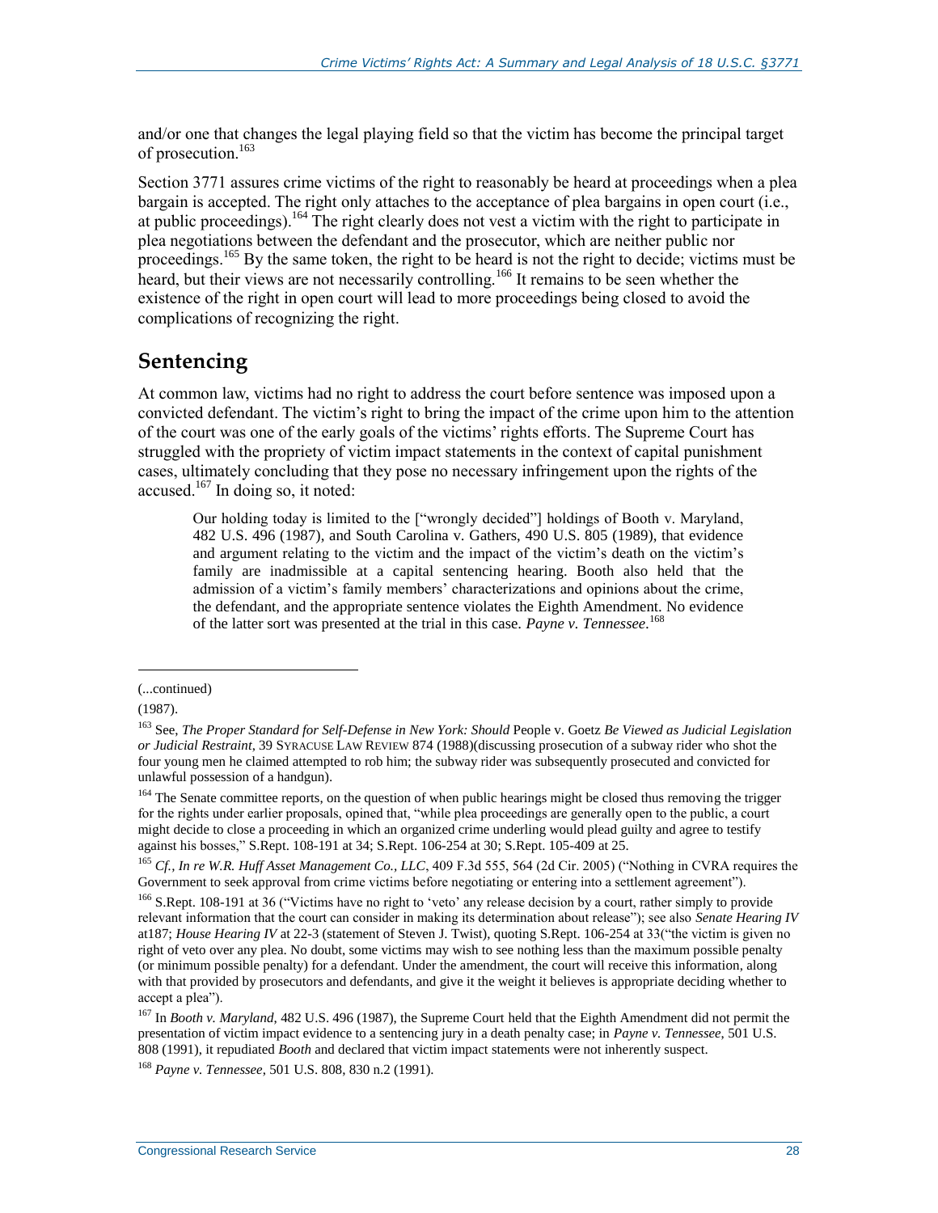and/or one that changes the legal playing field so that the victim has become the principal target of prosecution.[163]

Section 3771 assures crime victims of the right to reasonably be heard at proceedings when a plea bargain is accepted. The right only attaches to the acceptance of plea bargains in open court (i.e., at public proceedings).[164] The right clearly does not vest a victim with the right to participate in plea negotiations between the defendant and the prosecutor, which are neither public nor proceedings.[165] By the same token, the right to be heard is not the right to decide; victims must be heard, but their views are not necessarily controlling.[166] It remains to be seen whether the existence of the right in open court will lead to more proceedings being closed to avoid the complications of recognizing the right.

## Sentencing

At common law, victims had no right to address the court before sentence was imposed upon a convicted defendant. The victim's right to bring the impact of the crime upon him to the attention of the court was one of the early goals of the victims' rights efforts. The Supreme Court has struggled with the propriety of victim impact statements in the context of capital punishment cases, ultimately concluding that they pose no necessary infringement upon the rights of the accused.[167] In doing so, it noted:

> Our holding today is limited to the ["wrongly decided"] holdings of Booth v. Maryland, 482 U.S. 496 (1987), and South Carolina v. Gathers, 490 U.S. 805 (1989), that evidence and argument relating to the victim and the impact of the victim's death on the victim's family are inadmissible at a capital sentencing hearing. Booth also held that the admission of a victim's family members' characterizations and opinions about the crime, the defendant, and the appropriate sentence violates the Eighth Amendment. No evidence of the latter sort was presented at the trial in this case. *Payne v. Tennessee*.[168]

---

(...continued)

(1987).

[163] See, *The Proper Standard for Self-Defense in New York: Should* People v. Goetz *Be Viewed as Judicial Legislation or Judicial Restraint*, 39 SYRACUSE LAW REVIEW 874 (1988)(discussing prosecution of a subway rider who shot the four young men he claimed attempted to rob him; the subway rider was subsequently prosecuted and convicted for unlawful possession of a handgun).

[164] The Senate committee reports, on the question of when public hearings might be closed thus removing the trigger for the rights under earlier proposals, opined that, "while plea proceedings are generally open to the public, a court might decide to close a proceeding in which an organized crime underling would plead guilty and agree to testify against his bosses," S.Rept. 108-191 at 34; S.Rept. 106-254 at 30; S.Rept. 105-409 at 25.

[165] *Cf., In re W.R. Huff Asset Management Co., LLC*, 409 F.3d 555, 564 (2d Cir. 2005) ("Nothing in CVRA requires the Government to seek approval from crime victims before negotiating or entering into a settlement agreement").

[166] S.Rept. 108-191 at 36 ("Victims have no right to 'veto' any release decision by a court, rather simply to provide relevant information that the court can consider in making its determination about release"); see also *Senate Hearing IV* at187; *House Hearing IV* at 22-3 (statement of Steven J. Twist), quoting S.Rept. 106-254 at 33("the victim is given no right of veto over any plea. No doubt, some victims may wish to see nothing less than the maximum possible penalty (or minimum possible penalty) for a defendant. Under the amendment, the court will receive this information, along with that provided by prosecutors and defendants, and give it the weight it believes is appropriate deciding whether to accept a plea").

[167] In *Booth v. Maryland*, 482 U.S. 496 (1987), the Supreme Court held that the Eighth Amendment did not permit the presentation of victim impact evidence to a sentencing jury in a death penalty case; in *Payne v. Tennessee*, 501 U.S. 808 (1991), it repudiated *Booth* and declared that victim impact statements were not inherently suspect.

[168] *Payne v. Tennessee*, 501 U.S. 808, 830 n.2 (1991).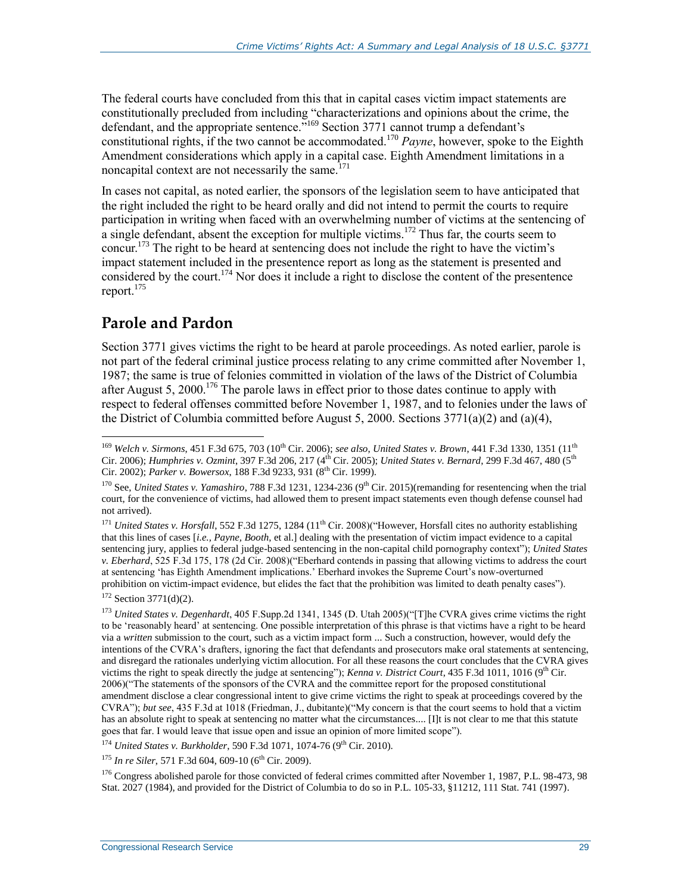The federal courts have concluded from this that in capital cases victim impact statements are constitutionally precluded from including "characterizations and opinions about the crime, the defendant, and the appropriate sentence."[169] Section 3771 cannot trump a defendant's constitutional rights, if the two cannot be accommodated.[170] *Payne*, however, spoke to the Eighth Amendment considerations which apply in a capital case. Eighth Amendment limitations in a noncapital context are not necessarily the same.[171]

In cases not capital, as noted earlier, the sponsors of the legislation seem to have anticipated that the right included the right to be heard orally and did not intend to permit the courts to require participation in writing when faced with an overwhelming number of victims at the sentencing of a single defendant, absent the exception for multiple victims.[172] Thus far, the courts seem to concur.[173] The right to be heard at sentencing does not include the right to have the victim's impact statement included in the presentence report as long as the statement is presented and considered by the court.[174] Nor does it include a right to disclose the content of the presentence report.[175]

## Parole and Pardon

Section 3771 gives victims the right to be heard at parole proceedings. As noted earlier, parole is not part of the federal criminal justice process relating to any crime committed after November 1, 1987; the same is true of felonies committed in violation of the laws of the District of Columbia after August 5, 2000.[176] The parole laws in effect prior to those dates continue to apply with respect to federal offenses committed before November 1, 1987, and to felonies under the laws of the District of Columbia committed before August 5, 2000. Sections 3771(a)(2) and (a)(4),

---

[169] *Welch v. Sirmons*, 451 F.3d 675, 703 (10th Cir. 2006); *see also*, *United States v. Brown*, 441 F.3d 1330, 1351 (11th Cir. 2006); *Humphries v. Ozmint*, 397 F.3d 206, 217 (4th Cir. 2005); *United States v. Bernard*, 299 F.3d 467, 480 (5th Cir. 2002); *Parker v. Bowersox*, 188 F.3d 9233, 931 (8th Cir. 1999).

[170] See, *United States v. Yamashiro*, 788 F.3d 1231, 1234-236 (9th Cir. 2015)(remanding for resentencing when the trial court, for the convenience of victims, had allowed them to present impact statements even though defense counsel had not arrived).

[171] *United States v. Horsfall*, 552 F.3d 1275, 1284 (11th Cir. 2008)("However, Horsfall cites no authority establishing that this lines of cases [*i.e., Payne, Booth*, et al.] dealing with the presentation of victim impact evidence to a capital sentencing jury, applies to federal judge-based sentencing in the non-capital child pornography context"); *United States v. Eberhard*, 525 F.3d 175, 178 (2d Cir. 2008)("Eberhard contends in passing that allowing victims to address the court at sentencing 'has Eighth Amendment implications.' Eberhard invokes the Supreme Court's now-overturned prohibition on victim-impact evidence, but elides the fact that the prohibition was limited to death penalty cases").

[172] Section 3771(d)(2).

[173] *United States v. Degenhardt*, 405 F.Supp.2d 1341, 1345 (D. Utah 2005)("[T]he CVRA gives crime victims the right to be 'reasonably heard' at sentencing. One possible interpretation of this phrase is that victims have a right to be heard via a *written* submission to the court, such as a victim impact form ... Such a construction, however, would defy the intentions of the CVRA's drafters, ignoring the fact that defendants and prosecutors make oral statements at sentencing, and disregard the rationales underlying victim allocution. For all these reasons the court concludes that the CVRA gives victims the right to speak directly the judge at sentencing"); *Kenna v. District Court*, 435 F.3d 1011, 1016 (9th Cir. 2006)("The statements of the sponsors of the CVRA and the committee report for the proposed constitutional amendment disclose a clear congressional intent to give crime victims the right to speak at proceedings covered by the CVRA"); *but see*, 435 F.3d at 1018 (Friedman, J., dubitante)("My concern is that the court seems to hold that a victim has an absolute right to speak at sentencing no matter what the circumstances.... [I]t is not clear to me that this statute goes that far. I would leave that issue open and issue an opinion of more limited scope").

[174] *United States v. Burkholder*, 590 F.3d 1071, 1074-76 (9th Cir. 2010).

[175] *In re Siler*, 571 F.3d 604, 609-10 (6th Cir. 2009).

[176] Congress abolished parole for those convicted of federal crimes committed after November 1, 1987, P.L. 98-473, 98 Stat. 2027 (1984), and provided for the District of Columbia to do so in P.L. 105-33, §11212, 111 Stat. 741 (1997).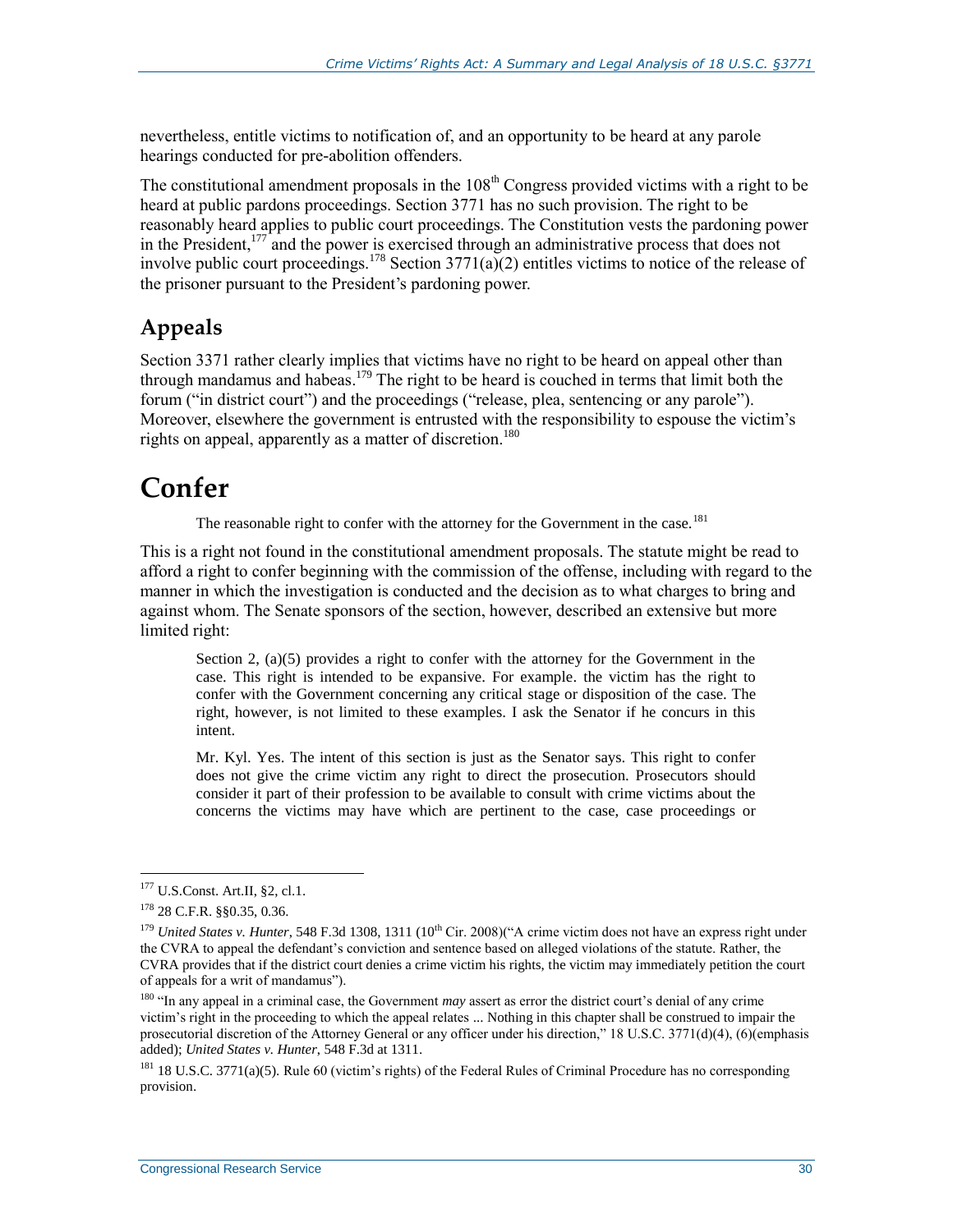nevertheless, entitle victims to notification of, and an opportunity to be heard at any parole hearings conducted for pre-abolition offenders.

The constitutional amendment proposals in the 108th Congress provided victims with a right to be heard at public pardons proceedings. Section 3771 has no such provision. The right to be reasonably heard applies to public court proceedings. The Constitution vests the pardoning power in the President,[177] and the power is exercised through an administrative process that does not involve public court proceedings.[178] Section 3771(a)(2) entitles victims to notice of the release of the prisoner pursuant to the President's pardoning power.

## Appeals

Section 3371 rather clearly implies that victims have no right to be heard on appeal other than through mandamus and habeas.[179] The right to be heard is couched in terms that limit both the forum ("in district court") and the proceedings ("release, plea, sentencing or any parole"). Moreover, elsewhere the government is entrusted with the responsibility to espouse the victim's rights on appeal, apparently as a matter of discretion.[180]

# Confer

> The reasonable right to confer with the attorney for the Government in the case.[181]

This is a right not found in the constitutional amendment proposals. The statute might be read to afford a right to confer beginning with the commission of the offense, including with regard to the manner in which the investigation is conducted and the decision as to what charges to bring and against whom. The Senate sponsors of the section, however, described an extensive but more limited right:

> Section 2, (a)(5) provides a right to confer with the attorney for the Government in the case. This right is intended to be expansive. For example. the victim has the right to confer with the Government concerning any critical stage or disposition of the case. The right, however, is not limited to these examples. I ask the Senator if he concurs in this intent.
>
> Mr. Kyl. Yes. The intent of this section is just as the Senator says. This right to confer does not give the crime victim any right to direct the prosecution. Prosecutors should consider it part of their profession to be available to consult with crime victims about the concerns the victims may have which are pertinent to the case, case proceedings or

---

[177] U.S.Const. Art.II, §2, cl.1.

[178] 28 C.F.R. §§0.35, 0.36.

[179] *United States v. Hunter*, 548 F.3d 1308, 1311 (10th Cir. 2008)("A crime victim does not have an express right under the CVRA to appeal the defendant's conviction and sentence based on alleged violations of the statute. Rather, the CVRA provides that if the district court denies a crime victim his rights, the victim may immediately petition the court of appeals for a writ of mandamus").

[180] "In any appeal in a criminal case, the Government *may* assert as error the district court's denial of any crime victim's right in the proceeding to which the appeal relates ... Nothing in this chapter shall be construed to impair the prosecutorial discretion of the Attorney General or any officer under his direction," 18 U.S.C. 3771(d)(4), (6)(emphasis added); *United States v. Hunter*, 548 F.3d at 1311.

[181] 18 U.S.C. 3771(a)(5). Rule 60 (victim's rights) of the Federal Rules of Criminal Procedure has no corresponding provision.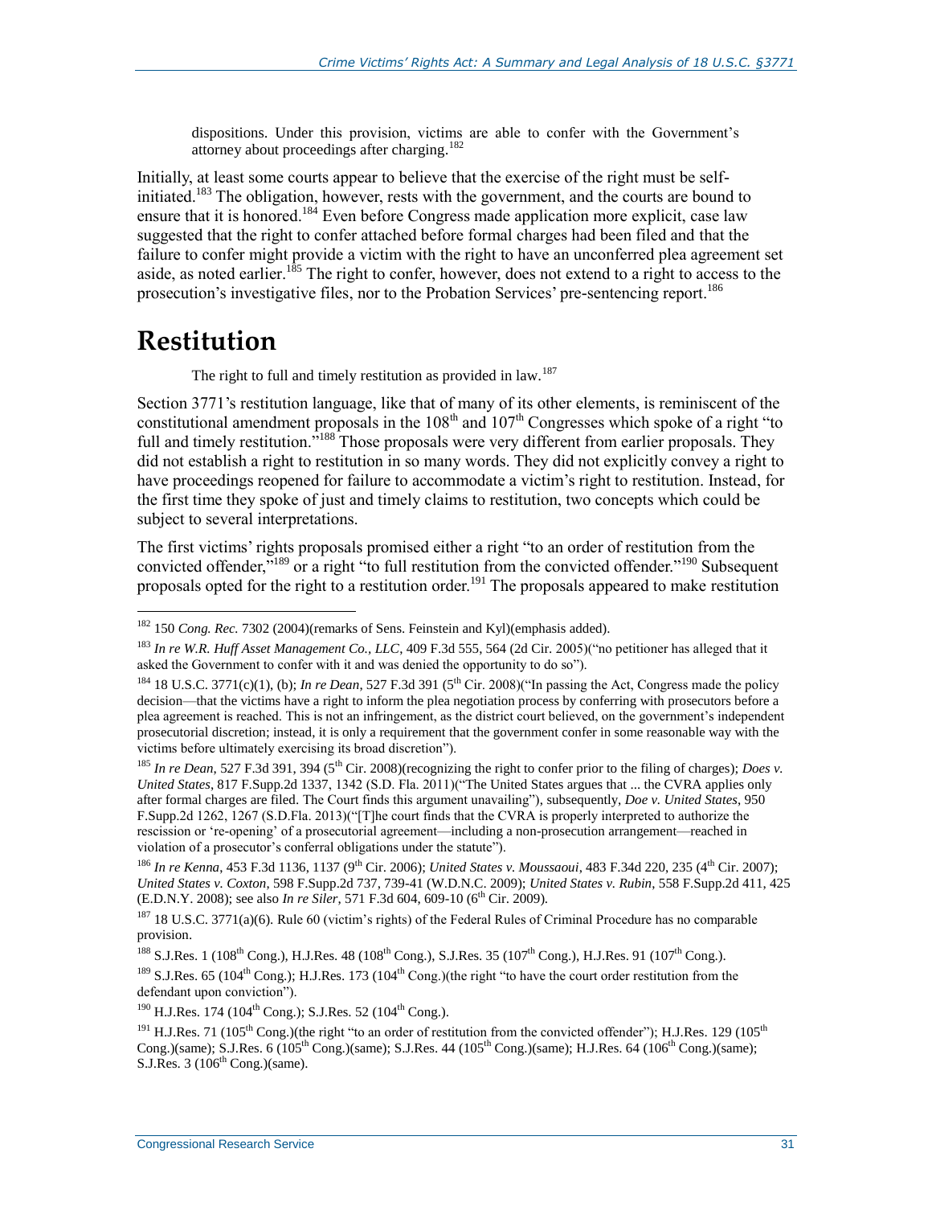> dispositions. Under this provision, victims are able to confer with the Government's attorney about proceedings after charging.[182]

Initially, at least some courts appear to believe that the exercise of the right must be self-initiated.[183] The obligation, however, rests with the government, and the courts are bound to ensure that it is honored.[184] Even before Congress made application more explicit, case law suggested that the right to confer attached before formal charges had been filed and that the failure to confer might provide a victim with the right to have an unconferred plea agreement set aside, as noted earlier.[185] The right to confer, however, does not extend to a right to access to the prosecution's investigative files, nor to the Probation Services' pre-sentencing report.[186]

# Restitution

> The right to full and timely restitution as provided in law.[187]

Section 3771's restitution language, like that of many of its other elements, is reminiscent of the constitutional amendment proposals in the 108th and 107th Congresses which spoke of a right "to full and timely restitution."[188] Those proposals were very different from earlier proposals. They did not establish a right to restitution in so many words. They did not explicitly convey a right to have proceedings reopened for failure to accommodate a victim's right to restitution. Instead, for the first time they spoke of just and timely claims to restitution, two concepts which could be subject to several interpretations.

The first victims' rights proposals promised either a right "to an order of restitution from the convicted offender,"[189] or a right "to full restitution from the convicted offender."[190] Subsequent proposals opted for the right to a restitution order.[191] The proposals appeared to make restitution

---

[182] 150 *Cong. Rec.* 7302 (2004)(remarks of Sens. Feinstein and Kyl)(emphasis added).

[183] *In re W.R. Huff Asset Management Co., LLC*, 409 F.3d 555, 564 (2d Cir. 2005)("no petitioner has alleged that it asked the Government to confer with it and was denied the opportunity to do so").

[184] 18 U.S.C. 3771(c)(1), (b); *In re Dean*, 527 F.3d 391 (5th Cir. 2008)("In passing the Act, Congress made the policy decision—that the victims have a right to inform the plea negotiation process by conferring with prosecutors before a plea agreement is reached. This is not an infringement, as the district court believed, on the government's independent prosecutorial discretion; instead, it is only a requirement that the government confer in some reasonable way with the victims before ultimately exercising its broad discretion").

[185] *In re Dean*, 527 F.3d 391, 394 (5th Cir. 2008)(recognizing the right to confer prior to the filing of charges); *Does v. United States*, 817 F.Supp.2d 1337, 1342 (S.D. Fla. 2011)("The United States argues that ... the CVRA applies only after formal charges are filed. The Court finds this argument unavailing"), subsequently, *Doe v. United States*, 950 F.Supp.2d 1262, 1267 (S.D.Fla. 2013)("[T]he court finds that the CVRA is properly interpreted to authorize the rescission or 're-opening' of a prosecutorial agreement—including a non-prosecution arrangement—reached in violation of a prosecutor's conferral obligations under the statute").

[186] *In re Kenna*, 453 F.3d 1136, 1137 (9th Cir. 2006); *United States v. Moussaoui*, 483 F.34d 220, 235 (4th Cir. 2007); *United States v. Coxton*, 598 F.Supp.2d 737, 739-41 (W.D.N.C. 2009); *United States v. Rubin*, 558 F.Supp.2d 411, 425 (E.D.N.Y. 2008); see also *In re Siler*, 571 F.3d 604, 609-10 (6th Cir. 2009).

[187] 18 U.S.C. 3771(a)(6). Rule 60 (victim's rights) of the Federal Rules of Criminal Procedure has no comparable provision.

[188] S.J.Res. 1 (108th Cong.), H.J.Res. 48 (108th Cong.), S.J.Res. 35 (107th Cong.), H.J.Res. 91 (107th Cong.).

[189] S.J.Res. 65 (104th Cong.); H.J.Res. 173 (104th Cong.)(the right "to have the court order restitution from the defendant upon conviction").

[190] H.J.Res. 174 (104th Cong.); S.J.Res. 52 (104th Cong.).

[191] H.J.Res. 71 (105th Cong.)(the right "to an order of restitution from the convicted offender"); H.J.Res. 129 (105th Cong.)(same); S.J.Res. 6 (105th Cong.)(same); S.J.Res. 44 (105th Cong.)(same); H.J.Res. 64 (106th Cong.)(same); S.J.Res. 3 (106th Cong.)(same).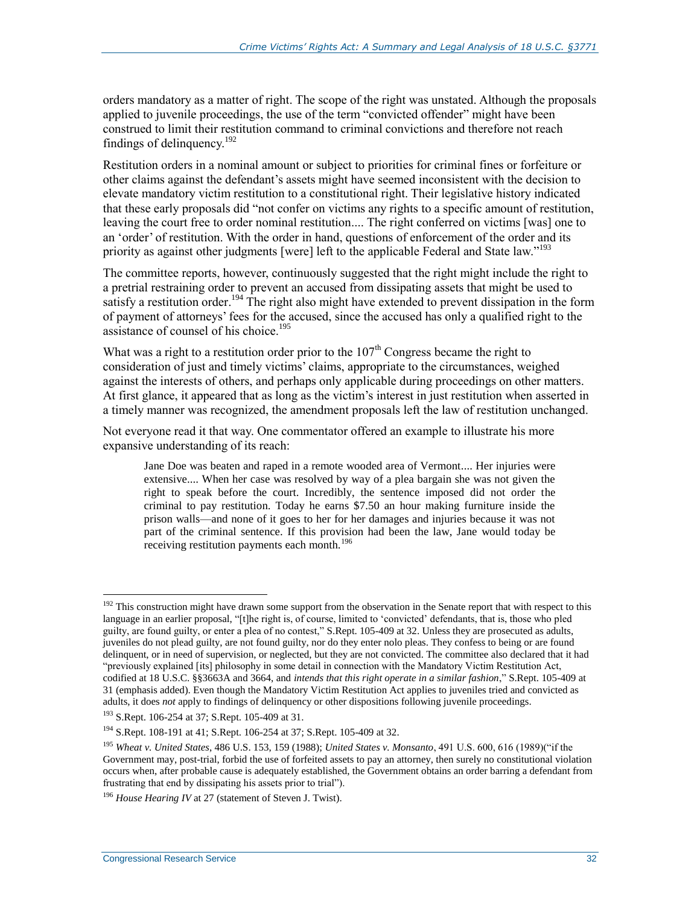orders mandatory as a matter of right. The scope of the right was unstated. Although the proposals applied to juvenile proceedings, the use of the term "convicted offender" might have been construed to limit their restitution command to criminal convictions and therefore not reach findings of delinquency.[192]

Restitution orders in a nominal amount or subject to priorities for criminal fines or forfeiture or other claims against the defendant's assets might have seemed inconsistent with the decision to elevate mandatory victim restitution to a constitutional right. Their legislative history indicated that these early proposals did "not confer on victims any rights to a specific amount of restitution, leaving the court free to order nominal restitution.... The right conferred on victims [was] one to an 'order' of restitution. With the order in hand, questions of enforcement of the order and its priority as against other judgments [were] left to the applicable Federal and State law."[193]

The committee reports, however, continuously suggested that the right might include the right to a pretrial restraining order to prevent an accused from dissipating assets that might be used to satisfy a restitution order.[194] The right also might have extended to prevent dissipation in the form of payment of attorneys' fees for the accused, since the accused has only a qualified right to the assistance of counsel of his choice.[195]

What was a right to a restitution order prior to the 107th Congress became the right to consideration of just and timely victims' claims, appropriate to the circumstances, weighed against the interests of others, and perhaps only applicable during proceedings on other matters. At first glance, it appeared that as long as the victim's interest in just restitution when asserted in a timely manner was recognized, the amendment proposals left the law of restitution unchanged.

Not everyone read it that way. One commentator offered an example to illustrate his more expansive understanding of its reach:

> Jane Doe was beaten and raped in a remote wooded area of Vermont.... Her injuries were extensive.... When her case was resolved by way of a plea bargain she was not given the right to speak before the court. Incredibly, the sentence imposed did not order the criminal to pay restitution. Today he earns $7.50 an hour making furniture inside the prison walls—and none of it goes to her for her damages and injuries because it was not part of the criminal sentence. If this provision had been the law, Jane would today be receiving restitution payments each month.[196]

---

[192] This construction might have drawn some support from the observation in the Senate report that with respect to this language in an earlier proposal, "[t]he right is, of course, limited to 'convicted' defendants, that is, those who pled guilty, are found guilty, or enter a plea of no contest," S.Rept. 105-409 at 32. Unless they are prosecuted as adults, juveniles do not plead guilty, are not found guilty, nor do they enter nolo pleas. They confess to being or are found delinquent, or in need of supervision, or neglected, but they are not convicted. The committee also declared that it had "previously explained [its] philosophy in some detail in connection with the Mandatory Victim Restitution Act, codified at 18 U.S.C. §§3663A and 3664, and *intends that this right operate in a similar fashion*," S.Rept. 105-409 at 31 (emphasis added). Even though the Mandatory Victim Restitution Act applies to juveniles tried and convicted as adults, it does *not* apply to findings of delinquency or other dispositions following juvenile proceedings.

[193] S.Rept. 106-254 at 37; S.Rept. 105-409 at 31.

[194] S.Rept. 108-191 at 41; S.Rept. 106-254 at 37; S.Rept. 105-409 at 32.

[195] *Wheat v. United States*, 486 U.S. 153, 159 (1988); *United States v. Monsanto*, 491 U.S. 600, 616 (1989)("if the Government may, post-trial, forbid the use of forfeited assets to pay an attorney, then surely no constitutional violation occurs when, after probable cause is adequately established, the Government obtains an order barring a defendant from frustrating that end by dissipating his assets prior to trial").

[196] *House Hearing IV* at 27 (statement of Steven J. Twist).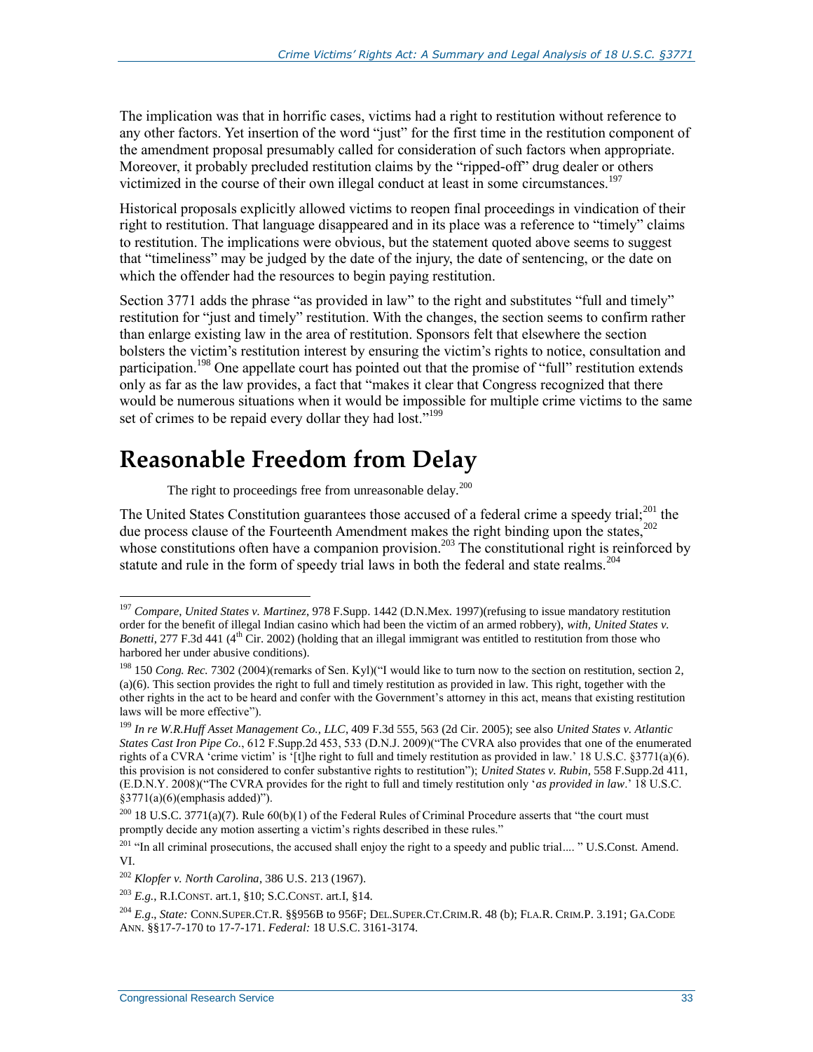The implication was that in horrific cases, victims had a right to restitution without reference to any other factors. Yet insertion of the word "just" for the first time in the restitution component of the amendment proposal presumably called for consideration of such factors when appropriate. Moreover, it probably precluded restitution claims by the "ripped-off" drug dealer or others victimized in the course of their own illegal conduct at least in some circumstances.[197]

Historical proposals explicitly allowed victims to reopen final proceedings in vindication of their right to restitution. That language disappeared and in its place was a reference to "timely" claims to restitution. The implications were obvious, but the statement quoted above seems to suggest that "timeliness" may be judged by the date of the injury, the date of sentencing, or the date on which the offender had the resources to begin paying restitution.

Section 3771 adds the phrase "as provided in law" to the right and substitutes "full and timely" restitution for "just and timely" restitution. With the changes, the section seems to confirm rather than enlarge existing law in the area of restitution. Sponsors felt that elsewhere the section bolsters the victim's restitution interest by ensuring the victim's rights to notice, consultation and participation.[198] One appellate court has pointed out that the promise of "full" restitution extends only as far as the law provides, a fact that "makes it clear that Congress recognized that there would be numerous situations when it would be impossible for multiple crime victims to the same set of crimes to be repaid every dollar they had lost."[199]

## Reasonable Freedom from Delay

The right to proceedings free from unreasonable delay.[200]

The United States Constitution guarantees those accused of a federal crime a speedy trial;[201] the due process clause of the Fourteenth Amendment makes the right binding upon the states,[202] whose constitutions often have a companion provision.[203] The constitutional right is reinforced by statute and rule in the form of speedy trial laws in both the federal and state realms.[204]

---

[197] *Compare*, *United States v. Martinez*, 978 F.Supp. 1442 (D.N.Mex. 1997)(refusing to issue mandatory restitution order for the benefit of illegal Indian casino which had been the victim of an armed robbery), *with*, *United States v. Bonetti*, 277 F.3d 441 (4th Cir. 2002) (holding that an illegal immigrant was entitled to restitution from those who harbored her under abusive conditions).

[198] 150 *Cong. Rec.* 7302 (2004)(remarks of Sen. Kyl)("I would like to turn now to the section on restitution, section 2, (a)(6). This section provides the right to full and timely restitution as provided in law. This right, together with the other rights in the act to be heard and confer with the Government's attorney in this act, means that existing restitution laws will be more effective").

[199] *In re W.R.Huff Asset Management Co., LLC*, 409 F.3d 555, 563 (2d Cir. 2005); see also *United States v. Atlantic States Cast Iron Pipe Co.*, 612 F.Supp.2d 453, 533 (D.N.J. 2009)("The CVRA also provides that one of the enumerated rights of a CVRA 'crime victim' is '[t]he right to full and timely restitution as provided in law.' 18 U.S.C. §3771(a)(6). this provision is not considered to confer substantive rights to restitution"); *United States v. Rubin*, 558 F.Supp.2d 411, (E.D.N.Y. 2008)("The CVRA provides for the right to full and timely restitution only '*as provided in law*.' 18 U.S.C. §3771(a)(6)(emphasis added)").

[200] 18 U.S.C. 3771(a)(7). Rule 60(b)(1) of the Federal Rules of Criminal Procedure asserts that "the court must promptly decide any motion asserting a victim's rights described in these rules."

[201] "In all criminal prosecutions, the accused shall enjoy the right to a speedy and public trial.... " U.S.Const. Amend. VI.

[202] *Klopfer v. North Carolina*, 386 U.S. 213 (1967).

[203] *E.g.*, R.I.CONST. art.1, §10; S.C.CONST. art.I, §14.

[204] *E.g*., *State:* CONN.SUPER.CT.R. §§956B to 956F; DEL.SUPER.CT.CRIM.R. 48 (b); FLA.R. CRIM.P. 3.191; GA.CODE ANN. §§17-7-170 to 17-7-171. *Federal:* 18 U.S.C. 3161-3174.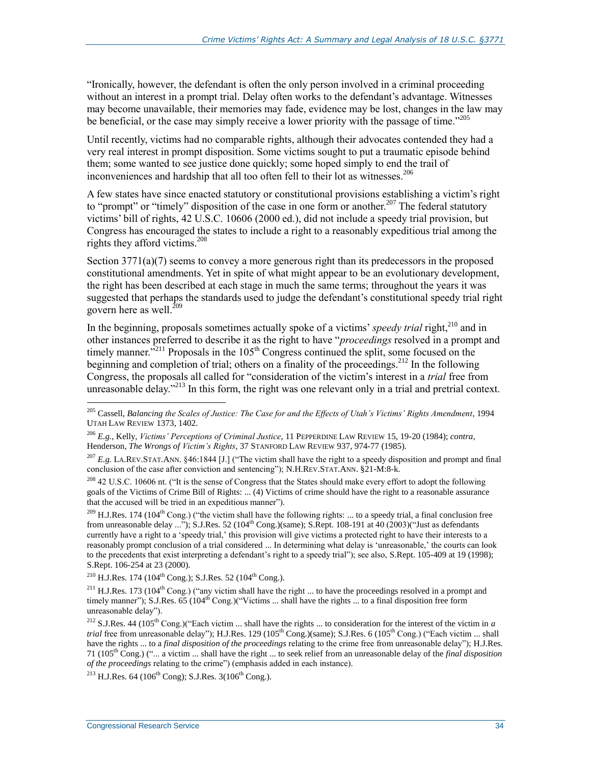"Ironically, however, the defendant is often the only person involved in a criminal proceeding without an interest in a prompt trial. Delay often works to the defendant's advantage. Witnesses may become unavailable, their memories may fade, evidence may be lost, changes in the law may be beneficial, or the case may simply receive a lower priority with the passage of time."[205]

Until recently, victims had no comparable rights, although their advocates contended they had a very real interest in prompt disposition. Some victims sought to put a traumatic episode behind them; some wanted to see justice done quickly; some hoped simply to end the trail of inconveniences and hardship that all too often fell to their lot as witnesses.[206]

A few states have since enacted statutory or constitutional provisions establishing a victim's right to "prompt" or "timely" disposition of the case in one form or another.[207] The federal statutory victims' bill of rights, 42 U.S.C. 10606 (2000 ed.), did not include a speedy trial provision, but Congress has encouraged the states to include a right to a reasonably expeditious trial among the rights they afford victims.[208]

Section 3771(a)(7) seems to convey a more generous right than its predecessors in the proposed constitutional amendments. Yet in spite of what might appear to be an evolutionary development, the right has been described at each stage in much the same terms; throughout the years it was suggested that perhaps the standards used to judge the defendant's constitutional speedy trial right govern here as well.[209]

In the beginning, proposals sometimes actually spoke of a victims' *speedy trial* right,[210] and in other instances preferred to describe it as the right to have "*proceedings* resolved in a prompt and timely manner."[211] Proposals in the 105th Congress continued the split, some focused on the beginning and completion of trial; others on a finality of the proceedings.[212] In the following Congress, the proposals all called for "consideration of the victim's interest in a *trial* free from unreasonable delay."[213] In this form, the right was one relevant only in a trial and pretrial context.

---

[205] Cassell, *Balancing the Scales of Justice: The Case for and the Effects of Utah's Victims' Rights Amendment*, 1994 UTAH LAW REVIEW 1373, 1402.

[206] *E.g.*, Kelly, *Victims' Perceptions of Criminal Justice*, 11 PEPPERDINE LAW REVIEW 15, 19-20 (1984); *contra*, Henderson, *The Wrongs of Victim's Rights*, 37 STANFORD LAW REVIEW 937, 974-77 (1985).

[207] *E.g.* LA.REV.STAT.ANN. §46:1844 [J.] ("The victim shall have the right to a speedy disposition and prompt and final conclusion of the case after conviction and sentencing"); N.H.REV.STAT.ANN. §21-M:8-k.

[208] 42 U.S.C. 10606 nt. ("It is the sense of Congress that the States should make every effort to adopt the following goals of the Victims of Crime Bill of Rights: ... (4) Victims of crime should have the right to a reasonable assurance that the accused will be tried in an expeditious manner").

[209] H.J.Res. 174 (104th Cong.) ("the victim shall have the following rights: ... to a speedy trial, a final conclusion free from unreasonable delay ..."); S.J.Res. 52 (104th Cong.)(same); S.Rept. 108-191 at 40 (2003)("Just as defendants currently have a right to a 'speedy trial,' this provision will give victims a protected right to have their interests to a reasonably prompt conclusion of a trial considered ... In determining what delay is 'unreasonable,' the courts can look to the precedents that exist interpreting a defendant's right to a speedy trial"); see also, S.Rept. 105-409 at 19 (1998); S.Rept. 106-254 at 23 (2000).

[210] H.J.Res. 174 (104th Cong.); S.J.Res. 52 (104th Cong.).

[211] H.J.Res. 173 (104th Cong.) ("any victim shall have the right ... to have the proceedings resolved in a prompt and timely manner"); S.J.Res. 65 (104th Cong.)("Victims ... shall have the rights ... to a final disposition free form unreasonable delay").

[212] S.J.Res. 44 (105th Cong.)("Each victim ... shall have the rights ... to consideration for the interest of the victim in *a trial* free from unreasonable delay"); H.J.Res. 129 (105th Cong.)(same); S.J.Res. 6 (105th Cong.) ("Each victim ... shall have the rights ... to a *final disposition of the proceedings* relating to the crime free from unreasonable delay"); H.J.Res. 71 (105th Cong.) ("... a victim ... shall have the right ... to seek relief from an unreasonable delay of the *final disposition of the proceedings* relating to the crime") (emphasis added in each instance).

[213] H.J.Res. 64 (106th Cong); S.J.Res. 3(106th Cong.).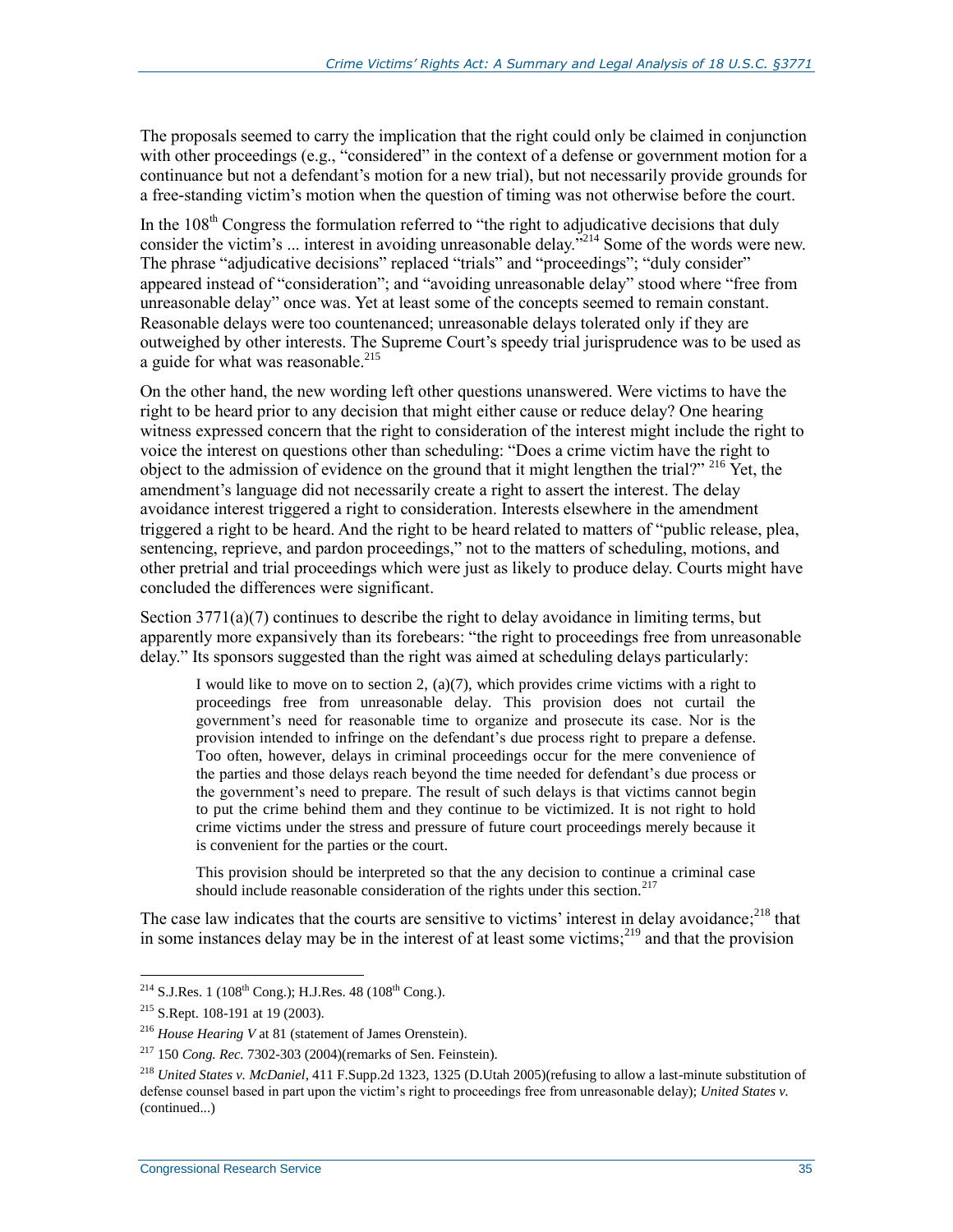The proposals seemed to carry the implication that the right could only be claimed in conjunction with other proceedings (e.g., "considered" in the context of a defense or government motion for a continuance but not a defendant's motion for a new trial), but not necessarily provide grounds for a free-standing victim's motion when the question of timing was not otherwise before the court.

In the 108th Congress the formulation referred to "the right to adjudicative decisions that duly consider the victim's ... interest in avoiding unreasonable delay."[214] Some of the words were new. The phrase "adjudicative decisions" replaced "trials" and "proceedings"; "duly consider" appeared instead of "consideration"; and "avoiding unreasonable delay" stood where "free from unreasonable delay" once was. Yet at least some of the concepts seemed to remain constant. Reasonable delays were too countenanced; unreasonable delays tolerated only if they are outweighed by other interests. The Supreme Court's speedy trial jurisprudence was to be used as a guide for what was reasonable.[215]

On the other hand, the new wording left other questions unanswered. Were victims to have the right to be heard prior to any decision that might either cause or reduce delay? One hearing witness expressed concern that the right to consideration of the interest might include the right to voice the interest on questions other than scheduling: "Does a crime victim have the right to object to the admission of evidence on the ground that it might lengthen the trial?" [216] Yet, the amendment's language did not necessarily create a right to assert the interest. The delay avoidance interest triggered a right to consideration. Interests elsewhere in the amendment triggered a right to be heard. And the right to be heard related to matters of "public release, plea, sentencing, reprieve, and pardon proceedings," not to the matters of scheduling, motions, and other pretrial and trial proceedings which were just as likely to produce delay. Courts might have concluded the differences were significant.

Section 3771(a)(7) continues to describe the right to delay avoidance in limiting terms, but apparently more expansively than its forebears: "the right to proceedings free from unreasonable delay." Its sponsors suggested than the right was aimed at scheduling delays particularly:

> I would like to move on to section 2, (a)(7), which provides crime victims with a right to proceedings free from unreasonable delay. This provision does not curtail the government's need for reasonable time to organize and prosecute its case. Nor is the provision intended to infringe on the defendant's due process right to prepare a defense. Too often, however, delays in criminal proceedings occur for the mere convenience of the parties and those delays reach beyond the time needed for defendant's due process or the government's need to prepare. The result of such delays is that victims cannot begin to put the crime behind them and they continue to be victimized. It is not right to hold crime victims under the stress and pressure of future court proceedings merely because it is convenient for the parties or the court.
>
> This provision should be interpreted so that the any decision to continue a criminal case should include reasonable consideration of the rights under this section.[217]

The case law indicates that the courts are sensitive to victims' interest in delay avoidance;[218] that in some instances delay may be in the interest of at least some victims;[219] and that the provision

---

[214] S.J.Res. 1 (108th Cong.); H.J.Res. 48 (108th Cong.).

[215] S.Rept. 108-191 at 19 (2003).

[216] *House Hearing V* at 81 (statement of James Orenstein).

[217] 150 *Cong. Rec.* 7302-303 (2004)(remarks of Sen. Feinstein).

[218] *United States v. McDaniel*, 411 F.Supp.2d 1323, 1325 (D.Utah 2005)(refusing to allow a last-minute substitution of defense counsel based in part upon the victim's right to proceedings free from unreasonable delay); *United States v.* (continued...)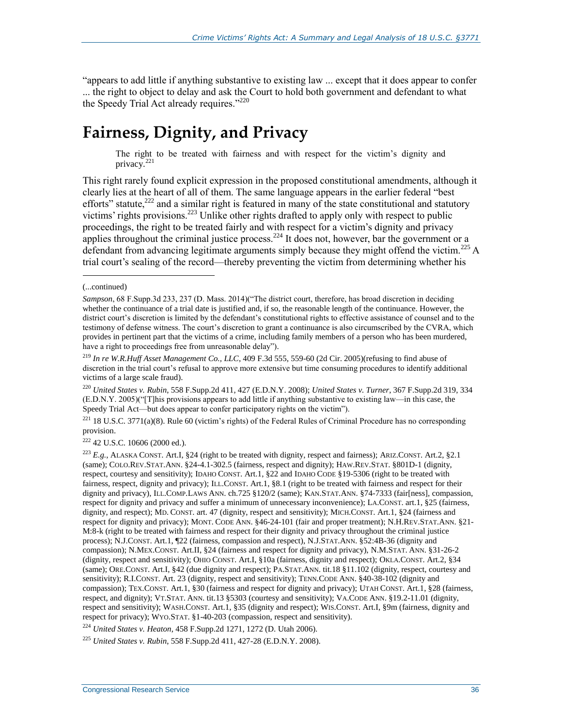"appears to add little if anything substantive to existing law ... except that it does appear to confer ... the right to object to delay and ask the Court to hold both government and defendant to what the Speedy Trial Act already requires."[220]

## Fairness, Dignity, and Privacy

> The right to be treated with fairness and with respect for the victim's dignity and privacy.[221]

This right rarely found explicit expression in the proposed constitutional amendments, although it clearly lies at the heart of all of them. The same language appears in the earlier federal "best efforts" statute,[222] and a similar right is featured in many of the state constitutional and statutory victims' rights provisions.[223] Unlike other rights drafted to apply only with respect to public proceedings, the right to be treated fairly and with respect for a victim's dignity and privacy applies throughout the criminal justice process.[224] It does not, however, bar the government or a defendant from advancing legitimate arguments simply because they might offend the victim.[225] A trial court's sealing of the record—thereby preventing the victim from determining whether his

---

(...continued)

*Sampson*, 68 F.Supp.3d 233, 237 (D. Mass. 2014)("The district court, therefore, has broad discretion in deciding whether the continuance of a trial date is justified and, if so, the reasonable length of the continuance. However, the district court's discretion is limited by the defendant's constitutional rights to effective assistance of counsel and to the testimony of defense witness. The court's discretion to grant a continuance is also circumscribed by the CVRA, which provides in pertinent part that the victims of a crime, including family members of a person who has been murdered, have a right to proceedings free from unreasonable delay").

[219] *In re W.R.Huff Asset Management Co., LLC*, 409 F.3d 555, 559-60 (2d Cir. 2005)(refusing to find abuse of discretion in the trial court's refusal to approve more extensive but time consuming procedures to identify additional victims of a large scale fraud).

[220] *United States v. Rubin*, 558 F.Supp.2d 411, 427 (E.D.N.Y. 2008); *United States v. Turner*, 367 F.Supp.2d 319, 334 (E.D.N.Y. 2005)("[T]his provisions appears to add little if anything substantive to existing law—in this case, the Speedy Trial Act—but does appear to confer participatory rights on the victim").

[221] 18 U.S.C. 3771(a)(8). Rule 60 (victim's rights) of the Federal Rules of Criminal Procedure has no corresponding provision.

[222] 42 U.S.C. 10606 (2000 ed.).

[223] *E.g.*, ALASKA CONST. Art.I, §24 (right to be treated with dignity, respect and fairness); ARIZ.CONST. Art.2, §2.1 (same); COLO.REV.STAT.ANN. §24-4.1-302.5 (fairness, respect and dignity); HAW.REV.STAT. §801D-1 (dignity, respect, courtesy and sensitivity); IDAHO CONST. Art.1, §22 and IDAHO CODE §19-5306 (right to be treated with fairness, respect, dignity and privacy); ILL.CONST. Art.1, §8.1 (right to be treated with fairness and respect for their dignity and privacy), ILL.COMP.LAWS ANN. ch.725 §120/2 (same); KAN.STAT.ANN. §74-7333 (fair[ness], compassion, respect for dignity and privacy and suffer a minimum of unnecessary inconvenience); LA.CONST. art.1, §25 (fairness, dignity, and respect); MD. CONST. art. 47 (dignity, respect and sensitivity); MICH.CONST. Art.1, §24 (fairness and respect for dignity and privacy); MONT. CODE ANN. §46-24-101 (fair and proper treatment); N.H.REV.STAT.ANN. §21-M:8-k (right to be treated with fairness and respect for their dignity and privacy throughout the criminal justice process); N.J.CONST. Art.1, ¶22 (fairness, compassion and respect), N.J.STAT.ANN. §52:4B-36 (dignity and compassion); N.MEX.CONST. Art.II, §24 (fairness and respect for dignity and privacy), N.M.STAT. ANN. §31-26-2 (dignity, respect and sensitivity); OHIO CONST. Art.I, §10a (fairness, dignity and respect); OKLA.CONST. Art.2, §34 (same); ORE.CONST. Art.I, §42 (due dignity and respect); PA.STAT.ANN. tit.18 §11.102 (dignity, respect, courtesy and sensitivity); R.I.CONST. Art. 23 (dignity, respect and sensitivity); TENN.CODE ANN. §40-38-102 (dignity and compassion); TEX.CONST. Art.1, §30 (fairness and respect for dignity and privacy); UTAH CONST. Art.1, §28 (fairness, respect, and dignity); VT.STAT. ANN. tit.13 §5303 (courtesy and sensitivity); VA.CODE ANN. §19.2-11.01 (dignity, respect and sensitivity); WASH.CONST. Art.1, §35 (dignity and respect); WIS.CONST. Art.I, §9m (fairness, dignity and respect for privacy); WYO.STAT. §1-40-203 (compassion, respect and sensitivity).

[224] *United States v. Heaton*, 458 F.Supp.2d 1271, 1272 (D. Utah 2006).

[225] *United States v. Rubin*, 558 F.Supp.2d 411, 427-28 (E.D.N.Y. 2008).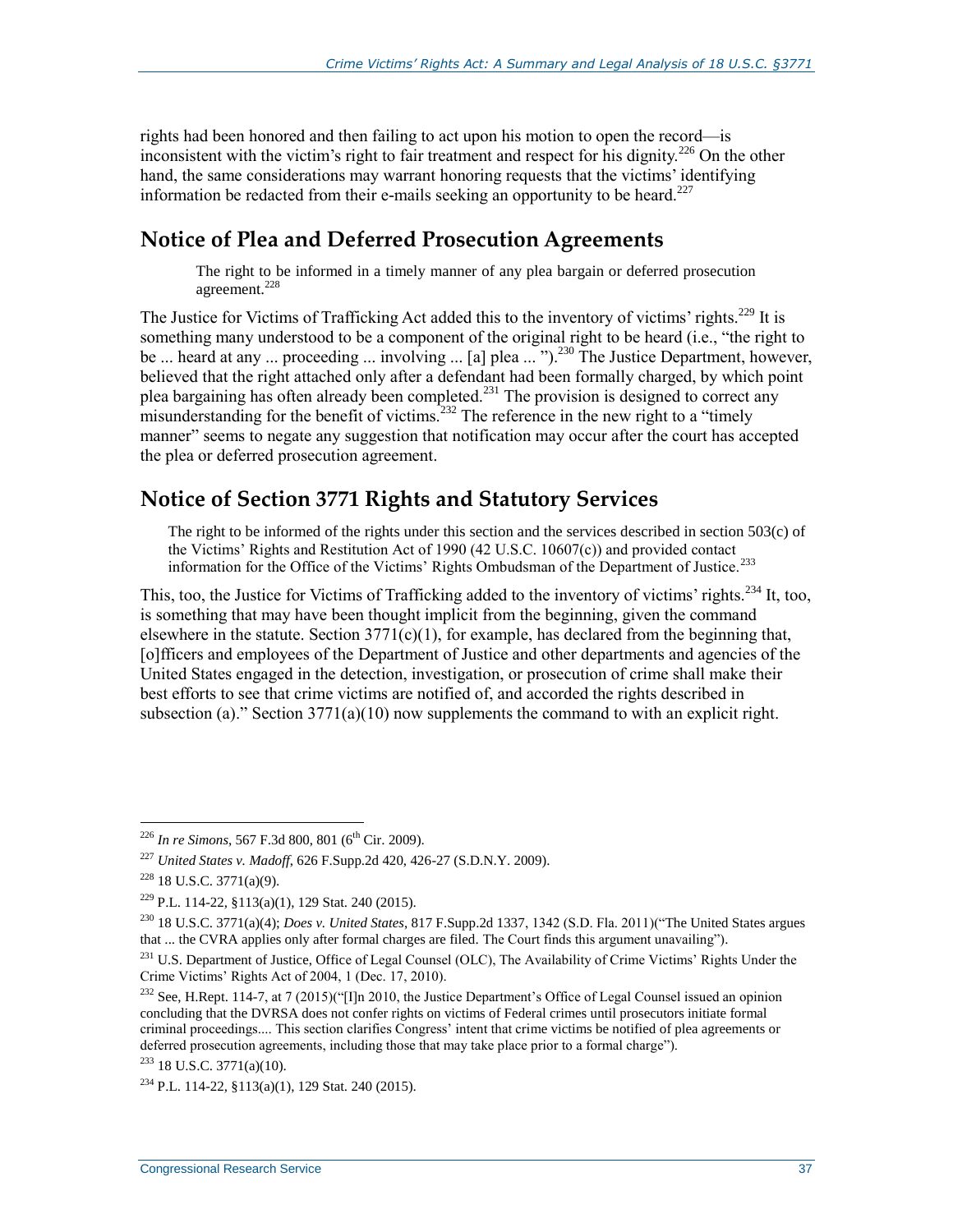rights had been honored and then failing to act upon his motion to open the record—is inconsistent with the victim's right to fair treatment and respect for his dignity.[226] On the other hand, the same considerations may warrant honoring requests that the victims' identifying information be redacted from their e-mails seeking an opportunity to be heard.[227]

## Notice of Plea and Deferred Prosecution Agreements

> The right to be informed in a timely manner of any plea bargain or deferred prosecution agreement.[228]

The Justice for Victims of Trafficking Act added this to the inventory of victims' rights.[229] It is something many understood to be a component of the original right to be heard (i.e., "the right to be ... heard at any ... proceeding ... involving ... [a] plea ... ").[230] The Justice Department, however, believed that the right attached only after a defendant had been formally charged, by which point plea bargaining has often already been completed.[231] The provision is designed to correct any misunderstanding for the benefit of victims.[232] The reference in the new right to a "timely manner" seems to negate any suggestion that notification may occur after the court has accepted the plea or deferred prosecution agreement.

## Notice of Section 3771 Rights and Statutory Services

> The right to be informed of the rights under this section and the services described in section 503(c) of the Victims' Rights and Restitution Act of 1990 (42 U.S.C. 10607(c)) and provided contact information for the Office of the Victims' Rights Ombudsman of the Department of Justice.[233]

This, too, the Justice for Victims of Trafficking added to the inventory of victims' rights.[234] It, too, is something that may have been thought implicit from the beginning, given the command elsewhere in the statute. Section 3771(c)(1), for example, has declared from the beginning that, [o]fficers and employees of the Department of Justice and other departments and agencies of the United States engaged in the detection, investigation, or prosecution of crime shall make their best efforts to see that crime victims are notified of, and accorded the rights described in subsection (a)." Section 3771(a)(10) now supplements the command to with an explicit right.

---

[226] *In re Simons*, 567 F.3d 800, 801 (6th Cir. 2009).

[227] *United States v. Madoff*, 626 F.Supp.2d 420, 426-27 (S.D.N.Y. 2009).

[228] 18 U.S.C. 3771(a)(9).

[229] P.L. 114-22, §113(a)(1), 129 Stat. 240 (2015).

[230] 18 U.S.C. 3771(a)(4); *Does v. United States*, 817 F.Supp.2d 1337, 1342 (S.D. Fla. 2011)("The United States argues that ... the CVRA applies only after formal charges are filed. The Court finds this argument unavailing").

[231] U.S. Department of Justice, Office of Legal Counsel (OLC), The Availability of Crime Victims' Rights Under the Crime Victims' Rights Act of 2004, 1 (Dec. 17, 2010).

[232] See, H.Rept. 114-7, at 7 (2015)("[I]n 2010, the Justice Department's Office of Legal Counsel issued an opinion concluding that the DVRSA does not confer rights on victims of Federal crimes until prosecutors initiate formal criminal proceedings.... This section clarifies Congress' intent that crime victims be notified of plea agreements or deferred prosecution agreements, including those that may take place prior to a formal charge").

[233] 18 U.S.C. 3771(a)(10).

[234] P.L. 114-22, §113(a)(1), 129 Stat. 240 (2015).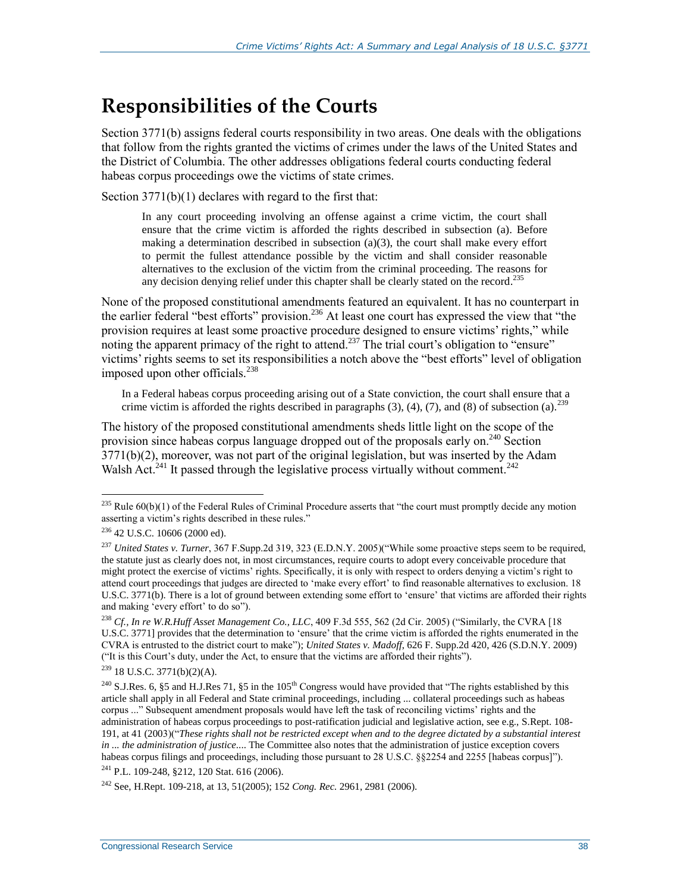# Responsibilities of the Courts

Section 3771(b) assigns federal courts responsibility in two areas. One deals with the obligations that follow from the rights granted the victims of crimes under the laws of the United States and the District of Columbia. The other addresses obligations federal courts conducting federal habeas corpus proceedings owe the victims of state crimes.

Section 3771(b)(1) declares with regard to the first that:

> In any court proceeding involving an offense against a crime victim, the court shall ensure that the crime victim is afforded the rights described in subsection (a). Before making a determination described in subsection (a)(3), the court shall make every effort to permit the fullest attendance possible by the victim and shall consider reasonable alternatives to the exclusion of the victim from the criminal proceeding. The reasons for any decision denying relief under this chapter shall be clearly stated on the record.[235]

None of the proposed constitutional amendments featured an equivalent. It has no counterpart in the earlier federal "best efforts" provision.[236] At least one court has expressed the view that "the provision requires at least some proactive procedure designed to ensure victims' rights," while noting the apparent primacy of the right to attend.[237] The trial court's obligation to "ensure" victims' rights seems to set its responsibilities a notch above the "best efforts" level of obligation imposed upon other officials.[238]

> In a Federal habeas corpus proceeding arising out of a State conviction, the court shall ensure that a crime victim is afforded the rights described in paragraphs (3), (4), (7), and (8) of subsection (a).[239]

The history of the proposed constitutional amendments sheds little light on the scope of the provision since habeas corpus language dropped out of the proposals early on.[240] Section 3771(b)(2), moreover, was not part of the original legislation, but was inserted by the Adam Walsh Act.[241] It passed through the legislative process virtually without comment.[242]

---

[235] Rule 60(b)(1) of the Federal Rules of Criminal Procedure asserts that "the court must promptly decide any motion asserting a victim's rights described in these rules."

[236] 42 U.S.C. 10606 (2000 ed).

[237] *United States v. Turner*, 367 F.Supp.2d 319, 323 (E.D.N.Y. 2005)("While some proactive steps seem to be required, the statute just as clearly does not, in most circumstances, require courts to adopt every conceivable procedure that might protect the exercise of victims' rights. Specifically, it is only with respect to orders denying a victim's right to attend court proceedings that judges are directed to 'make every effort' to find reasonable alternatives to exclusion. 18 U.S.C. 3771(b). There is a lot of ground between extending some effort to 'ensure' that victims are afforded their rights and making 'every effort' to do so").

[238] *Cf., In re W.R.Huff Asset Management Co., LLC*, 409 F.3d 555, 562 (2d Cir. 2005) ("Similarly, the CVRA [18 U.S.C. 3771] provides that the determination to 'ensure' that the crime victim is afforded the rights enumerated in the CVRA is entrusted to the district court to make"); *United States v. Madoff*, 626 F. Supp.2d 420, 426 (S.D.N.Y. 2009) ("It is this Court's duty, under the Act, to ensure that the victims are afforded their rights").

[239] 18 U.S.C. 3771(b)(2)(A).

[240] S.J.Res. 6, §5 and H.J.Res 71, §5 in the 105th Congress would have provided that "The rights established by this article shall apply in all Federal and State criminal proceedings, including ... collateral proceedings such as habeas corpus ..." Subsequent amendment proposals would have left the task of reconciling victims' rights and the administration of habeas corpus proceedings to post-ratification judicial and legislative action, see e.g., S.Rept. 108-191, at 41 (2003)("*These rights shall not be restricted except when and to the degree dictated by a substantial interest in ... the administration of justice*.... The Committee also notes that the administration of justice exception covers habeas corpus filings and proceedings, including those pursuant to 28 U.S.C. §§2254 and 2255 [habeas corpus]").

[241] P.L. 109-248, §212, 120 Stat. 616 (2006).

[242] See, H.Rept. 109-218, at 13, 51(2005); 152 *Cong. Rec.* 2961, 2981 (2006).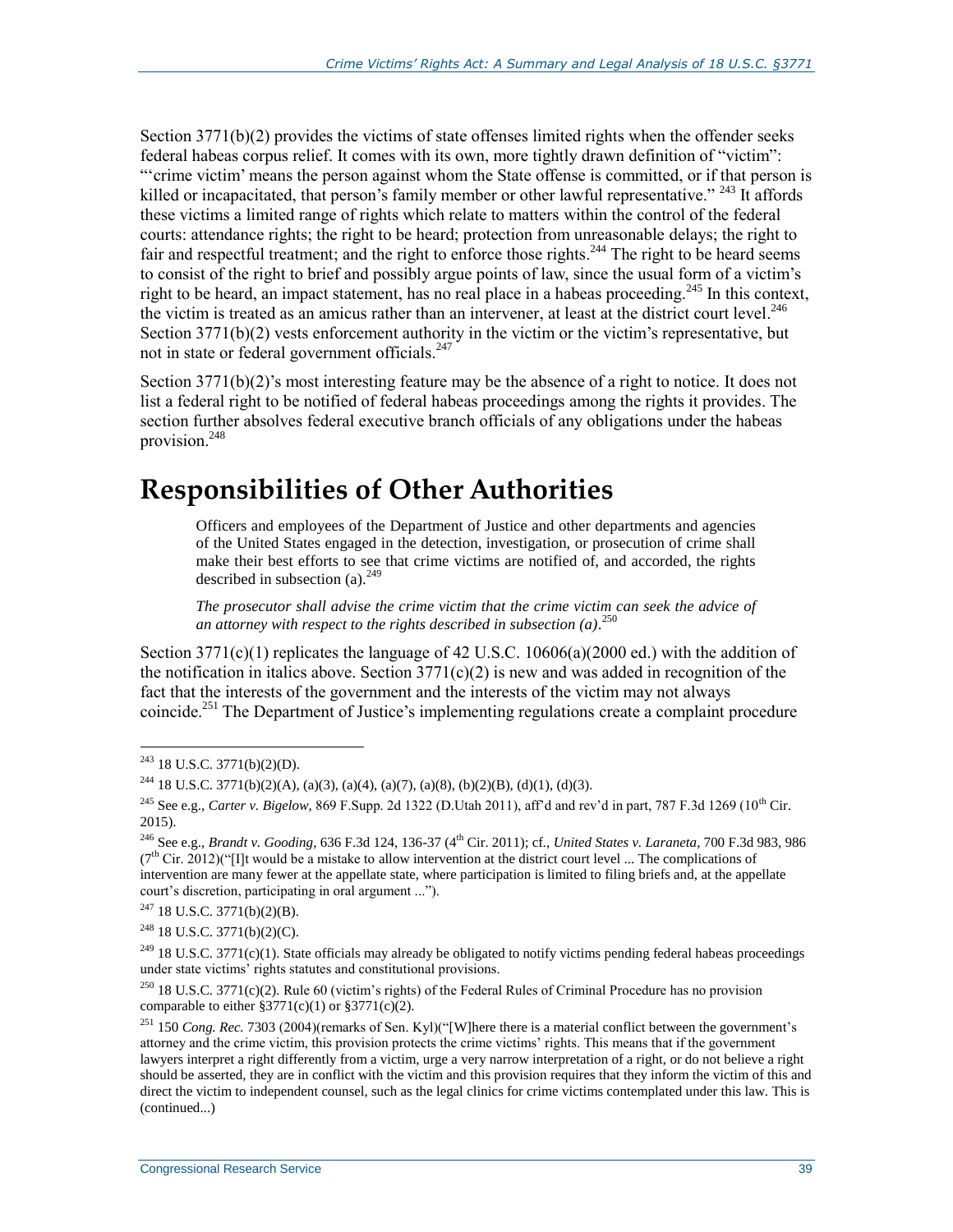Section 3771(b)(2) provides the victims of state offenses limited rights when the offender seeks federal habeas corpus relief. It comes with its own, more tightly drawn definition of "victim": "'crime victim' means the person against whom the State offense is committed, or if that person is killed or incapacitated, that person's family member or other lawful representative." [243] It affords these victims a limited range of rights which relate to matters within the control of the federal courts: attendance rights; the right to be heard; protection from unreasonable delays; the right to fair and respectful treatment; and the right to enforce those rights.[244] The right to be heard seems to consist of the right to brief and possibly argue points of law, since the usual form of a victim's right to be heard, an impact statement, has no real place in a habeas proceeding.[245] In this context, the victim is treated as an amicus rather than an intervener, at least at the district court level.[246] Section 3771(b)(2) vests enforcement authority in the victim or the victim's representative, but not in state or federal government officials.[247]

Section 3771(b)(2)'s most interesting feature may be the absence of a right to notice. It does not list a federal right to be notified of federal habeas proceedings among the rights it provides. The section further absolves federal executive branch officials of any obligations under the habeas provision.[248]

# Responsibilities of Other Authorities

> Officers and employees of the Department of Justice and other departments and agencies of the United States engaged in the detection, investigation, or prosecution of crime shall make their best efforts to see that crime victims are notified of, and accorded, the rights described in subsection (a).[249]
>
> *The prosecutor shall advise the crime victim that the crime victim can seek the advice of an attorney with respect to the rights described in subsection (a)*.[250]

Section 3771(c)(1) replicates the language of 42 U.S.C. 10606(a)(2000 ed.) with the addition of the notification in italics above. Section 3771(c)(2) is new and was added in recognition of the fact that the interests of the government and the interests of the victim may not always coincide.[251] The Department of Justice's implementing regulations create a complaint procedure

---

[243] 18 U.S.C. 3771(b)(2)(D).

[244] 18 U.S.C. 3771(b)(2)(A), (a)(3), (a)(4), (a)(7), (a)(8), (b)(2)(B), (d)(1), (d)(3).

[245] See e.g., *Carter v. Bigelow*, 869 F.Supp. 2d 1322 (D.Utah 2011), aff'd and rev'd in part, 787 F.3d 1269 (10th Cir. 2015).

[246] See e.g., *Brandt v. Gooding*, 636 F.3d 124, 136-37 (4th Cir. 2011); cf., *United States v. Laraneta*, 700 F.3d 983, 986 (7th Cir. 2012)("[I]t would be a mistake to allow intervention at the district court level ... The complications of intervention are many fewer at the appellate state, where participation is limited to filing briefs and, at the appellate court's discretion, participating in oral argument ...").

[247] 18 U.S.C. 3771(b)(2)(B).

[248] 18 U.S.C. 3771(b)(2)(C).

[249] 18 U.S.C. 3771(c)(1). State officials may already be obligated to notify victims pending federal habeas proceedings under state victims' rights statutes and constitutional provisions.

[250] 18 U.S.C. 3771(c)(2). Rule 60 (victim's rights) of the Federal Rules of Criminal Procedure has no provision comparable to either §3771(c)(1) or §3771(c)(2).

[251] 150 *Cong. Rec.* 7303 (2004)(remarks of Sen. Kyl)("[W]here there is a material conflict between the government's attorney and the crime victim, this provision protects the crime victims' rights. This means that if the government lawyers interpret a right differently from a victim, urge a very narrow interpretation of a right, or do not believe a right should be asserted, they are in conflict with the victim and this provision requires that they inform the victim of this and direct the victim to independent counsel, such as the legal clinics for crime victims contemplated under this law. This is (continued...)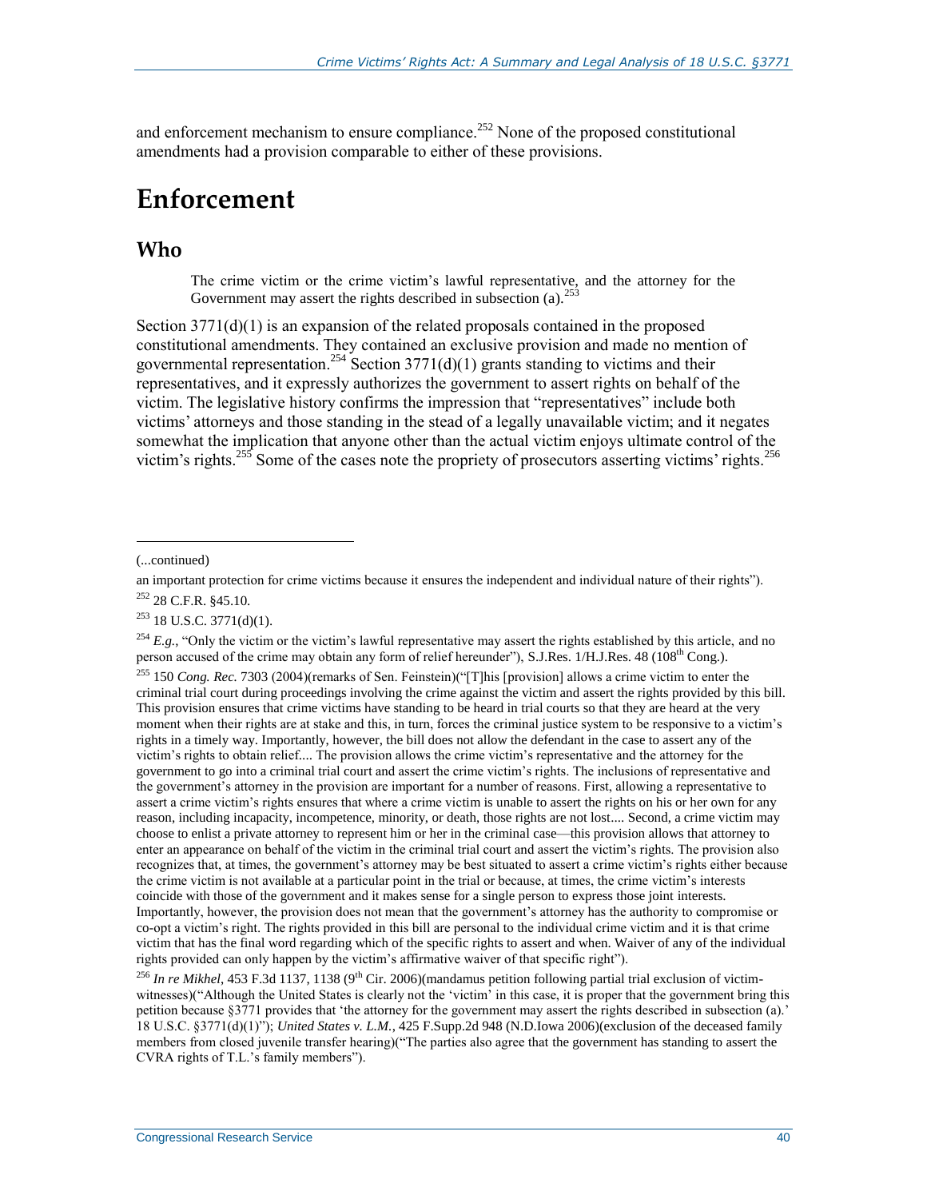and enforcement mechanism to ensure compliance.[252] None of the proposed constitutional amendments had a provision comparable to either of these provisions.

# Enforcement

## Who

> The crime victim or the crime victim's lawful representative, and the attorney for the Government may assert the rights described in subsection (a).[253]

Section 3771(d)(1) is an expansion of the related proposals contained in the proposed constitutional amendments. They contained an exclusive provision and made no mention of governmental representation.[254] Section 3771(d)(1) grants standing to victims and their representatives, and it expressly authorizes the government to assert rights on behalf of the victim. The legislative history confirms the impression that "representatives" include both victims' attorneys and those standing in the stead of a legally unavailable victim; and it negates somewhat the implication that anyone other than the actual victim enjoys ultimate control of the victim's rights.[255] Some of the cases note the propriety of prosecutors asserting victims' rights.[256]

---

(...continued)

an important protection for crime victims because it ensures the independent and individual nature of their rights").

[252] 28 C.F.R. §45.10.

[253] 18 U.S.C. 3771(d)(1).

[254] *E.g.*, "Only the victim or the victim's lawful representative may assert the rights established by this article, and no person accused of the crime may obtain any form of relief hereunder"), S.J.Res. 1/H.J.Res. 48 (108th Cong.).

[255] 150 *Cong. Rec.* 7303 (2004)(remarks of Sen. Feinstein)("[T]his [provision] allows a crime victim to enter the criminal trial court during proceedings involving the crime against the victim and assert the rights provided by this bill. This provision ensures that crime victims have standing to be heard in trial courts so that they are heard at the very moment when their rights are at stake and this, in turn, forces the criminal justice system to be responsive to a victim's rights in a timely way. Importantly, however, the bill does not allow the defendant in the case to assert any of the victim's rights to obtain relief.... The provision allows the crime victim's representative and the attorney for the government to go into a criminal trial court and assert the crime victim's rights. The inclusions of representative and the government's attorney in the provision are important for a number of reasons. First, allowing a representative to assert a crime victim's rights ensures that where a crime victim is unable to assert the rights on his or her own for any reason, including incapacity, incompetence, minority, or death, those rights are not lost.... Second, a crime victim may choose to enlist a private attorney to represent him or her in the criminal case—this provision allows that attorney to enter an appearance on behalf of the victim in the criminal trial court and assert the victim's rights. The provision also recognizes that, at times, the government's attorney may be best situated to assert a crime victim's rights either because the crime victim is not available at a particular point in the trial or because, at times, the crime victim's interests coincide with those of the government and it makes sense for a single person to express those joint interests. Importantly, however, the provision does not mean that the government's attorney has the authority to compromise or co-opt a victim's right. The rights provided in this bill are personal to the individual crime victim and it is that crime victim that has the final word regarding which of the specific rights to assert and when. Waiver of any of the individual rights provided can only happen by the victim's affirmative waiver of that specific right").

[256] *In re Mikhel*, 453 F.3d 1137, 1138 (9th Cir. 2006)(mandamus petition following partial trial exclusion of victim-witnesses)("Although the United States is clearly not the 'victim' in this case, it is proper that the government bring this petition because §3771 provides that 'the attorney for the government may assert the rights described in subsection (a).' 18 U.S.C. §3771(d)(1)"); *United States v. L.M.*, 425 F.Supp.2d 948 (N.D.Iowa 2006)(exclusion of the deceased family members from closed juvenile transfer hearing)("The parties also agree that the government has standing to assert the CVRA rights of T.L.'s family members").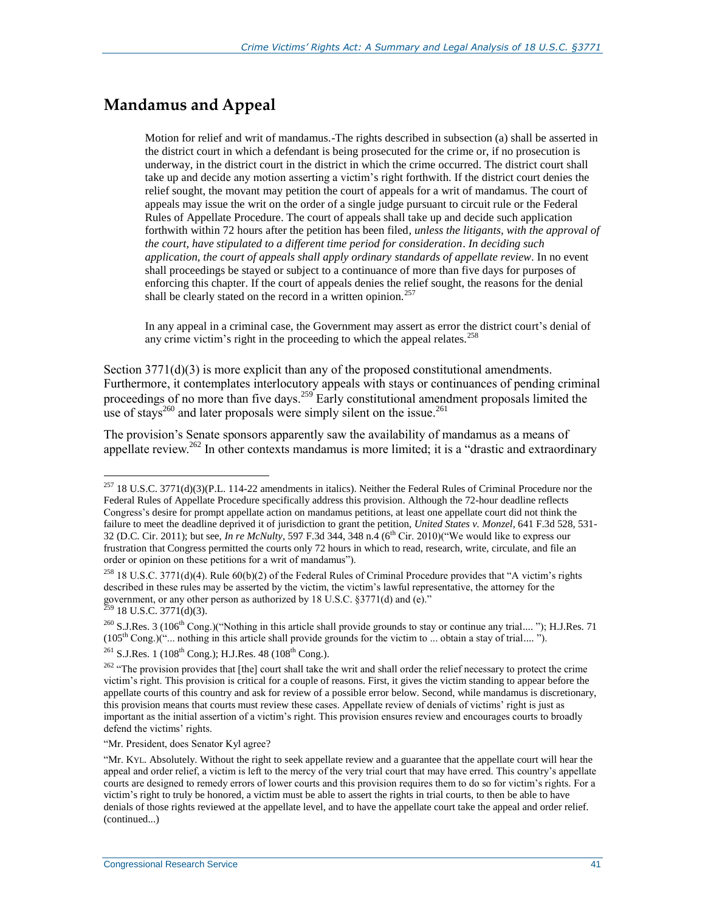## Mandamus and Appeal

> Motion for relief and writ of mandamus.-The rights described in subsection (a) shall be asserted in the district court in which a defendant is being prosecuted for the crime or, if no prosecution is underway, in the district court in the district in which the crime occurred. The district court shall take up and decide any motion asserting a victim's right forthwith. If the district court denies the relief sought, the movant may petition the court of appeals for a writ of mandamus. The court of appeals may issue the writ on the order of a single judge pursuant to circuit rule or the Federal Rules of Appellate Procedure. The court of appeals shall take up and decide such application forthwith within 72 hours after the petition has been filed*, unless the litigants, with the approval of the court, have stipulated to a different time period for consideration*. *In deciding such application, the court of appeals shall apply ordinary standards of appellate review*. In no event shall proceedings be stayed or subject to a continuance of more than five days for purposes of enforcing this chapter. If the court of appeals denies the relief sought, the reasons for the denial shall be clearly stated on the record in a written opinion.[257]

> In any appeal in a criminal case, the Government may assert as error the district court's denial of any crime victim's right in the proceeding to which the appeal relates.[258]

Section 3771(d)(3) is more explicit than any of the proposed constitutional amendments. Furthermore, it contemplates interlocutory appeals with stays or continuances of pending criminal proceedings of no more than five days.[259] Early constitutional amendment proposals limited the use of stays[260] and later proposals were simply silent on the issue.[261]

The provision's Senate sponsors apparently saw the availability of mandamus as a means of appellate review.[262] In other contexts mandamus is more limited; it is a "drastic and extraordinary

---

[257] 18 U.S.C. 3771(d)(3)(P.L. 114-22 amendments in italics). Neither the Federal Rules of Criminal Procedure nor the Federal Rules of Appellate Procedure specifically address this provision. Although the 72-hour deadline reflects Congress's desire for prompt appellate action on mandamus petitions, at least one appellate court did not think the failure to meet the deadline deprived it of jurisdiction to grant the petition, *United States v. Monzel*, 641 F.3d 528, 531-32 (D.C. Cir. 2011); but see, *In re McNulty*, 597 F.3d 344, 348 n.4 (6th Cir. 2010)("We would like to express our frustration that Congress permitted the courts only 72 hours in which to read, research, write, circulate, and file an order or opinion on these petitions for a writ of mandamus").

[258] 18 U.S.C. 3771(d)(4). Rule 60(b)(2) of the Federal Rules of Criminal Procedure provides that "A victim's rights described in these rules may be asserted by the victim, the victim's lawful representative, the attorney for the government, or any other person as authorized by 18 U.S.C. §3771(d) and (e)."

[259] 18 U.S.C. 3771(d)(3).

[260] S.J.Res. 3 (106th Cong.)("Nothing in this article shall provide grounds to stay or continue any trial.... "); H.J.Res. 71 (105th Cong.)("... nothing in this article shall provide grounds for the victim to ... obtain a stay of trial.... ").

[261] S.J.Res. 1 (108th Cong.); H.J.Res. 48 (108th Cong.).

[262] "The provision provides that [the] court shall take the writ and shall order the relief necessary to protect the crime victim's right. This provision is critical for a couple of reasons. First, it gives the victim standing to appear before the appellate courts of this country and ask for review of a possible error below. Second, while mandamus is discretionary, this provision means that courts must review these cases. Appellate review of denials of victims' right is just as important as the initial assertion of a victim's right. This provision ensures review and encourages courts to broadly defend the victims' rights.

"Mr. President, does Senator Kyl agree?

"Mr. KYL. Absolutely. Without the right to seek appellate review and a guarantee that the appellate court will hear the appeal and order relief, a victim is left to the mercy of the very trial court that may have erred. This country's appellate courts are designed to remedy errors of lower courts and this provision requires them to do so for victim's rights. For a victim's right to truly be honored, a victim must be able to assert the rights in trial courts, to then be able to have denials of those rights reviewed at the appellate level, and to have the appellate court take the appeal and order relief. (continued...)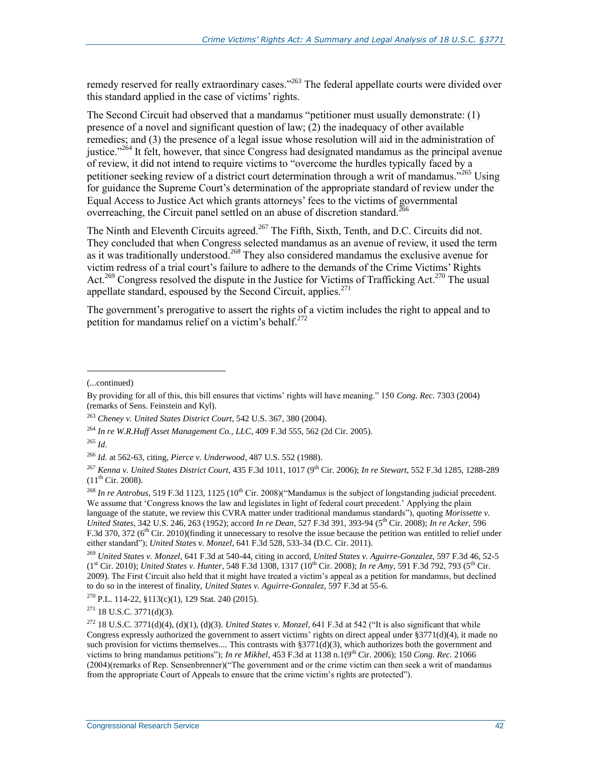remedy reserved for really extraordinary cases."[263] The federal appellate courts were divided over this standard applied in the case of victims' rights.

The Second Circuit had observed that a mandamus "petitioner must usually demonstrate: (1) presence of a novel and significant question of law; (2) the inadequacy of other available remedies; and (3) the presence of a legal issue whose resolution will aid in the administration of justice."[264] It felt, however, that since Congress had designated mandamus as the principal avenue of review, it did not intend to require victims to "overcome the hurdles typically faced by a petitioner seeking review of a district court determination through a writ of mandamus."[265] Using for guidance the Supreme Court's determination of the appropriate standard of review under the Equal Access to Justice Act which grants attorneys' fees to the victims of governmental overreaching, the Circuit panel settled on an abuse of discretion standard.[266]

The Ninth and Eleventh Circuits agreed.[267] The Fifth, Sixth, Tenth, and D.C. Circuits did not. They concluded that when Congress selected mandamus as an avenue of review, it used the term as it was traditionally understood.[268] They also considered mandamus the exclusive avenue for victim redress of a trial court's failure to adhere to the demands of the Crime Victims' Rights Act.[269] Congress resolved the dispute in the Justice for Victims of Trafficking Act.[270] The usual appellate standard, espoused by the Second Circuit, applies.[271]

The government's prerogative to assert the rights of a victim includes the right to appeal and to petition for mandamus relief on a victim's behalf.[272]

---

(...continued)

By providing for all of this, this bill ensures that victims' rights will have meaning." 150 *Cong. Rec.* 7303 (2004) (remarks of Sens. Feinstein and Kyl).

[263] *Cheney v. United States District Court*, 542 U.S. 367, 380 (2004).

[264] *In re W.R.Huff Asset Management Co., LLC*, 409 F.3d 555, 562 (2d Cir. 2005).

[265] *Id*.

[266] *Id.* at 562-63, citing, *Pierce v. Underwood*, 487 U.S. 552 (1988).

[267] *Kenna v. United States District Court*, 435 F.3d 1011, 1017 (9th Cir. 2006); *In re Stewart*, 552 F.3d 1285, 1288-289 (11th Cir. 2008).

[268] *In re Antrobus*, 519 F.3d 1123, 1125 (10th Cir. 2008)("Mandamus is the subject of longstanding judicial precedent. We assume that 'Congress knows the law and legislates in light of federal court precedent.' Applying the plain language of the statute, we review this CVRA matter under traditional mandamus standards"), quoting *Morissette v. United States*, 342 U.S. 246, 263 (1952); accord *In re Dean*, 527 F.3d 391, 393-94 (5th Cir. 2008); *In re Acker*, 596 F.3d 370, 372 (6th Cir. 2010)(finding it unnecessary to resolve the issue because the petition was entitled to relief under either standard"); *United States v. Monzel*, 641 F.3d 528, 533-34 (D.C. Cir. 2011).

[269] *United States v. Monzel*, 641 F.3d at 540-44, citing in accord, *United States v. Aguirre-Gonzalez*, 597 F.3d 46, 52-5 (1st Cir. 2010); *United States v. Hunter*, 548 F.3d 1308, 1317 (10th Cir. 2008); *In re Amy*, 591 F.3d 792, 793 (5th Cir. 2009). The First Circuit also held that it might have treated a victim's appeal as a petition for mandamus, but declined to do so in the interest of finality, *United States v. Aguirre-Gonzalez*, 597 F.3d at 55-6.

[270] P.L. 114-22, §113(c)(1), 129 Stat. 240 (2015).

[271] 18 U.S.C. 3771(d)(3).

[272] 18 U.S.C. 3771(d)(4), (d)(1), (d)(3). *United States v. Monzel*, 641 F.3d at 542 ("It is also significant that while Congress expressly authorized the government to assert victims' rights on direct appeal under §3771(d)(4), it made no such provision for victims themselves.... This contrasts with §3771(d)(3), which authorizes both the government and victims to bring mandamus petitions"); *In re Mikhel*, 453 F.3d at 1138 n.1(9th Cir. 2006); 150 *Cong. Rec.* 21066 (2004)(remarks of Rep. Sensenbrenner)("The government and or the crime victim can then seek a writ of mandamus from the appropriate Court of Appeals to ensure that the crime victim's rights are protected").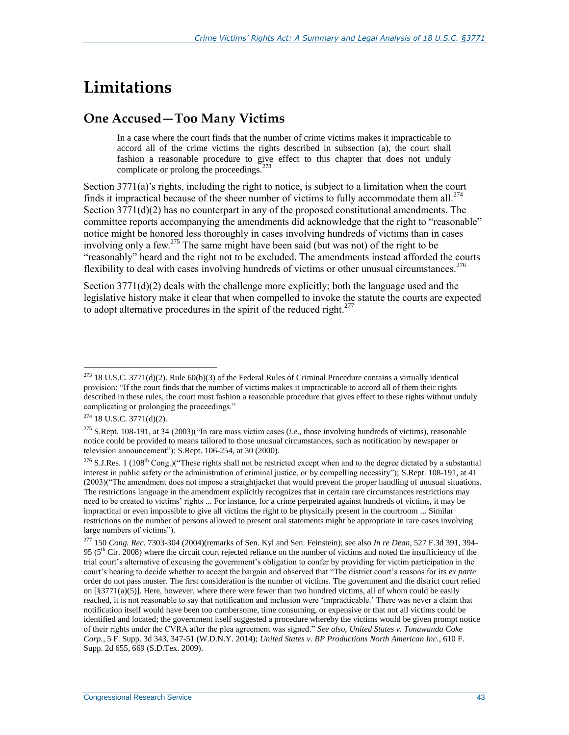# Limitations

## One Accused—Too Many Victims

> In a case where the court finds that the number of crime victims makes it impracticable to accord all of the crime victims the rights described in subsection (a), the court shall fashion a reasonable procedure to give effect to this chapter that does not unduly complicate or prolong the proceedings.[273]

Section 3771(a)'s rights, including the right to notice, is subject to a limitation when the court finds it impractical because of the sheer number of victims to fully accommodate them all.[274] Section 3771(d)(2) has no counterpart in any of the proposed constitutional amendments. The committee reports accompanying the amendments did acknowledge that the right to "reasonable" notice might be honored less thoroughly in cases involving hundreds of victims than in cases involving only a few.[275] The same might have been said (but was not) of the right to be "reasonably" heard and the right not to be excluded. The amendments instead afforded the courts flexibility to deal with cases involving hundreds of victims or other unusual circumstances.[276]

Section 3771(d)(2) deals with the challenge more explicitly; both the language used and the legislative history make it clear that when compelled to invoke the statute the courts are expected to adopt alternative procedures in the spirit of the reduced right.[277]

---

[273] 18 U.S.C. 3771(d)(2). Rule 60(b)(3) of the Federal Rules of Criminal Procedure contains a virtually identical provision: "If the court finds that the number of victims makes it impracticable to accord all of them their rights described in these rules, the court must fashion a reasonable procedure that gives effect to these rights without unduly complicating or prolonging the proceedings."

[274] 18 U.S.C. 3771(d)(2).

[275] S.Rept. 108-191, at 34 (2003)("In rare mass victim cases (*i.e*., those involving hundreds of victims), reasonable notice could be provided to means tailored to those unusual circumstances, such as notification by newspaper or television announcement"); S.Rept. 106-254, at 30 (2000).

[276] S.J.Res. 1 (108th Cong.)("These rights shall not be restricted except when and to the degree dictated by a substantial interest in public safety or the administration of criminal justice, or by compelling necessity"); S.Rept. 108-191, at 41 (2003)("The amendment does not impose a straightjacket that would prevent the proper handling of unusual situations. The restrictions language in the amendment explicitly recognizes that in certain rare circumstances restrictions may need to be created to victims' rights ... For instance, for a crime perpetrated against hundreds of victims, it may be impractical or even impossible to give all victims the right to be physically present in the courtroom ... Similar restrictions on the number of persons allowed to present oral statements might be appropriate in rare cases involving large numbers of victims").

[277] 150 *Cong. Rec.* 7303-304 (2004)(remarks of Sen. Kyl and Sen. Feinstein); see also *In re Dean*, 527 F.3d 391, 394-95 (5th Cir. 2008) where the circuit court rejected reliance on the number of victims and noted the insufficiency of the trial court's alternative of excusing the government's obligation to confer by providing for victim participation in the court's hearing to decide whether to accept the bargain and observed that "The district court's reasons for its *ex parte* order do not pass muster. The first consideration is the number of victims. The government and the district court relied on [§3771(a)(5)]. Here, however, where there were fewer than two hundred victims, all of whom could be easily reached, it is not reasonable to say that notification and inclusion were 'impracticable.' There was never a claim that notification itself would have been too cumbersome, time consuming, or expensive or that not all victims could be identified and located; the government itself suggested a procedure whereby the victims would be given prompt notice of their rights under the CVRA after the plea agreement was signed." *See also, United States v. Tonawanda Coke Corp.*, 5 F. Supp. 3d 343, 347-51 (W.D.N.Y. 2014); *United States v. BP Productions North American Inc*., 610 F. Supp. 2d 655, 669 (S.D.Tex. 2009).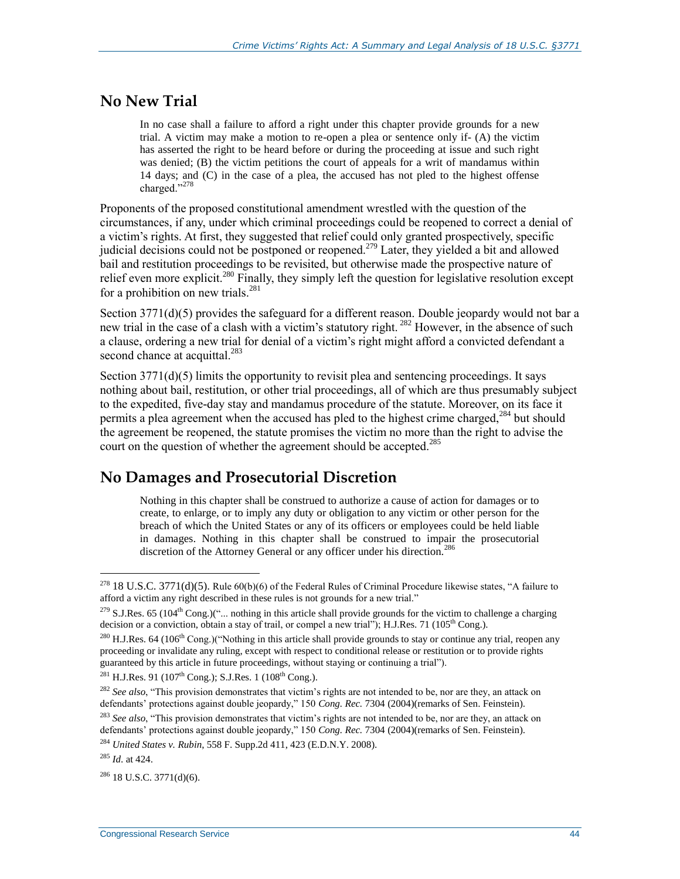## No New Trial

> In no case shall a failure to afford a right under this chapter provide grounds for a new trial. A victim may make a motion to re-open a plea or sentence only if- (A) the victim has asserted the right to be heard before or during the proceeding at issue and such right was denied; (B) the victim petitions the court of appeals for a writ of mandamus within 14 days; and (C) in the case of a plea, the accused has not pled to the highest offense charged."[278]

Proponents of the proposed constitutional amendment wrestled with the question of the circumstances, if any, under which criminal proceedings could be reopened to correct a denial of a victim's rights. At first, they suggested that relief could only granted prospectively, specific judicial decisions could not be postponed or reopened.[279] Later, they yielded a bit and allowed bail and restitution proceedings to be revisited, but otherwise made the prospective nature of relief even more explicit.[280] Finally, they simply left the question for legislative resolution except for a prohibition on new trials.[281]

Section 3771(d)(5) provides the safeguard for a different reason. Double jeopardy would not bar a new trial in the case of a clash with a victim's statutory right.[282] However, in the absence of such a clause, ordering a new trial for denial of a victim's right might afford a convicted defendant a second chance at acquittal.[283]

Section 3771(d)(5) limits the opportunity to revisit plea and sentencing proceedings. It says nothing about bail, restitution, or other trial proceedings, all of which are thus presumably subject to the expedited, five-day stay and mandamus procedure of the statute. Moreover, on its face it permits a plea agreement when the accused has pled to the highest crime charged,[284] but should the agreement be reopened, the statute promises the victim no more than the right to advise the court on the question of whether the agreement should be accepted.[285]

## No Damages and Prosecutorial Discretion

> Nothing in this chapter shall be construed to authorize a cause of action for damages or to create, to enlarge, or to imply any duty or obligation to any victim or other person for the breach of which the United States or any of its officers or employees could be held liable in damages. Nothing in this chapter shall be construed to impair the prosecutorial discretion of the Attorney General or any officer under his direction.[286]

---

[278] 18 U.S.C. 3771(d)(5). Rule 60(b)(6) of the Federal Rules of Criminal Procedure likewise states, "A failure to afford a victim any right described in these rules is not grounds for a new trial."

[279] S.J.Res. 65 (104th Cong.)("... nothing in this article shall provide grounds for the victim to challenge a charging decision or a conviction, obtain a stay of trail, or compel a new trial"); H.J.Res. 71 (105th Cong.).

[280] H.J.Res. 64 (106th Cong.)("Nothing in this article shall provide grounds to stay or continue any trial, reopen any proceeding or invalidate any ruling, except with respect to conditional release or restitution or to provide rights guaranteed by this article in future proceedings, without staying or continuing a trial").

[281] H.J.Res. 91 (107th Cong.); S.J.Res. 1 (108th Cong.).

[282] *See also*, "This provision demonstrates that victim's rights are not intended to be, nor are they, an attack on defendants' protections against double jeopardy," 150 *Cong. Rec.* 7304 (2004)(remarks of Sen. Feinstein).

[283] *See also*, "This provision demonstrates that victim's rights are not intended to be, nor are they, an attack on defendants' protections against double jeopardy," 150 *Cong. Rec.* 7304 (2004)(remarks of Sen. Feinstein).

[284] *United States v. Rubin*, 558 F. Supp.2d 411, 423 (E.D.N.Y. 2008).

[285] *Id*. at 424.

[286] 18 U.S.C. 3771(d)(6).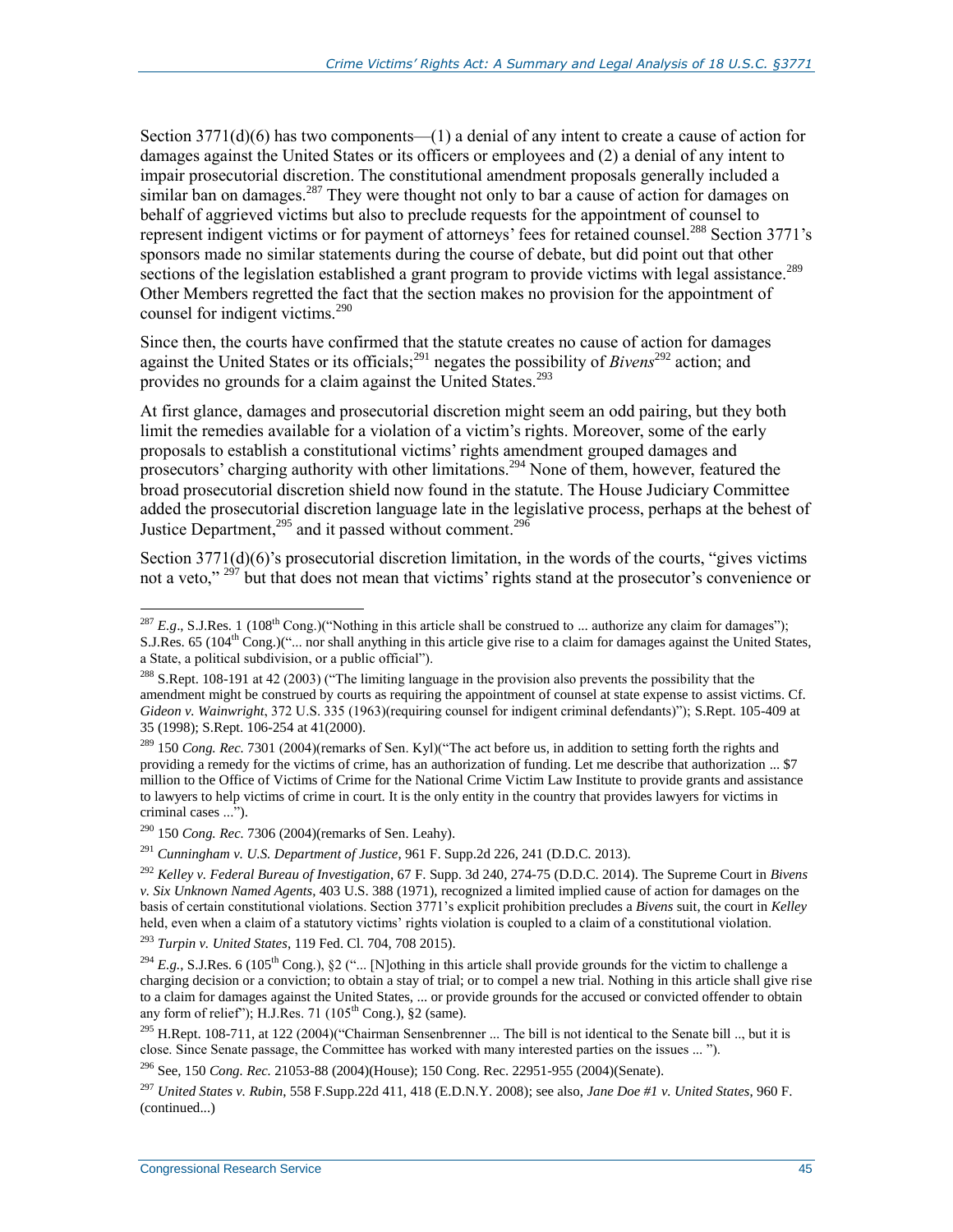Section 3771(d)(6) has two components—(1) a denial of any intent to create a cause of action for damages against the United States or its officers or employees and (2) a denial of any intent to impair prosecutorial discretion. The constitutional amendment proposals generally included a similar ban on damages.[287] They were thought not only to bar a cause of action for damages on behalf of aggrieved victims but also to preclude requests for the appointment of counsel to represent indigent victims or for payment of attorneys' fees for retained counsel.[288] Section 3771's sponsors made no similar statements during the course of debate, but did point out that other sections of the legislation established a grant program to provide victims with legal assistance.[289] Other Members regretted the fact that the section makes no provision for the appointment of counsel for indigent victims.[290]

Since then, the courts have confirmed that the statute creates no cause of action for damages against the United States or its officials;[291] negates the possibility of *Bivens*[292] action; and provides no grounds for a claim against the United States.[293]

At first glance, damages and prosecutorial discretion might seem an odd pairing, but they both limit the remedies available for a violation of a victim's rights. Moreover, some of the early proposals to establish a constitutional victims' rights amendment grouped damages and prosecutors' charging authority with other limitations.[294] None of them, however, featured the broad prosecutorial discretion shield now found in the statute. The House Judiciary Committee added the prosecutorial discretion language late in the legislative process, perhaps at the behest of Justice Department,[295] and it passed without comment.[296]

Section 3771(d)(6)'s prosecutorial discretion limitation, in the words of the courts, "gives victims not a veto," [297] but that does not mean that victims' rights stand at the prosecutor's convenience or

---

[287] *E.g*., S.J.Res. 1 (108th Cong.)("Nothing in this article shall be construed to ... authorize any claim for damages"); S.J.Res. 65 (104th Cong.)("... nor shall anything in this article give rise to a claim for damages against the United States, a State, a political subdivision, or a public official").

[288] S.Rept. 108-191 at 42 (2003) ("The limiting language in the provision also prevents the possibility that the amendment might be construed by courts as requiring the appointment of counsel at state expense to assist victims. Cf. *Gideon v. Wainwright*, 372 U.S. 335 (1963)(requiring counsel for indigent criminal defendants)"); S.Rept. 105-409 at 35 (1998); S.Rept. 106-254 at 41(2000).

[289] 150 *Cong. Rec.* 7301 (2004)(remarks of Sen. Kyl)("The act before us, in addition to setting forth the rights and providing a remedy for the victims of crime, has an authorization of funding. Let me describe that authorization ... $7 million to the Office of Victims of Crime for the National Crime Victim Law Institute to provide grants and assistance to lawyers to help victims of crime in court. It is the only entity in the country that provides lawyers for victims in criminal cases ...").

[290] 150 *Cong. Rec.* 7306 (2004)(remarks of Sen. Leahy).

[291] *Cunningham v. U.S. Department of Justice*, 961 F. Supp.2d 226, 241 (D.D.C. 2013).

[292] *Kelley v. Federal Bureau of Investigation*, 67 F. Supp. 3d 240, 274-75 (D.D.C. 2014). The Supreme Court in *Bivens v. Six Unknown Named Agents*, 403 U.S. 388 (1971), recognized a limited implied cause of action for damages on the basis of certain constitutional violations. Section 3771's explicit prohibition precludes a *Bivens* suit, the court in *Kelley* held, even when a claim of a statutory victims' rights violation is coupled to a claim of a constitutional violation.

[293] *Turpin v. United States*, 119 Fed. Cl. 704, 708 2015).

[294] *E.g.*, S.J.Res. 6 (105th Cong.), §2 ("... [N]othing in this article shall provide grounds for the victim to challenge a charging decision or a conviction; to obtain a stay of trial; or to compel a new trial. Nothing in this article shall give rise to a claim for damages against the United States, ... or provide grounds for the accused or convicted offender to obtain any form of relief"); H.J.Res. 71 (105th Cong.), §2 (same).

[295] H.Rept. 108-711, at 122 (2004)("Chairman Sensenbrenner ... The bill is not identical to the Senate bill .., but it is close. Since Senate passage, the Committee has worked with many interested parties on the issues ... ").

[296] See, 150 *Cong. Rec.* 21053-88 (2004)(House); 150 Cong. Rec. 22951-955 (2004)(Senate).

[297] *United States v. Rubin*, 558 F.Supp.22d 411, 418 (E.D.N.Y. 2008); see also, *Jane Doe #1 v. United States*, 960 F. (continued...)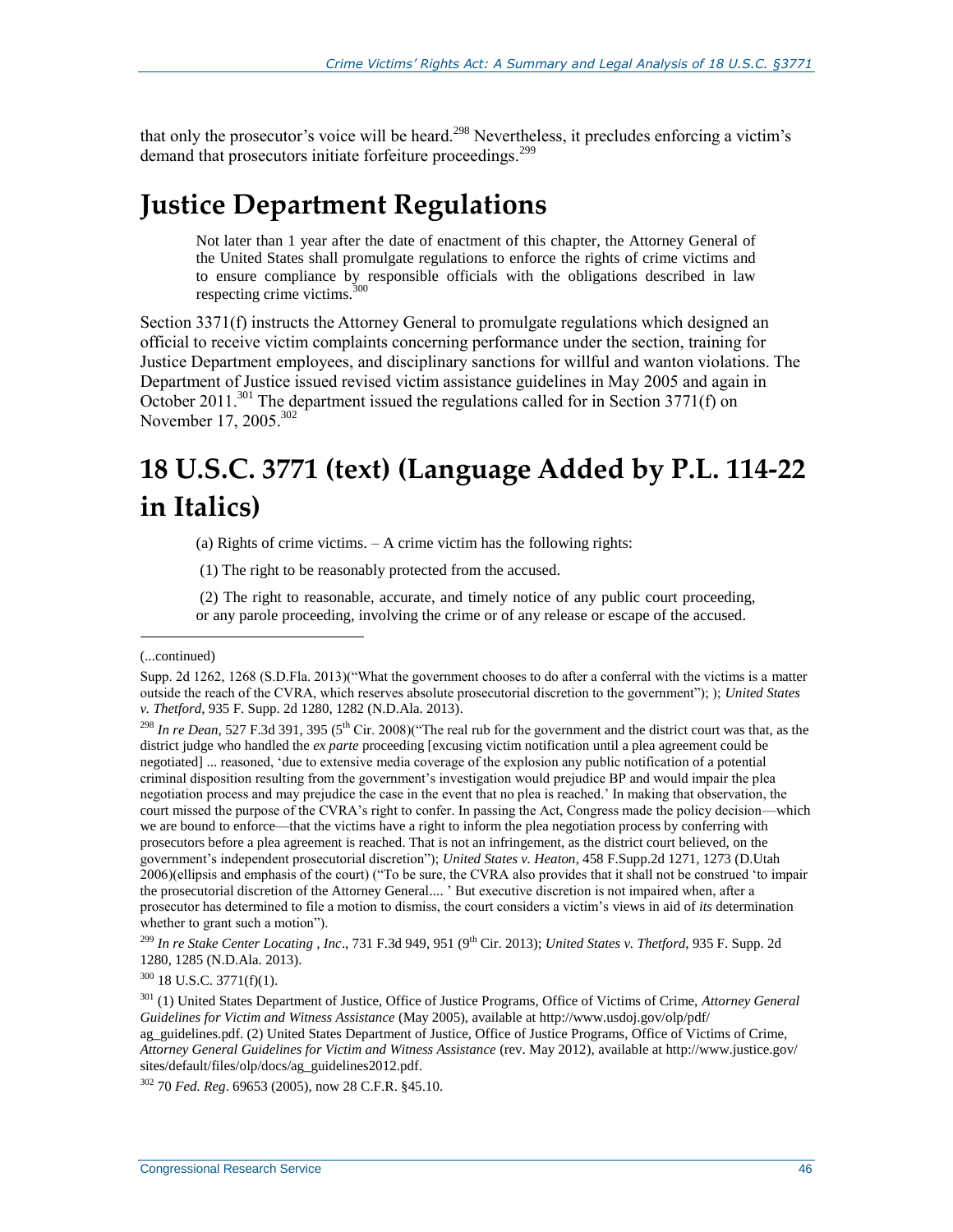that only the prosecutor's voice will be heard.[298] Nevertheless, it precludes enforcing a victim's demand that prosecutors initiate forfeiture proceedings.[299]

## Justice Department Regulations

> Not later than 1 year after the date of enactment of this chapter, the Attorney General of the United States shall promulgate regulations to enforce the rights of crime victims and to ensure compliance by responsible officials with the obligations described in law respecting crime victims.[300]

Section 3371(f) instructs the Attorney General to promulgate regulations which designed an official to receive victim complaints concerning performance under the section, training for Justice Department employees, and disciplinary sanctions for willful and wanton violations. The Department of Justice issued revised victim assistance guidelines in May 2005 and again in October 2011.[301] The department issued the regulations called for in Section 3771(f) on November 17, 2005.[302]

## 18 U.S.C. 3771 (text) (Language Added by P.L. 114-22 in Italics)

> (a) Rights of crime victims. – A crime victim has the following rights:
>
> (1) The right to be reasonably protected from the accused.
>
> (2) The right to reasonable, accurate, and timely notice of any public court proceeding, or any parole proceeding, involving the crime or of any release or escape of the accused.

---

(...continued)

Supp. 2d 1262, 1268 (S.D.Fla. 2013)("What the government chooses to do after a conferral with the victims is a matter outside the reach of the CVRA, which reserves absolute prosecutorial discretion to the government"); ); *United States v. Thetford*, 935 F. Supp. 2d 1280, 1282 (N.D.Ala. 2013).

[298] *In re Dean*, 527 F.3d 391, 395 (5th Cir. 2008)("The real rub for the government and the district court was that, as the district judge who handled the *ex parte* proceeding [excusing victim notification until a plea agreement could be negotiated] ... reasoned, 'due to extensive media coverage of the explosion any public notification of a potential criminal disposition resulting from the government's investigation would prejudice BP and would impair the plea negotiation process and may prejudice the case in the event that no plea is reached.' In making that observation, the court missed the purpose of the CVRA's right to confer. In passing the Act, Congress made the policy decision—which we are bound to enforce—that the victims have a right to inform the plea negotiation process by conferring with prosecutors before a plea agreement is reached. That is not an infringement, as the district court believed, on the government's independent prosecutorial discretion"); *United States v. Heaton*, 458 F.Supp.2d 1271, 1273 (D.Utah 2006)(ellipsis and emphasis of the court) ("To be sure, the CVRA also provides that it shall not be construed 'to impair the prosecutorial discretion of the Attorney General.... ' But executive discretion is not impaired when, after a prosecutor has determined to file a motion to dismiss, the court considers a victim's views in aid of *its* determination whether to grant such a motion").

[299] *In re Stake Center Locating , Inc*., 731 F.3d 949, 951 (9th Cir. 2013); *United States v. Thetford*, 935 F. Supp. 2d 1280, 1285 (N.D.Ala. 2013).

[300] 18 U.S.C. 3771(f)(1).

[301] (1) United States Department of Justice, Office of Justice Programs, Office of Victims of Crime, *Attorney General Guidelines for Victim and Witness Assistance* (May 2005), available at http://www.usdoj.gov/olp/pdf/ag_guidelines.pdf. (2) United States Department of Justice, Office of Justice Programs, Office of Victims of Crime, *Attorney General Guidelines for Victim and Witness Assistance* (rev. May 2012), available at http://www.justice.gov/sites/default/files/olp/docs/ag_guidelines2012.pdf.

[302] 70 *Fed. Reg*. 69653 (2005), now 28 C.F.R. §45.10.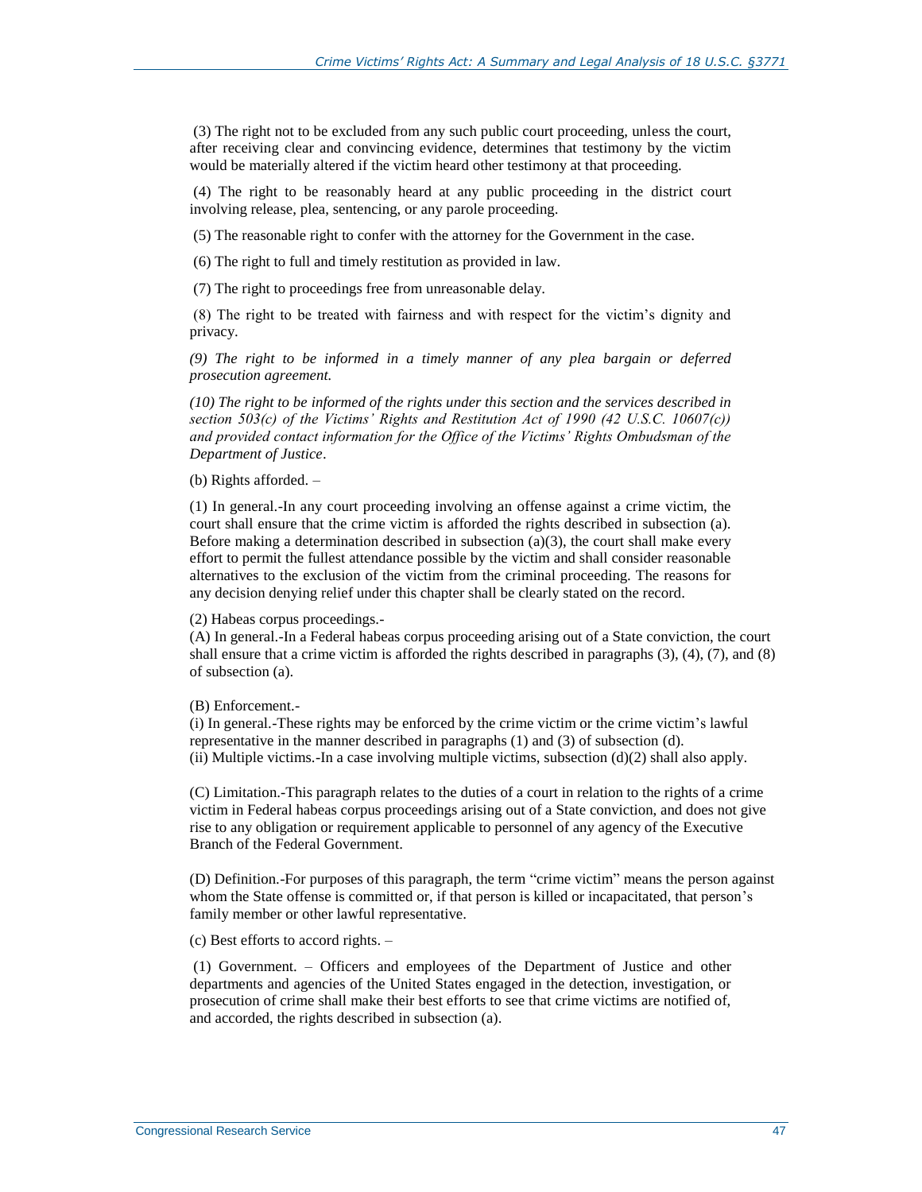(3) The right not to be excluded from any such public court proceeding, unless the court, after receiving clear and convincing evidence, determines that testimony by the victim would be materially altered if the victim heard other testimony at that proceeding.

(4) The right to be reasonably heard at any public proceeding in the district court involving release, plea, sentencing, or any parole proceeding.

(5) The reasonable right to confer with the attorney for the Government in the case.

(6) The right to full and timely restitution as provided in law.

(7) The right to proceedings free from unreasonable delay.

(8) The right to be treated with fairness and with respect for the victim's dignity and privacy.

*(9) The right to be informed in a timely manner of any plea bargain or deferred prosecution agreement.*

*(10) The right to be informed of the rights under this section and the services described in section 503(c) of the Victims' Rights and Restitution Act of 1990 (42 U.S.C. 10607(c)) and provided contact information for the Office of the Victims' Rights Ombudsman of the Department of Justice*.

(b) Rights afforded. –

(1) In general.-In any court proceeding involving an offense against a crime victim, the court shall ensure that the crime victim is afforded the rights described in subsection (a). Before making a determination described in subsection (a)(3), the court shall make every effort to permit the fullest attendance possible by the victim and shall consider reasonable alternatives to the exclusion of the victim from the criminal proceeding. The reasons for any decision denying relief under this chapter shall be clearly stated on the record.

(2) Habeas corpus proceedings.-
(A) In general.-In a Federal habeas corpus proceeding arising out of a State conviction, the court shall ensure that a crime victim is afforded the rights described in paragraphs (3), (4), (7), and (8) of subsection (a).

(B) Enforcement.-
(i) In general.-These rights may be enforced by the crime victim or the crime victim's lawful representative in the manner described in paragraphs (1) and (3) of subsection (d).
(ii) Multiple victims.-In a case involving multiple victims, subsection (d)(2) shall also apply.

(C) Limitation.-This paragraph relates to the duties of a court in relation to the rights of a crime victim in Federal habeas corpus proceedings arising out of a State conviction, and does not give rise to any obligation or requirement applicable to personnel of any agency of the Executive Branch of the Federal Government.

(D) Definition.-For purposes of this paragraph, the term "crime victim" means the person against whom the State offense is committed or, if that person is killed or incapacitated, that person's family member or other lawful representative.

(c) Best efforts to accord rights. –

(1) Government. – Officers and employees of the Department of Justice and other departments and agencies of the United States engaged in the detection, investigation, or prosecution of crime shall make their best efforts to see that crime victims are notified of, and accorded, the rights described in subsection (a).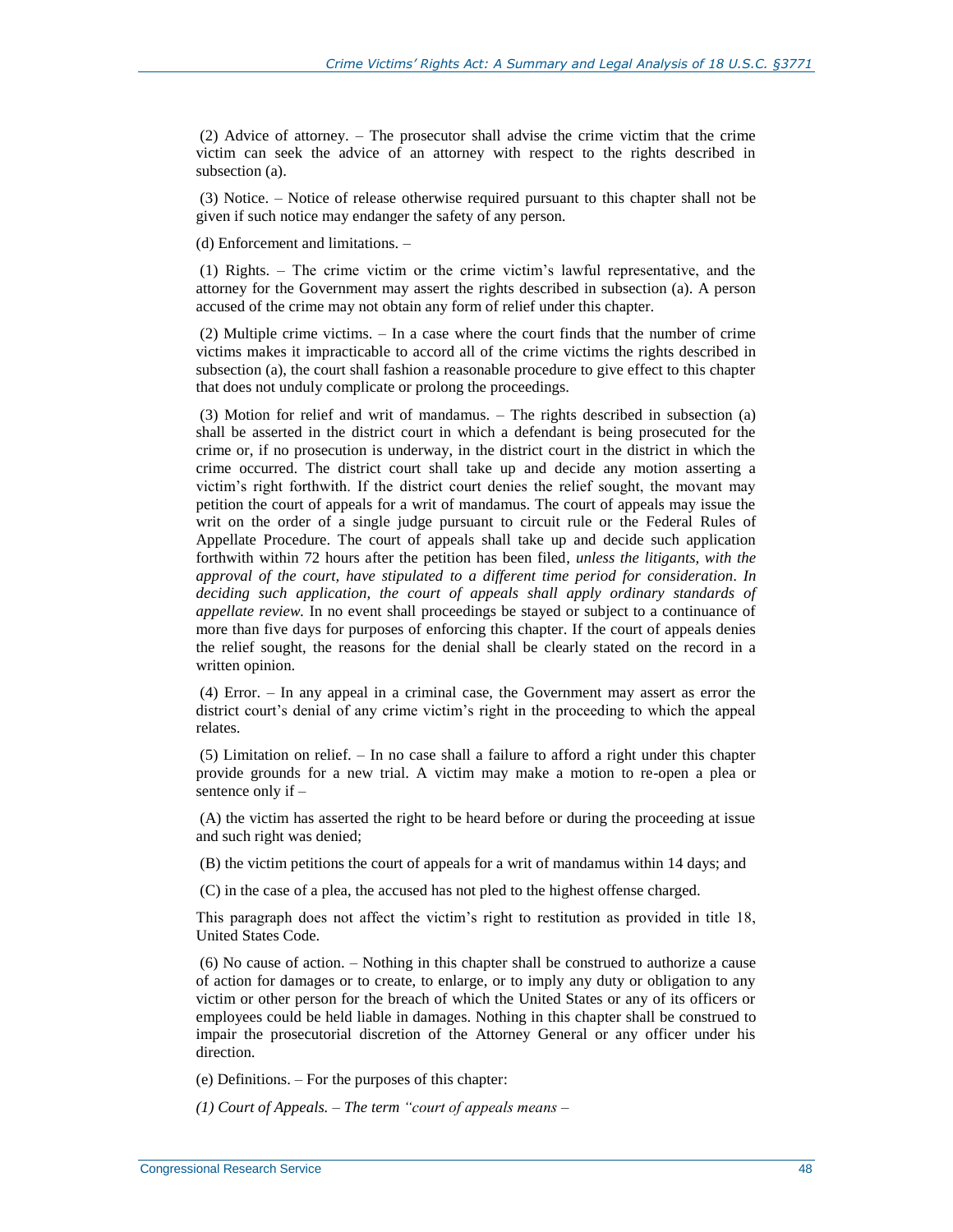(2) Advice of attorney. – The prosecutor shall advise the crime victim that the crime victim can seek the advice of an attorney with respect to the rights described in subsection (a).

(3) Notice. – Notice of release otherwise required pursuant to this chapter shall not be given if such notice may endanger the safety of any person.

(d) Enforcement and limitations. –

(1) Rights. – The crime victim or the crime victim's lawful representative, and the attorney for the Government may assert the rights described in subsection (a). A person accused of the crime may not obtain any form of relief under this chapter.

(2) Multiple crime victims. – In a case where the court finds that the number of crime victims makes it impracticable to accord all of the crime victims the rights described in subsection (a), the court shall fashion a reasonable procedure to give effect to this chapter that does not unduly complicate or prolong the proceedings.

(3) Motion for relief and writ of mandamus. – The rights described in subsection (a) shall be asserted in the district court in which a defendant is being prosecuted for the crime or, if no prosecution is underway, in the district court in the district in which the crime occurred. The district court shall take up and decide any motion asserting a victim's right forthwith. If the district court denies the relief sought, the movant may petition the court of appeals for a writ of mandamus. The court of appeals may issue the writ on the order of a single judge pursuant to circuit rule or the Federal Rules of Appellate Procedure. The court of appeals shall take up and decide such application forthwith within 72 hours after the petition has been filed, *unless the litigants, with the approval of the court, have stipulated to a different time period for consideration. In deciding such application, the court of appeals shall apply ordinary standards of appellate review.* In no event shall proceedings be stayed or subject to a continuance of more than five days for purposes of enforcing this chapter. If the court of appeals denies the relief sought, the reasons for the denial shall be clearly stated on the record in a written opinion.

(4) Error. – In any appeal in a criminal case, the Government may assert as error the district court's denial of any crime victim's right in the proceeding to which the appeal relates.

(5) Limitation on relief. – In no case shall a failure to afford a right under this chapter provide grounds for a new trial. A victim may make a motion to re-open a plea or sentence only if –

(A) the victim has asserted the right to be heard before or during the proceeding at issue and such right was denied;

(B) the victim petitions the court of appeals for a writ of mandamus within 14 days; and

(C) in the case of a plea, the accused has not pled to the highest offense charged.

This paragraph does not affect the victim's right to restitution as provided in title 18, United States Code.

(6) No cause of action. – Nothing in this chapter shall be construed to authorize a cause of action for damages or to create, to enlarge, or to imply any duty or obligation to any victim or other person for the breach of which the United States or any of its officers or employees could be held liable in damages. Nothing in this chapter shall be construed to impair the prosecutorial discretion of the Attorney General or any officer under his direction.

(e) Definitions. – For the purposes of this chapter:

*(1) Court of Appeals. – The term "court of appeals means –*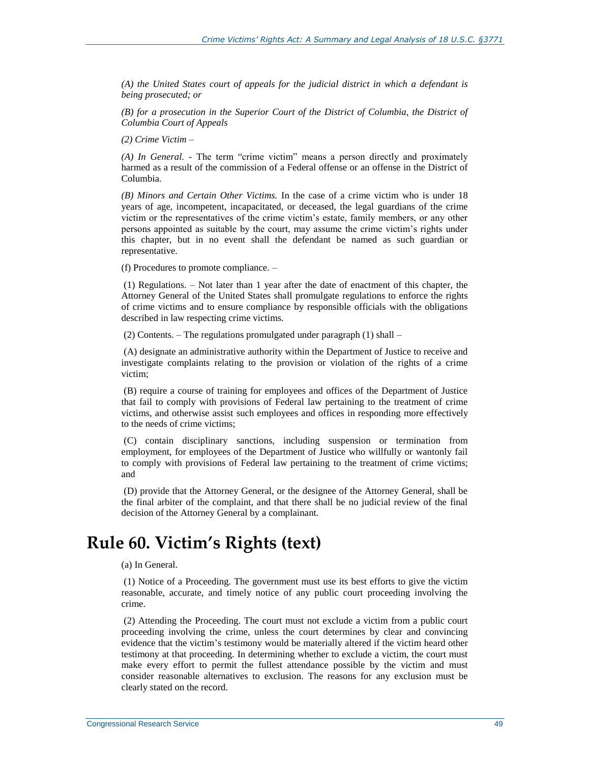*(A) the United States court of appeals for the judicial district in which a defendant is being prosecuted; or*

*(B) for a prosecution in the Superior Court of the District of Columbia, the District of Columbia Court of Appeals*

*(2) Crime Victim –*

*(A) In General.* - The term "crime victim" means a person directly and proximately harmed as a result of the commission of a Federal offense or an offense in the District of Columbia.

*(B) Minors and Certain Other Victims.* In the case of a crime victim who is under 18 years of age, incompetent, incapacitated, or deceased, the legal guardians of the crime victim or the representatives of the crime victim's estate, family members, or any other persons appointed as suitable by the court, may assume the crime victim's rights under this chapter, but in no event shall the defendant be named as such guardian or representative.

(f) Procedures to promote compliance. –

(1) Regulations. – Not later than 1 year after the date of enactment of this chapter, the Attorney General of the United States shall promulgate regulations to enforce the rights of crime victims and to ensure compliance by responsible officials with the obligations described in law respecting crime victims.

(2) Contents. – The regulations promulgated under paragraph (1) shall –

(A) designate an administrative authority within the Department of Justice to receive and investigate complaints relating to the provision or violation of the rights of a crime victim;

(B) require a course of training for employees and offices of the Department of Justice that fail to comply with provisions of Federal law pertaining to the treatment of crime victims, and otherwise assist such employees and offices in responding more effectively to the needs of crime victims;

(C) contain disciplinary sanctions, including suspension or termination from employment, for employees of the Department of Justice who willfully or wantonly fail to comply with provisions of Federal law pertaining to the treatment of crime victims; and

(D) provide that the Attorney General, or the designee of the Attorney General, shall be the final arbiter of the complaint, and that there shall be no judicial review of the final decision of the Attorney General by a complainant.

# Rule 60. Victim's Rights (text)

(a) In General.

(1) Notice of a Proceeding. The government must use its best efforts to give the victim reasonable, accurate, and timely notice of any public court proceeding involving the crime.

(2) Attending the Proceeding. The court must not exclude a victim from a public court proceeding involving the crime, unless the court determines by clear and convincing evidence that the victim's testimony would be materially altered if the victim heard other testimony at that proceeding. In determining whether to exclude a victim, the court must make every effort to permit the fullest attendance possible by the victim and must consider reasonable alternatives to exclusion. The reasons for any exclusion must be clearly stated on the record.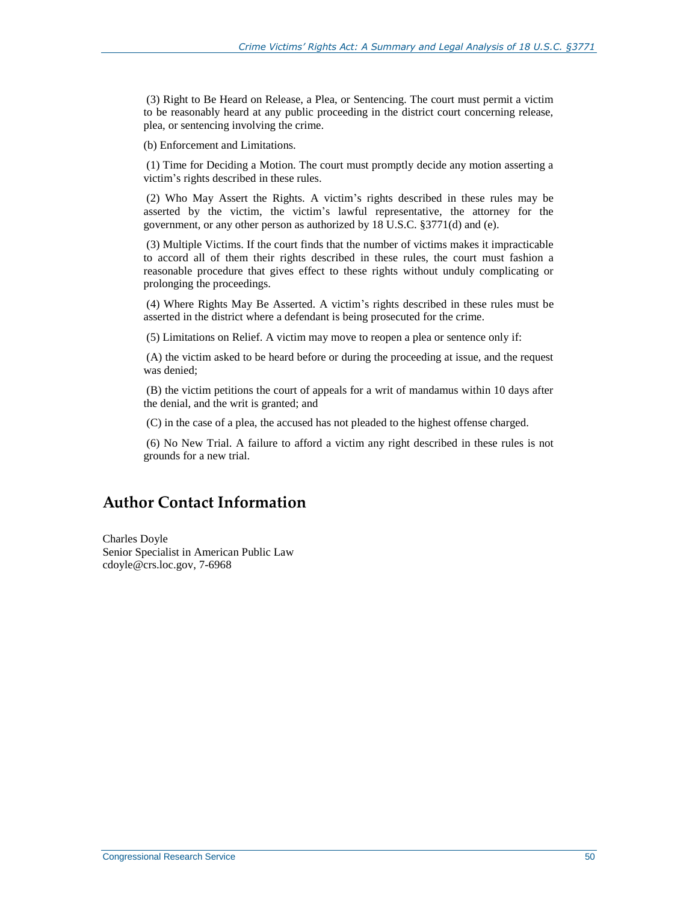(3) Right to Be Heard on Release, a Plea, or Sentencing. The court must permit a victim to be reasonably heard at any public proceeding in the district court concerning release, plea, or sentencing involving the crime.

(b) Enforcement and Limitations.

(1) Time for Deciding a Motion. The court must promptly decide any motion asserting a victim's rights described in these rules.

(2) Who May Assert the Rights. A victim's rights described in these rules may be asserted by the victim, the victim's lawful representative, the attorney for the government, or any other person as authorized by 18 U.S.C. §3771(d) and (e).

(3) Multiple Victims. If the court finds that the number of victims makes it impracticable to accord all of them their rights described in these rules, the court must fashion a reasonable procedure that gives effect to these rights without unduly complicating or prolonging the proceedings.

(4) Where Rights May Be Asserted. A victim's rights described in these rules must be asserted in the district where a defendant is being prosecuted for the crime.

(5) Limitations on Relief. A victim may move to reopen a plea or sentence only if:

(A) the victim asked to be heard before or during the proceeding at issue, and the request was denied;

(B) the victim petitions the court of appeals for a writ of mandamus within 10 days after the denial, and the writ is granted; and

(C) in the case of a plea, the accused has not pleaded to the highest offense charged.

(6) No New Trial. A failure to afford a victim any right described in these rules is not grounds for a new trial.

## Author Contact Information

Charles Doyle
Senior Specialist in American Public Law
cdoyle@crs.loc.gov, 7-6968